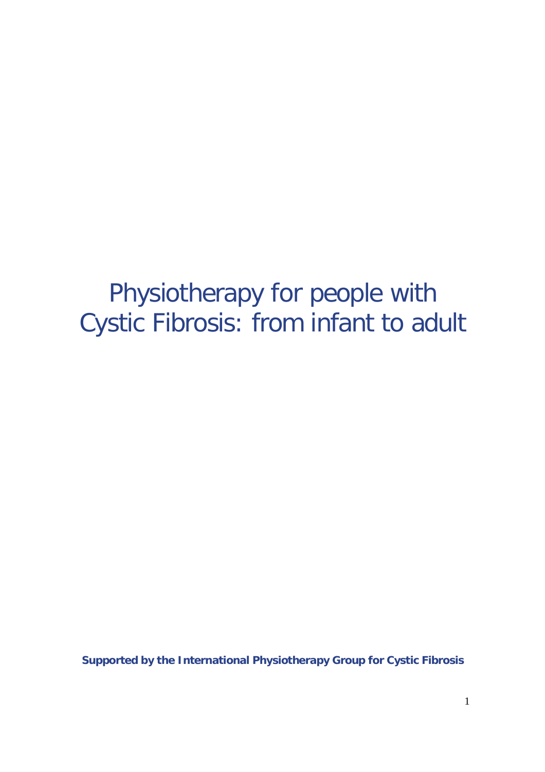# Physiotherapy for people with Cystic Fibrosis: from infant to adult

**Supported by the International Physiotherapy Group for Cystic Fibrosis**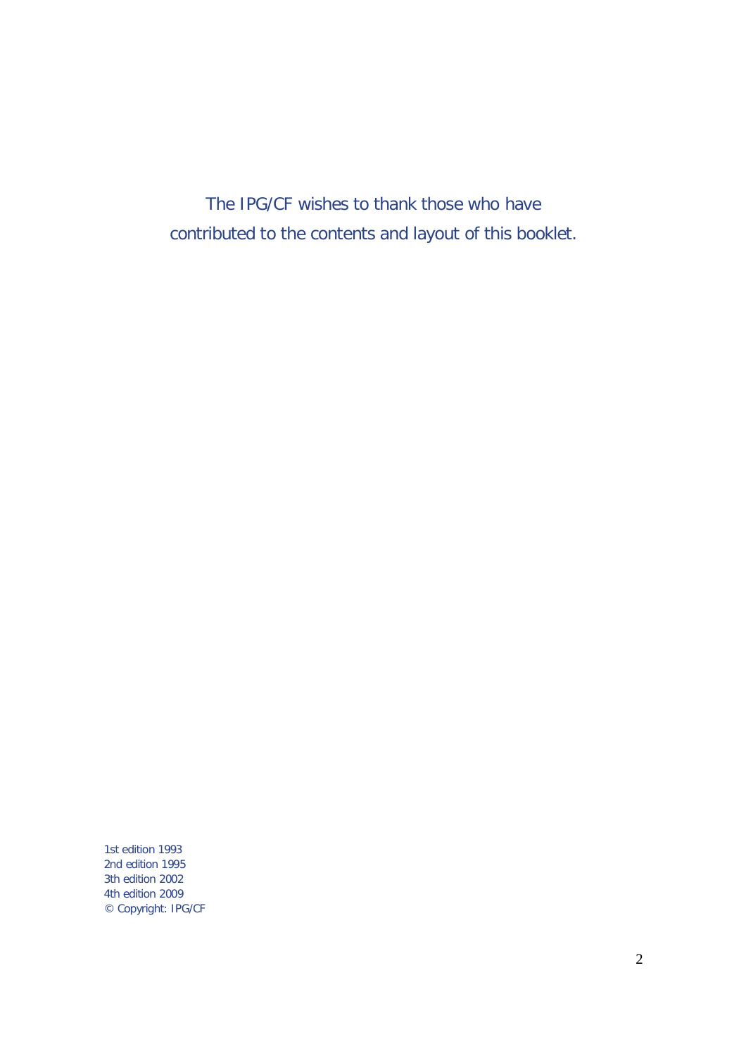The IPG/CF wishes to thank those who have contributed to the contents and layout of this booklet.

1st edition 1993
2nd edition 1995
3th edition 2002
4th edition 2009
© Copyright: IPG/CF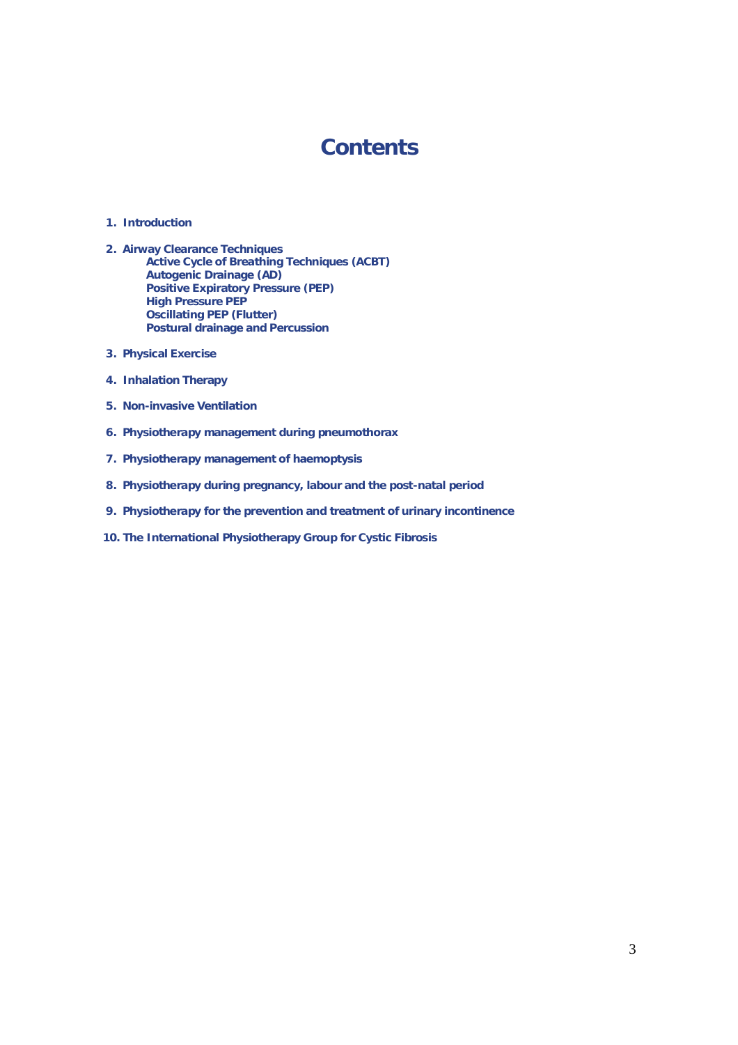# Contents

1. **Introduction**

2. **Airway Clearance Techniques**
   - **Active Cycle of Breathing Techniques (ACBT)**
   - **Autogenic Drainage (AD)**
   - **Positive Expiratory Pressure (PEP)**
   - **High Pressure PEP**
   - **Oscillating PEP (Flutter)**
   - **Postural drainage and Percussion**

3. **Physical Exercise**

4. **Inhalation Therapy**

5. **Non-invasive Ventilation**

6. **Physiotherapy management during pneumothorax**

7. **Physiotherapy management of haemoptysis**

8. **Physiotherapy during pregnancy, labour and the post-natal period**

9. **Physiotherapy for the prevention and treatment of urinary incontinence**

10. **The International Physiotherapy Group for Cystic Fibrosis**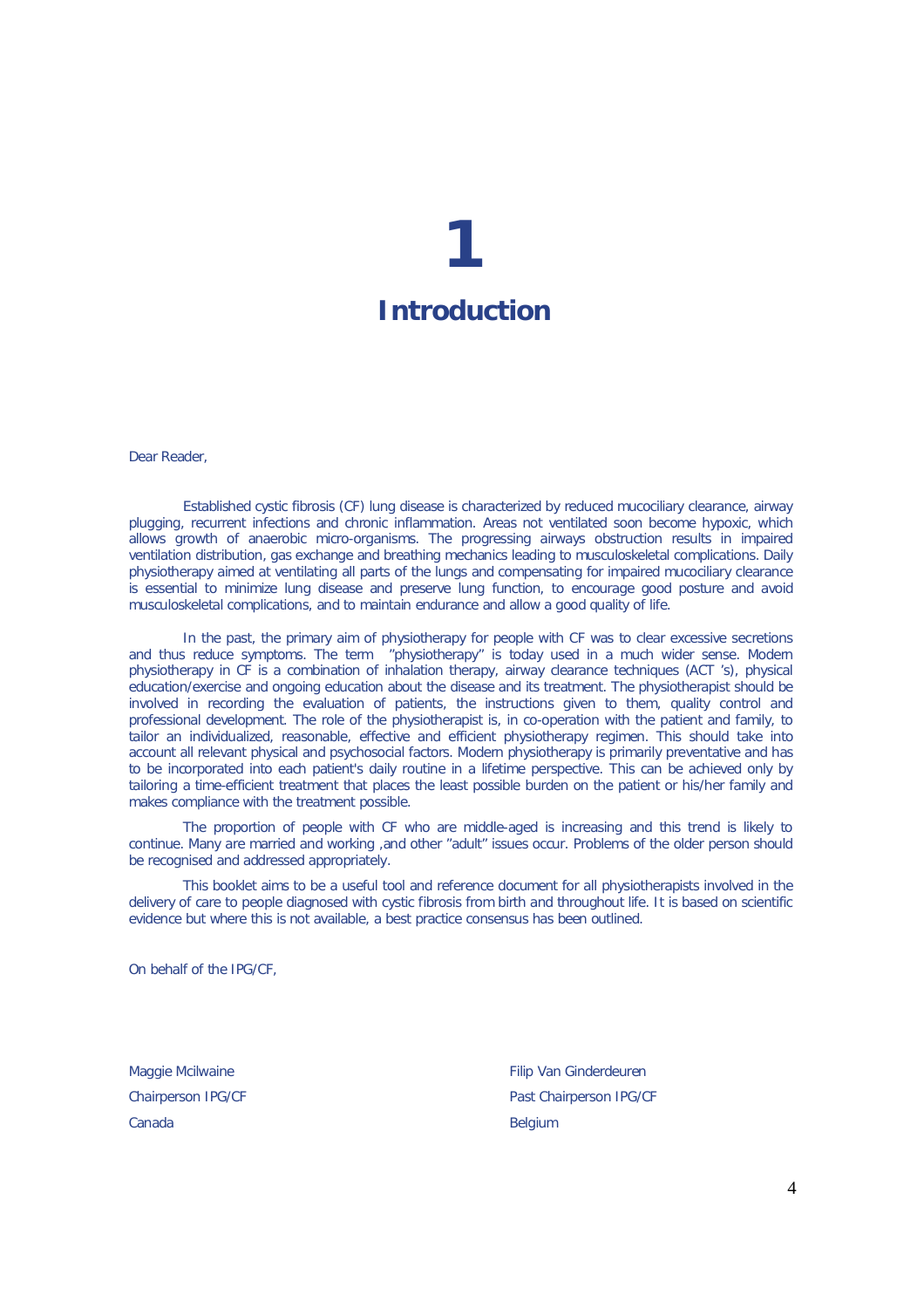# 1

# Introduction

Dear Reader,

Established cystic fibrosis (CF) lung disease is characterized by reduced mucociliary clearance, airway plugging, recurrent infections and chronic inflammation. Areas not ventilated soon become hypoxic, which allows growth of anaerobic micro-organisms. The progressing airways obstruction results in impaired ventilation distribution, gas exchange and breathing mechanics leading to musculoskeletal complications. Daily physiotherapy aimed at ventilating all parts of the lungs and compensating for impaired mucociliary clearance is essential to minimize lung disease and preserve lung function, to encourage good posture and avoid musculoskeletal complications, and to maintain endurance and allow a good quality of life.

In the past, the primary aim of physiotherapy for people with CF was to clear excessive secretions and thus reduce symptoms. The term "physiotherapy" is today used in a much wider sense. Modern physiotherapy in CF is a combination of inhalation therapy, airway clearance techniques (ACT 's), physical education/exercise and ongoing education about the disease and its treatment. The physiotherapist should be involved in recording the evaluation of patients, the instructions given to them, quality control and professional development. The role of the physiotherapist is, in co-operation with the patient and family, to tailor an individualized, reasonable, effective and efficient physiotherapy regimen. This should take into account all relevant physical and psychosocial factors. Modern physiotherapy is primarily preventative and has to be incorporated into each patient's daily routine in a lifetime perspective. This can be achieved only by tailoring a time-efficient treatment that places the least possible burden on the patient or his/her family and makes compliance with the treatment possible.

The proportion of people with CF who are middle-aged is increasing and this trend is likely to continue. Many are married and working ,and other "adult" issues occur. Problems of the older person should be recognised and addressed appropriately.

This booklet aims to be a useful tool and reference document for all physiotherapists involved in the delivery of care to people diagnosed with cystic fibrosis from birth and throughout life. It is based on scientific evidence but where this is not available, a best practice consensus has been outlined.

On behalf of the IPG/CF,

Maggie Mcilwaine
Chairperson IPG/CF
Canada

Filip Van Ginderdeuren
Past Chairperson IPG/CF
Belgium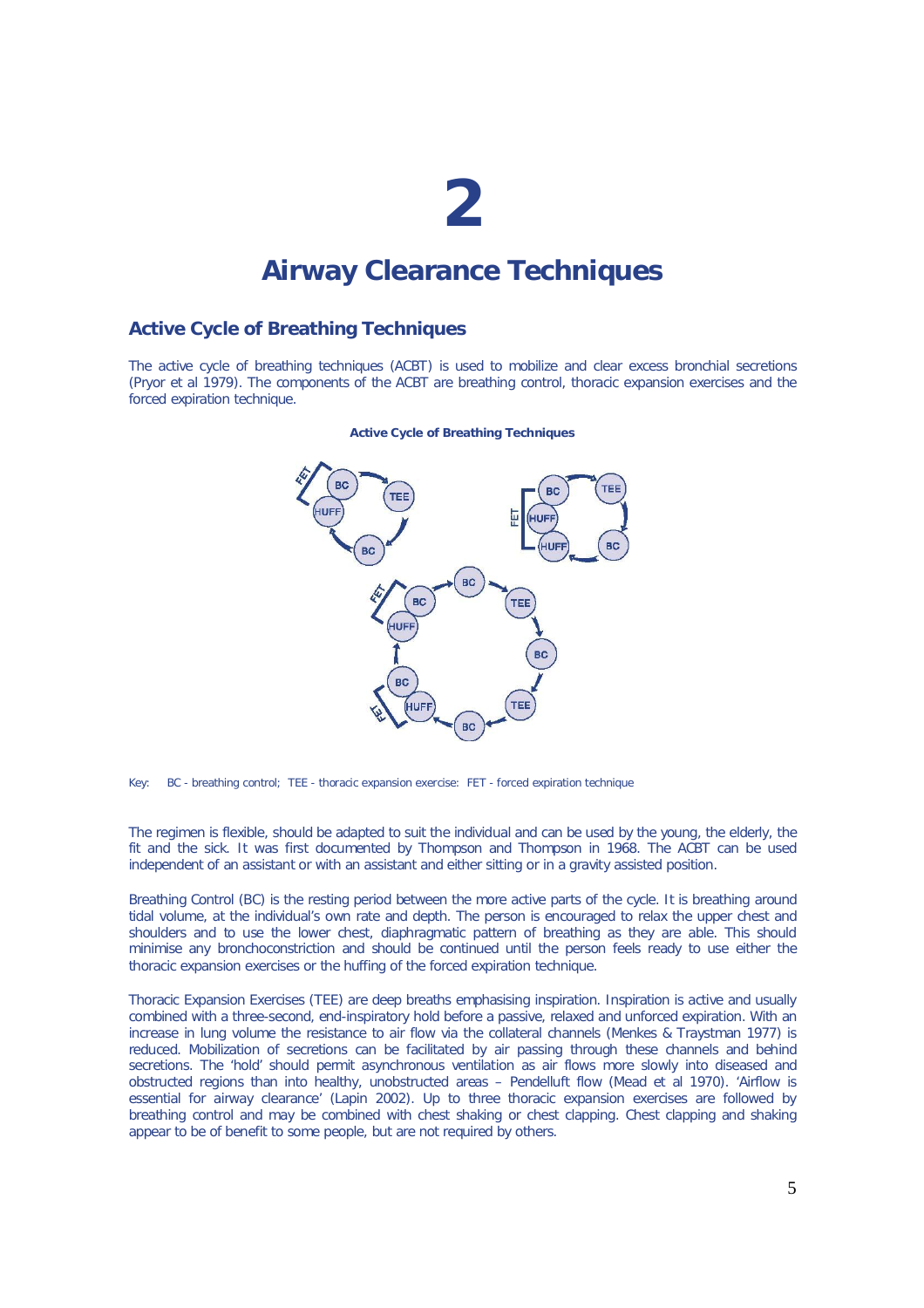# 2

# Airway Clearance Techniques

## Active Cycle of Breathing Techniques

The active cycle of breathing techniques (ACBT) is used to mobilize and clear excess bronchial secretions (Pryor et al 1979). The components of the ACBT are breathing control, thoracic expansion exercises and the forced expiration technique.

**Active Cycle of Breathing Techniques**

Key: BC - breathing control; TEE - thoracic expansion exercise: FET - forced expiration technique

The regimen is flexible, should be adapted to suit the individual and can be used by the young, the elderly, the fit and the sick. It was first documented by Thompson and Thompson in 1968. The ACBT can be used independent of an assistant or with an assistant and either sitting or in a gravity assisted position.

Breathing Control (BC) is the resting period between the more active parts of the cycle. It is breathing around tidal volume, at the individual's own rate and depth. The person is encouraged to relax the upper chest and shoulders and to use the lower chest, diaphragmatic pattern of breathing as they are able. This should minimise any bronchoconstriction and should be continued until the person feels ready to use either the thoracic expansion exercises or the huffing of the forced expiration technique.

Thoracic Expansion Exercises (TEE) are deep breaths emphasising inspiration. Inspiration is active and usually combined with a three-second, end-inspiratory hold before a passive, relaxed and unforced expiration. With an increase in lung volume the resistance to air flow via the collateral channels (Menkes & Traystman 1977) is reduced. Mobilization of secretions can be facilitated by air passing through these channels and behind secretions. The 'hold' should permit asynchronous ventilation as air flows more slowly into diseased and obstructed regions than into healthy, unobstructed areas – Pendelluft flow (Mead et al 1970). 'Airflow is essential for airway clearance' (Lapin 2002). Up to three thoracic expansion exercises are followed by breathing control and may be combined with chest shaking or chest clapping. Chest clapping and shaking appear to be of benefit to some people, but are not required by others.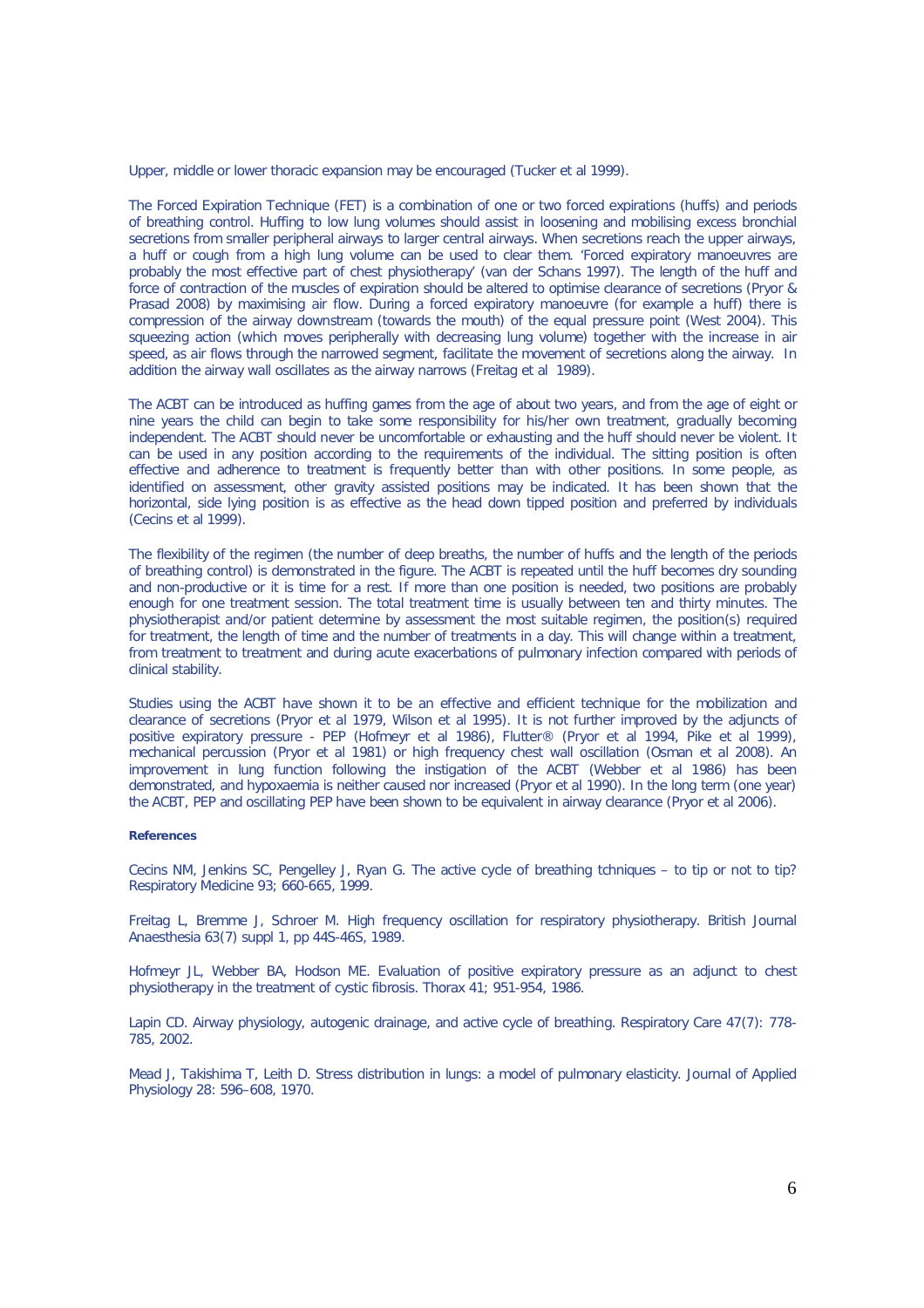Upper, middle or lower thoracic expansion may be encouraged (Tucker et al 1999).

The Forced Expiration Technique (FET) is a combination of one or two forced expirations (huffs) and periods of breathing control. Huffing to low lung volumes should assist in loosening and mobilising excess bronchial secretions from smaller peripheral airways to larger central airways. When secretions reach the upper airways, a huff or cough from a high lung volume can be used to clear them. 'Forced expiratory manoeuvres are probably the most effective part of chest physiotherapy' (van der Schans 1997). The length of the huff and force of contraction of the muscles of expiration should be altered to optimise clearance of secretions (Pryor & Prasad 2008) by maximising air flow. During a forced expiratory manoeuvre (for example a huff) there is compression of the airway downstream (towards the mouth) of the equal pressure point (West 2004). This squeezing action (which moves peripherally with decreasing lung volume) together with the increase in air speed, as air flows through the narrowed segment, facilitate the movement of secretions along the airway. In addition the airway wall oscillates as the airway narrows (Freitag et al 1989).

The ACBT can be introduced as huffing games from the age of about two years, and from the age of eight or nine years the child can begin to take some responsibility for his/her own treatment, gradually becoming independent. The ACBT should never be uncomfortable or exhausting and the huff should never be violent. It can be used in any position according to the requirements of the individual. The sitting position is often effective and adherence to treatment is frequently better than with other positions. In some people, as identified on assessment, other gravity assisted positions may be indicated. It has been shown that the horizontal, side lying position is as effective as the head down tipped position and preferred by individuals (Cecins et al 1999).

The flexibility of the regimen (the number of deep breaths, the number of huffs and the length of the periods of breathing control) is demonstrated in the figure. The ACBT is repeated until the huff becomes dry sounding and non-productive or it is time for a rest. If more than one position is needed, two positions are probably enough for one treatment session. The total treatment time is usually between ten and thirty minutes. The physiotherapist and/or patient determine by assessment the most suitable regimen, the position(s) required for treatment, the length of time and the number of treatments in a day. This will change within a treatment, from treatment to treatment and during acute exacerbations of pulmonary infection compared with periods of clinical stability.

Studies using the ACBT have shown it to be an effective and efficient technique for the mobilization and clearance of secretions (Pryor et al 1979, Wilson et al 1995). It is not further improved by the adjuncts of positive expiratory pressure - PEP (Hofmeyr et al 1986), Flutter® (Pryor et al 1994, Pike et al 1999), mechanical percussion (Pryor et al 1981) or high frequency chest wall oscillation (Osman et al 2008). An improvement in lung function following the instigation of the ACBT (Webber et al 1986) has been demonstrated, and hypoxaemia is neither caused nor increased (Pryor et al 1990). In the long term (one year) the ACBT, PEP and oscillating PEP have been shown to be equivalent in airway clearance (Pryor et al 2006).

**References**

Cecins NM, Jenkins SC, Pengelley J, Ryan G. The active cycle of breathing tchniques – to tip or not to tip? Respiratory Medicine 93; 660-665, 1999.

Freitag L, Bremme J, Schroer M. High frequency oscillation for respiratory physiotherapy. British Journal Anaesthesia 63(7) suppl 1, pp 44S-46S, 1989.

Hofmeyr JL, Webber BA, Hodson ME. Evaluation of positive expiratory pressure as an adjunct to chest physiotherapy in the treatment of cystic fibrosis. Thorax 41; 951-954, 1986.

Lapin CD. Airway physiology, autogenic drainage, and active cycle of breathing. Respiratory Care 47(7): 778-785, 2002.

Mead J, Takishima T, Leith D. Stress distribution in lungs: a model of pulmonary elasticity. Journal of Applied Physiology 28: 596–608, 1970.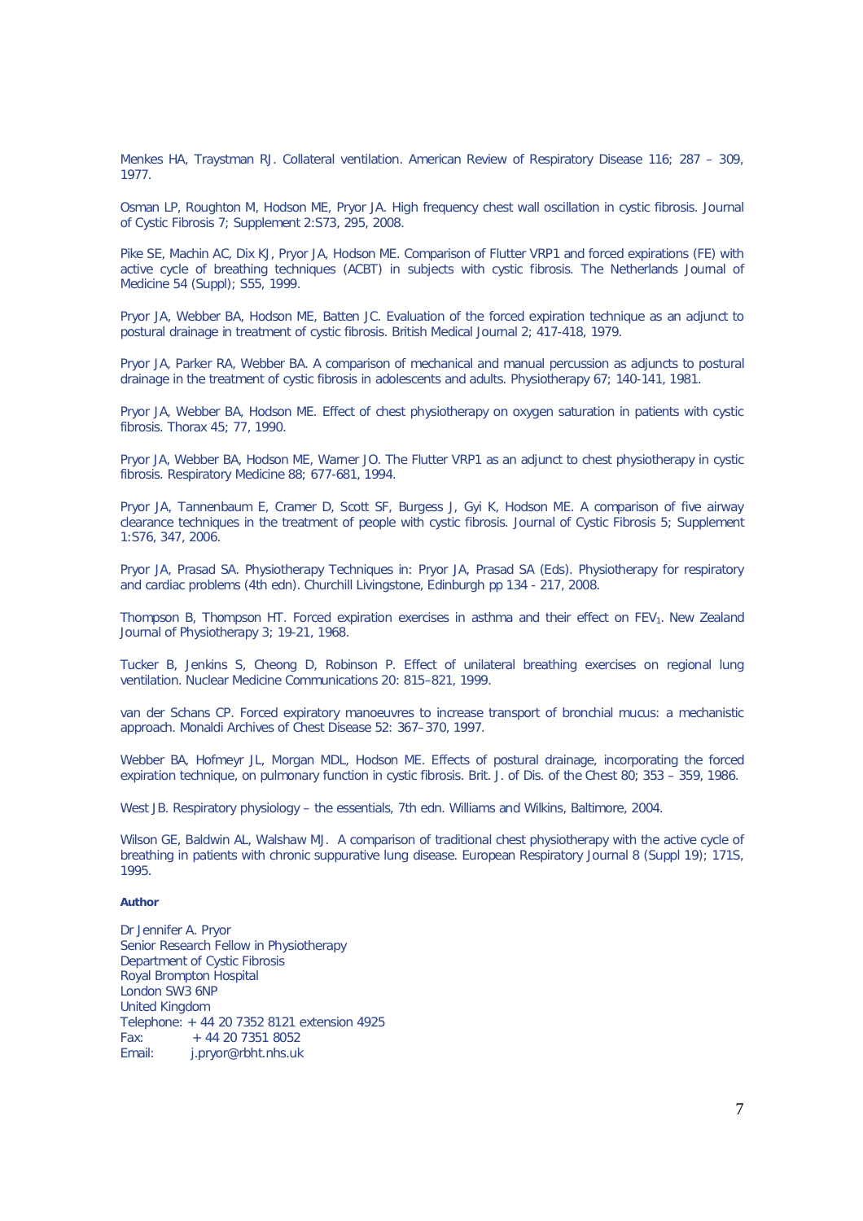Menkes HA, Traystman RJ. Collateral ventilation. American Review of Respiratory Disease 116; 287 – 309, 1977.

Osman LP, Roughton M, Hodson ME, Pryor JA. High frequency chest wall oscillation in cystic fibrosis. Journal of Cystic Fibrosis 7; Supplement 2:S73, 295, 2008.

Pike SE, Machin AC, Dix KJ, Pryor JA, Hodson ME. Comparison of Flutter VRP1 and forced expirations (FE) with active cycle of breathing techniques (ACBT) in subjects with cystic fibrosis. The Netherlands Journal of Medicine 54 (Suppl); S55, 1999.

Pryor JA, Webber BA, Hodson ME, Batten JC. Evaluation of the forced expiration technique as an adjunct to postural drainage in treatment of cystic fibrosis. British Medical Journal 2; 417-418, 1979.

Pryor JA, Parker RA, Webber BA. A comparison of mechanical and manual percussion as adjuncts to postural drainage in the treatment of cystic fibrosis in adolescents and adults. Physiotherapy 67; 140-141, 1981.

Pryor JA, Webber BA, Hodson ME. Effect of chest physiotherapy on oxygen saturation in patients with cystic fibrosis. Thorax 45; 77, 1990.

Pryor JA, Webber BA, Hodson ME, Warner JO. The Flutter VRP1 as an adjunct to chest physiotherapy in cystic fibrosis. Respiratory Medicine 88; 677-681, 1994.

Pryor JA, Tannenbaum E, Cramer D, Scott SF, Burgess J, Gyi K, Hodson ME. A comparison of five airway clearance techniques in the treatment of people with cystic fibrosis. Journal of Cystic Fibrosis 5; Supplement 1:S76, 347, 2006.

Pryor JA, Prasad SA. Physiotherapy Techniques in: Pryor JA, Prasad SA (Eds). Physiotherapy for respiratory and cardiac problems (4th edn). Churchill Livingstone, Edinburgh pp 134 - 217, 2008.

Thompson B, Thompson HT. Forced expiration exercises in asthma and their effect on $FEV_1$. New Zealand Journal of Physiotherapy 3; 19-21, 1968.

Tucker B, Jenkins S, Cheong D, Robinson P. Effect of unilateral breathing exercises on regional lung ventilation. Nuclear Medicine Communications 20: 815–821, 1999.

van der Schans CP. Forced expiratory manoeuvres to increase transport of bronchial mucus: a mechanistic approach. Monaldi Archives of Chest Disease 52: 367–370, 1997.

Webber BA, Hofmeyr JL, Morgan MDL, Hodson ME. Effects of postural drainage, incorporating the forced expiration technique, on pulmonary function in cystic fibrosis. Brit. J. of Dis. of the Chest 80; 353 – 359, 1986.

West JB. Respiratory physiology – the essentials, 7th edn. Williams and Wilkins, Baltimore, 2004.

Wilson GE, Baldwin AL, Walshaw MJ. A comparison of traditional chest physiotherapy with the active cycle of breathing in patients with chronic suppurative lung disease. European Respiratory Journal 8 (Suppl 19); 171S, 1995.

**Author**

Dr Jennifer A. Pryor
Senior Research Fellow in Physiotherapy
Department of Cystic Fibrosis
Royal Brompton Hospital
London SW3 6NP
United Kingdom
Telephone: + 44 20 7352 8121 extension 4925
Fax: + 44 20 7351 8052
Email: j.pryor@rbht.nhs.uk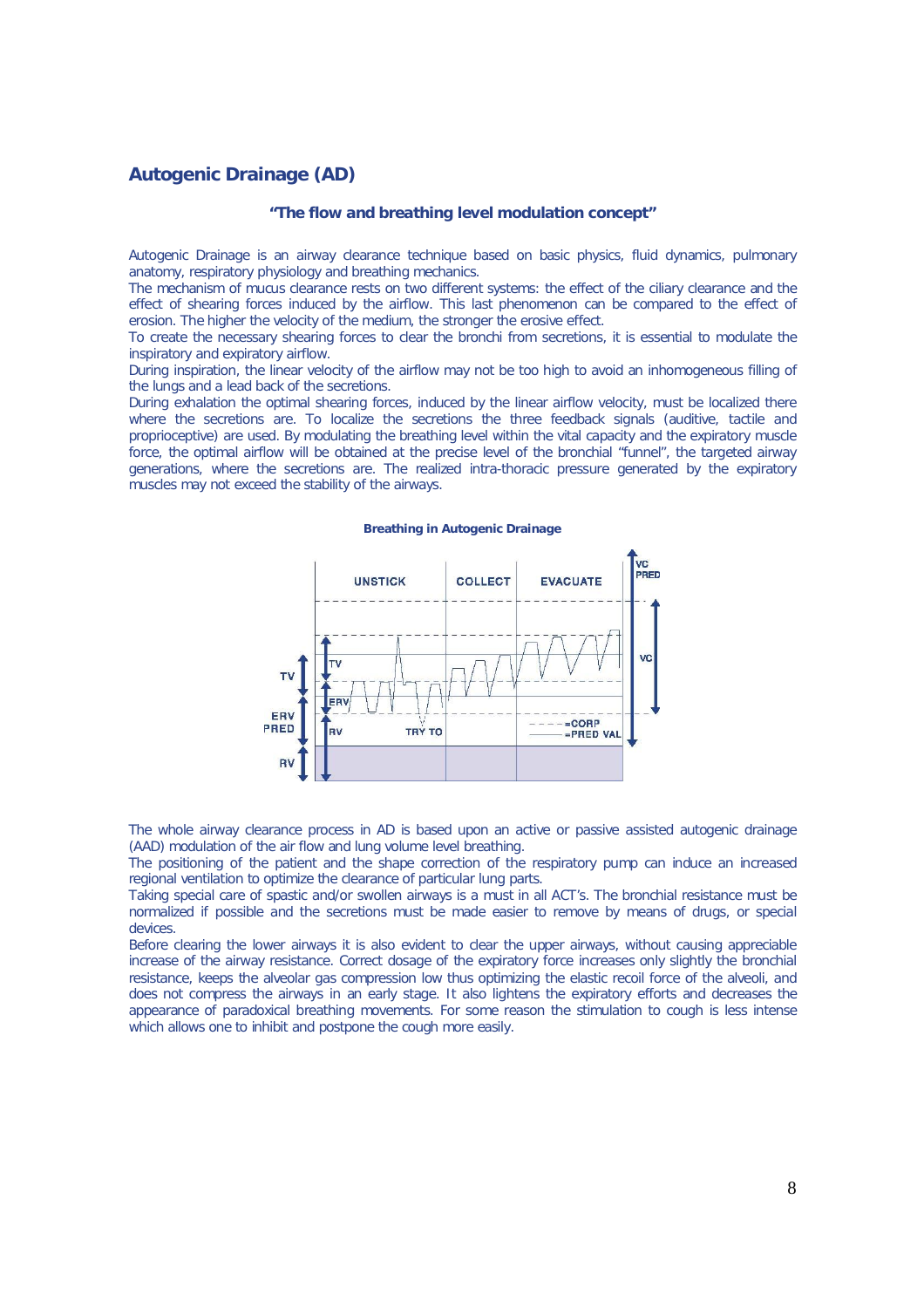## Autogenic Drainage (AD)

### "The flow and breathing level modulation concept"

Autogenic Drainage is an airway clearance technique based on basic physics, fluid dynamics, pulmonary anatomy, respiratory physiology and breathing mechanics.
The mechanism of mucus clearance rests on two different systems: the effect of the ciliary clearance and the effect of shearing forces induced by the airflow. This last phenomenon can be compared to the effect of erosion. The higher the velocity of the medium, the stronger the erosive effect.
To create the necessary shearing forces to clear the bronchi from secretions, it is essential to modulate the inspiratory and expiratory airflow.
During inspiration, the linear velocity of the airflow may not be too high to avoid an inhomogeneous filling of the lungs and a lead back of the secretions.
During exhalation the optimal shearing forces, induced by the linear airflow velocity, must be localized there where the secretions are. To localize the secretions the three feedback signals (auditive, tactile and proprioceptive) are used. By modulating the breathing level within the vital capacity and the expiratory muscle force, the optimal airflow will be obtained at the precise level of the bronchial "funnel", the targeted airway generations, where the secretions are. The realized intra-thoracic pressure generated by the expiratory muscles may not exceed the stability of the airways.

**Breathing in Autogenic Drainage**

The whole airway clearance process in AD is based upon an active or passive assisted autogenic drainage (AAD) modulation of the air flow and lung volume level breathing.
The positioning of the patient and the shape correction of the respiratory pump can induce an increased regional ventilation to optimize the clearance of particular lung parts.
Taking special care of spastic and/or swollen airways is a must in all ACT's. The bronchial resistance must be normalized if possible and the secretions must be made easier to remove by means of drugs, or special devices.
Before clearing the lower airways it is also evident to clear the upper airways, without causing appreciable increase of the airway resistance. Correct dosage of the expiratory force increases only slightly the bronchial resistance, keeps the alveolar gas compression low thus optimizing the elastic recoil force of the alveoli, and does not compress the airways in an early stage. It also lightens the expiratory efforts and decreases the appearance of paradoxical breathing movements. For some reason the stimulation to cough is less intense which allows one to inhibit and postpone the cough more easily.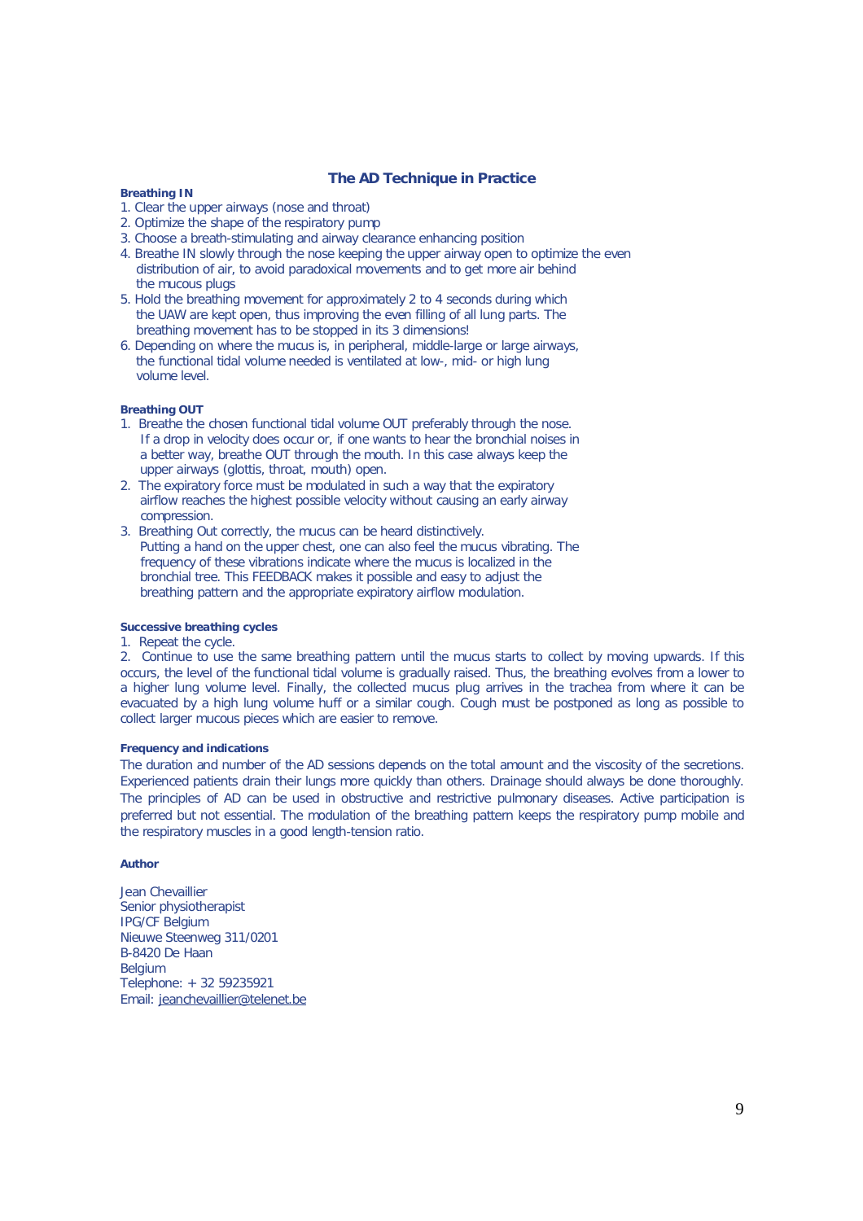## The AD Technique in Practice

**Breathing IN**

1. Clear the upper airways (nose and throat)
2. Optimize the shape of the respiratory pump
3. Choose a breath-stimulating and airway clearance enhancing position
4. Breathe IN slowly through the nose keeping the upper airway open to optimize the even distribution of air, to avoid paradoxical movements and to get more air behind the mucous plugs
5. Hold the breathing movement for approximately 2 to 4 seconds during which the UAW are kept open, thus improving the even filling of all lung parts. The breathing movement has to be stopped in its 3 dimensions!
6. Depending on where the mucus is, in peripheral, middle-large or large airways, the functional tidal volume needed is ventilated at low-, mid- or high lung volume level.

**Breathing OUT**

1. Breathe the chosen functional tidal volume OUT preferably through the nose. If a drop in velocity does occur or, if one wants to hear the bronchial noises in a better way, breathe OUT through the mouth. In this case always keep the upper airways (glottis, throat, mouth) open.
2. The expiratory force must be modulated in such a way that the expiratory airflow reaches the highest possible velocity without causing an early airway compression.
3. Breathing Out correctly, the mucus can be heard distinctively. Putting a hand on the upper chest, one can also feel the mucus vibrating. The frequency of these vibrations indicate where the mucus is localized in the bronchial tree. This FEEDBACK makes it possible and easy to adjust the breathing pattern and the appropriate expiratory airflow modulation.

**Successive breathing cycles**

1. Repeat the cycle.
2. Continue to use the same breathing pattern until the mucus starts to collect by moving upwards. If this occurs, the level of the functional tidal volume is gradually raised. Thus, the breathing evolves from a lower to a higher lung volume level. Finally, the collected mucus plug arrives in the trachea from where it can be evacuated by a high lung volume huff or a similar cough. Cough must be postponed as long as possible to collect larger mucous pieces which are easier to remove.

**Frequency and indications**

The duration and number of the AD sessions depends on the total amount and the viscosity of the secretions. Experienced patients drain their lungs more quickly than others. Drainage should always be done thoroughly. The principles of AD can be used in obstructive and restrictive pulmonary diseases. Active participation is preferred but not essential. The modulation of the breathing pattern keeps the respiratory pump mobile and the respiratory muscles in a good length-tension ratio.

**Author**

Jean Chevaillier
Senior physiotherapist
IPG/CF Belgium
Nieuwe Steenweg 311/0201
B-8420 De Haan
Belgium
Telephone: + 32 59235921
Email: jeanchevaillier@telenet.be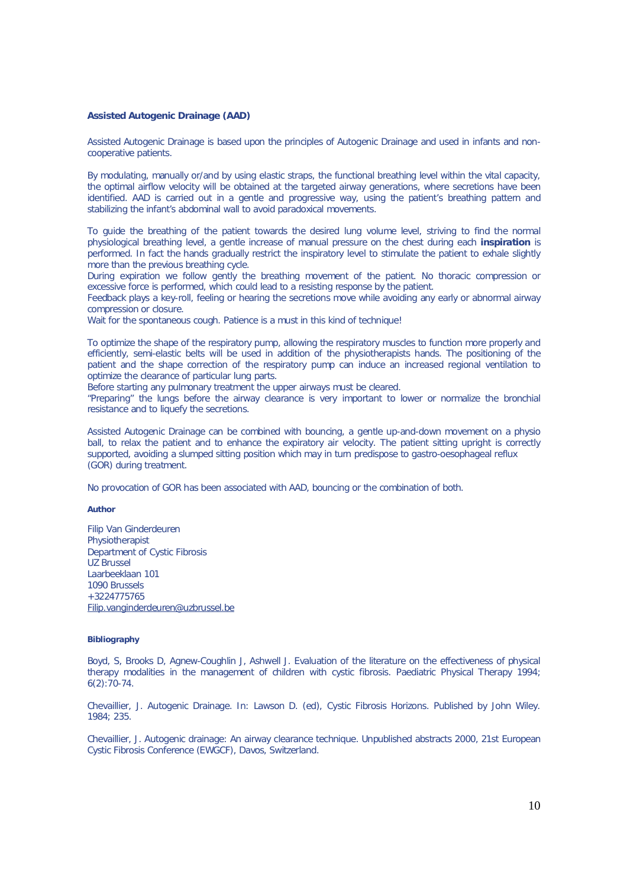## Assisted Autogenic Drainage (AAD)

Assisted Autogenic Drainage is based upon the principles of Autogenic Drainage and used in infants and non-cooperative patients.

By modulating, manually or/and by using elastic straps, the functional breathing level within the vital capacity, the optimal airflow velocity will be obtained at the targeted airway generations, where secretions have been identified. AAD is carried out in a gentle and progressive way, using the patient's breathing pattern and stabilizing the infant's abdominal wall to avoid paradoxical movements.

To guide the breathing of the patient towards the desired lung volume level, striving to find the normal physiological breathing level, a gentle increase of manual pressure on the chest during each **inspiration** is performed. In fact the hands gradually restrict the inspiratory level to stimulate the patient to exhale slightly more than the previous breathing cycle.
During expiration we follow gently the breathing movement of the patient. No thoracic compression or excessive force is performed, which could lead to a resisting response by the patient.
Feedback plays a key-roll, feeling or hearing the secretions move while avoiding any early or abnormal airway compression or closure.
Wait for the spontaneous cough. Patience is a must in this kind of technique!

To optimize the shape of the respiratory pump, allowing the respiratory muscles to function more properly and efficiently, semi-elastic belts will be used in addition of the physiotherapists hands. The positioning of the patient and the shape correction of the respiratory pump can induce an increased regional ventilation to optimize the clearance of particular lung parts.
Before starting any pulmonary treatment the upper airways must be cleared.
"Preparing" the lungs before the airway clearance is very important to lower or normalize the bronchial resistance and to liquefy the secretions.

Assisted Autogenic Drainage can be combined with bouncing, a gentle up-and-down movement on a physio ball, to relax the patient and to enhance the expiratory air velocity. The patient sitting upright is correctly supported, avoiding a slumped sitting position which may in turn predispose to gastro-oesophageal reflux (GOR) during treatment.

No provocation of GOR has been associated with AAD, bouncing or the combination of both.

#### Author

Filip Van Ginderdeuren
Physiotherapist
Department of Cystic Fibrosis
UZ Brussel
Laarbeeklaan 101
1090 Brussels
+3224775765
Filip.vanginderdeuren@uzbrussel.be

#### Bibliography

Boyd, S, Brooks D, Agnew-Coughlin J, Ashwell J. Evaluation of the literature on the effectiveness of physical therapy modalities in the management of children with cystic fibrosis. Paediatric Physical Therapy 1994; 6(2):70-74.

Chevaillier, J. Autogenic Drainage. In: Lawson D. (ed), Cystic Fibrosis Horizons. Published by John Wiley. 1984; 235.

Chevaillier, J. Autogenic drainage: An airway clearance technique. Unpublished abstracts 2000, 21st European Cystic Fibrosis Conference (EWGCF), Davos, Switzerland.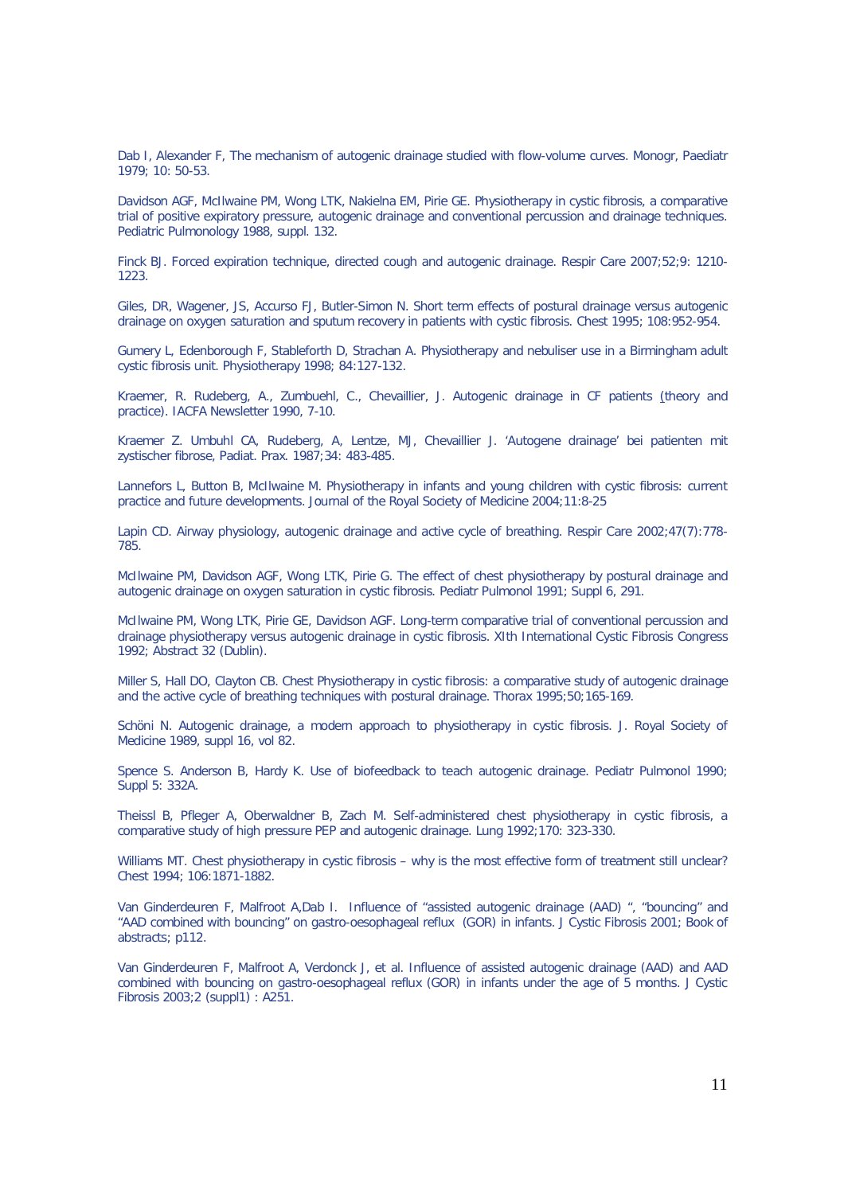Dab I, Alexander F, The mechanism of autogenic drainage studied with flow-volume curves. Monogr, Paediatr 1979; 10: 50-53.

Davidson AGF, McIlwaine PM, Wong LTK, Nakielna EM, Pirie GE. Physiotherapy in cystic fibrosis, a comparative trial of positive expiratory pressure, autogenic drainage and conventional percussion and drainage techniques. Pediatric Pulmonology 1988, suppl. 132.

Finck BJ. Forced expiration technique, directed cough and autogenic drainage. Respir Care 2007;52;9: 1210-1223.

Giles, DR, Wagener, JS, Accurso FJ, Butler-Simon N. Short term effects of postural drainage versus autogenic drainage on oxygen saturation and sputum recovery in patients with cystic fibrosis. Chest 1995; 108:952-954.

Gumery L, Edenborough F, Stableforth D, Strachan A. Physiotherapy and nebuliser use in a Birmingham adult cystic fibrosis unit. Physiotherapy 1998; 84:127-132.

Kraemer, R. Rudeberg, A., Zumbuehl, C., Chevaillier, J. Autogenic drainage in CF patients (theory and practice). IACFA Newsletter 1990, 7-10.

Kraemer Z. Umbuhl CA, Rudeberg, A, Lentze, MJ, Chevaillier J. 'Autogene drainage' bei patienten mit zystischer fibrose, Padiat. Prax. 1987;34: 483-485.

Lannefors L, Button B, McIlwaine M. Physiotherapy in infants and young children with cystic fibrosis: current practice and future developments. Journal of the Royal Society of Medicine 2004;11:8-25

Lapin CD. Airway physiology, autogenic drainage and active cycle of breathing. Respir Care 2002;47(7):778-785.

McIlwaine PM, Davidson AGF, Wong LTK, Pirie G. The effect of chest physiotherapy by postural drainage and autogenic drainage on oxygen saturation in cystic fibrosis. Pediatr Pulmonol 1991; Suppl 6, 291.

McIlwaine PM, Wong LTK, Pirie GE, Davidson AGF. Long-term comparative trial of conventional percussion and drainage physiotherapy versus autogenic drainage in cystic fibrosis. XIth International Cystic Fibrosis Congress 1992; Abstract 32 (Dublin).

Miller S, Hall DO, Clayton CB. Chest Physiotherapy in cystic fibrosis: a comparative study of autogenic drainage and the active cycle of breathing techniques with postural drainage. Thorax 1995;50;165-169.

Schöni N. Autogenic drainage, a modern approach to physiotherapy in cystic fibrosis. J. Royal Society of Medicine 1989, suppl 16, vol 82.

Spence S. Anderson B, Hardy K. Use of biofeedback to teach autogenic drainage. Pediatr Pulmonol 1990; Suppl 5: 332A.

Theissl B, Pfleger A, Oberwaldner B, Zach M. Self-administered chest physiotherapy in cystic fibrosis, a comparative study of high pressure PEP and autogenic drainage. Lung 1992;170: 323-330.

Williams MT. Chest physiotherapy in cystic fibrosis – why is the most effective form of treatment still unclear? Chest 1994; 106:1871-1882.

Van Ginderdeuren F, Malfroot A,Dab I. Influence of "assisted autogenic drainage (AAD) ", "bouncing" and "AAD combined with bouncing" on gastro-oesophageal reflux (GOR) in infants. J Cystic Fibrosis 2001; Book of abstracts; p112.

Van Ginderdeuren F, Malfroot A, Verdonck J, et al. Influence of assisted autogenic drainage (AAD) and AAD combined with bouncing on gastro-oesophageal reflux (GOR) in infants under the age of 5 months. J Cystic Fibrosis 2003;2 (suppl1) : A251.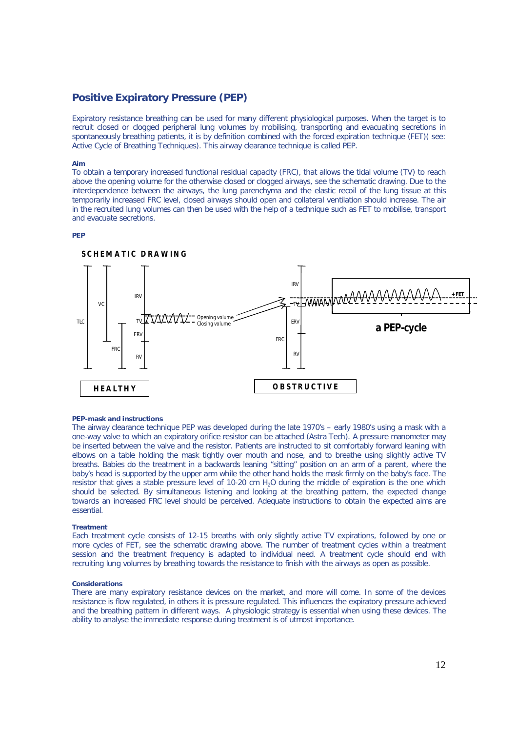## Positive Expiratory Pressure (PEP)

Expiratory resistance breathing can be used for many different physiological purposes. When the target is to recruit closed or clogged peripheral lung volumes by mobilising, transporting and evacuating secretions in spontaneously breathing patients, it is by definition combined with the forced expiration technique (FET)( see: Active Cycle of Breathing Techniques). This airway clearance technique is called PEP.

**Aim**

To obtain a temporary increased functional residual capacity (FRC), that allows the tidal volume (TV) to reach above the opening volume for the otherwise closed or clogged airways, see the schematic drawing. Due to the interdependence between the airways, the lung parenchyma and the elastic recoil of the lung tissue at this temporarily increased FRC level, closed airways should open and collateral ventilation should increase. The air in the recruited lung volumes can then be used with the help of a technique such as FET to mobilise, transport and evacuate secretions.

**PEP**

SCHEMATIC DRAWING

TLC, VC, FRC, IRV, TV, ERV, RV — Opening volume, Closing volume — HEALTHY

IRV, TV, ERV, FRC, RV — +FET — a PEP-cycle — OBSTRUCTIVE

**PEP-mask and instructions**

The airway clearance technique PEP was developed during the late 1970's – early 1980's using a mask with a one-way valve to which an expiratory orifice resistor can be attached (Astra Tech). A pressure manometer may be inserted between the valve and the resistor. Patients are instructed to sit comfortably forward leaning with elbows on a table holding the mask tightly over mouth and nose, and to breathe using slightly active TV breaths. Babies do the treatment in a backwards leaning "sitting" position on an arm of a parent, where the baby's head is supported by the upper arm while the other hand holds the mask firmly on the baby's face. The resistor that gives a stable pressure level of 10-20 cm $H_2O$ during the middle of expiration is the one which should be selected. By simultaneous listening and looking at the breathing pattern, the expected change towards an increased FRC level should be perceived. Adequate instructions to obtain the expected aims are essential.

**Treatment**

Each treatment cycle consists of 12-15 breaths with only slightly active TV expirations, followed by one or more cycles of FET, see the schematic drawing above. The number of treatment cycles within a treatment session and the treatment frequency is adapted to individual need. A treatment cycle should end with recruiting lung volumes by breathing towards the resistance to finish with the airways as open as possible.

**Considerations**

There are many expiratory resistance devices on the market, and more will come. In some of the devices resistance is flow regulated, in others it is pressure regulated. This influences the expiratory pressure achieved and the breathing pattern in different ways. A physiologic strategy is essential when using these devices. The ability to analyse the immediate response during treatment is of utmost importance.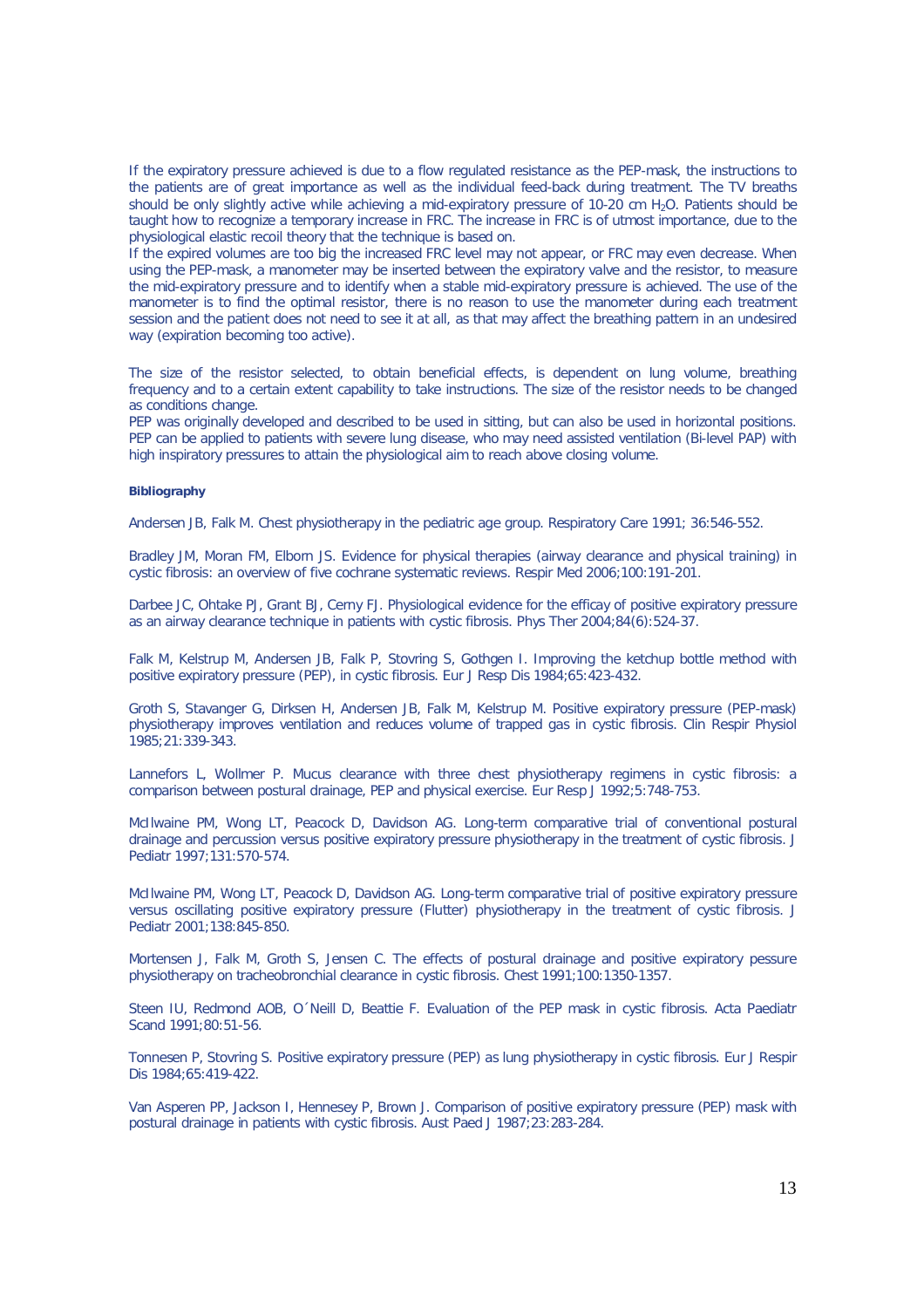If the expiratory pressure achieved is due to a flow regulated resistance as the PEP-mask, the instructions to the patients are of great importance as well as the individual feed-back during treatment. The TV breaths should be only slightly active while achieving a mid-expiratory pressure of 10-20 cm $H_2O$. Patients should be taught how to recognize a temporary increase in FRC. The increase in FRC is of utmost importance, due to the physiological elastic recoil theory that the technique is based on.
If the expired volumes are too big the increased FRC level may not appear, or FRC may even decrease. When using the PEP-mask, a manometer may be inserted between the expiratory valve and the resistor, to measure the mid-expiratory pressure and to identify when a stable mid-expiratory pressure is achieved. The use of the manometer is to find the optimal resistor, there is no reason to use the manometer during each treatment session and the patient does not need to see it at all, as that may affect the breathing pattern in an undesired way (expiration becoming too active).

The size of the resistor selected, to obtain beneficial effects, is dependent on lung volume, breathing frequency and to a certain extent capability to take instructions. The size of the resistor needs to be changed as conditions change.
PEP was originally developed and described to be used in sitting, but can also be used in horizontal positions. PEP can be applied to patients with severe lung disease, who may need assisted ventilation (Bi-level PAP) with high inspiratory pressures to attain the physiological aim to reach above closing volume.

**Bibliography**

Andersen JB, Falk M. Chest physiotherapy in the pediatric age group. Respiratory Care 1991; 36:546-552.

Bradley JM, Moran FM, Elborn JS. Evidence for physical therapies (airway clearance and physical training) in cystic fibrosis: an overview of five cochrane systematic reviews. Respir Med 2006;100:191-201.

Darbee JC, Ohtake PJ, Grant BJ, Cerny FJ. Physiological evidence for the efficay of positive expiratory pressure as an airway clearance technique in patients with cystic fibrosis. Phys Ther 2004;84(6):524-37.

Falk M, Kelstrup M, Andersen JB, Falk P, Stovring S, Gothgen I. Improving the ketchup bottle method with positive expiratory pressure (PEP), in cystic fibrosis. Eur J Resp Dis 1984;65:423-432.

Groth S, Stavanger G, Dirksen H, Andersen JB, Falk M, Kelstrup M. Positive expiratory pressure (PEP-mask) physiotherapy improves ventilation and reduces volume of trapped gas in cystic fibrosis. Clin Respir Physiol 1985;21:339-343.

Lannefors L, Wollmer P. Mucus clearance with three chest physiotherapy regimens in cystic fibrosis: a comparison between postural drainage, PEP and physical exercise. Eur Resp J 1992;5:748-753.

McIlwaine PM, Wong LT, Peacock D, Davidson AG. Long-term comparative trial of conventional postural drainage and percussion versus positive expiratory pressure physiotherapy in the treatment of cystic fibrosis. J Pediatr 1997;131:570-574.

McIlwaine PM, Wong LT, Peacock D, Davidson AG. Long-term comparative trial of positive expiratory pressure versus oscillating positive expiratory pressure (Flutter) physiotherapy in the treatment of cystic fibrosis. J Pediatr 2001;138:845-850.

Mortensen J, Falk M, Groth S, Jensen C. The effects of postural drainage and positive expiratory pessure physiotherapy on tracheobronchial clearance in cystic fibrosis. Chest 1991;100:1350-1357.

Steen IU, Redmond AOB, O´Neill D, Beattie F. Evaluation of the PEP mask in cystic fibrosis. Acta Paediatr Scand 1991;80:51-56.

Tonnesen P, Stovring S. Positive expiratory pressure (PEP) as lung physiotherapy in cystic fibrosis. Eur J Respir Dis 1984;65:419-422.

Van Asperen PP, Jackson I, Hennesey P, Brown J. Comparison of positive expiratory pressure (PEP) mask with postural drainage in patients with cystic fibrosis. Aust Paed J 1987;23:283-284.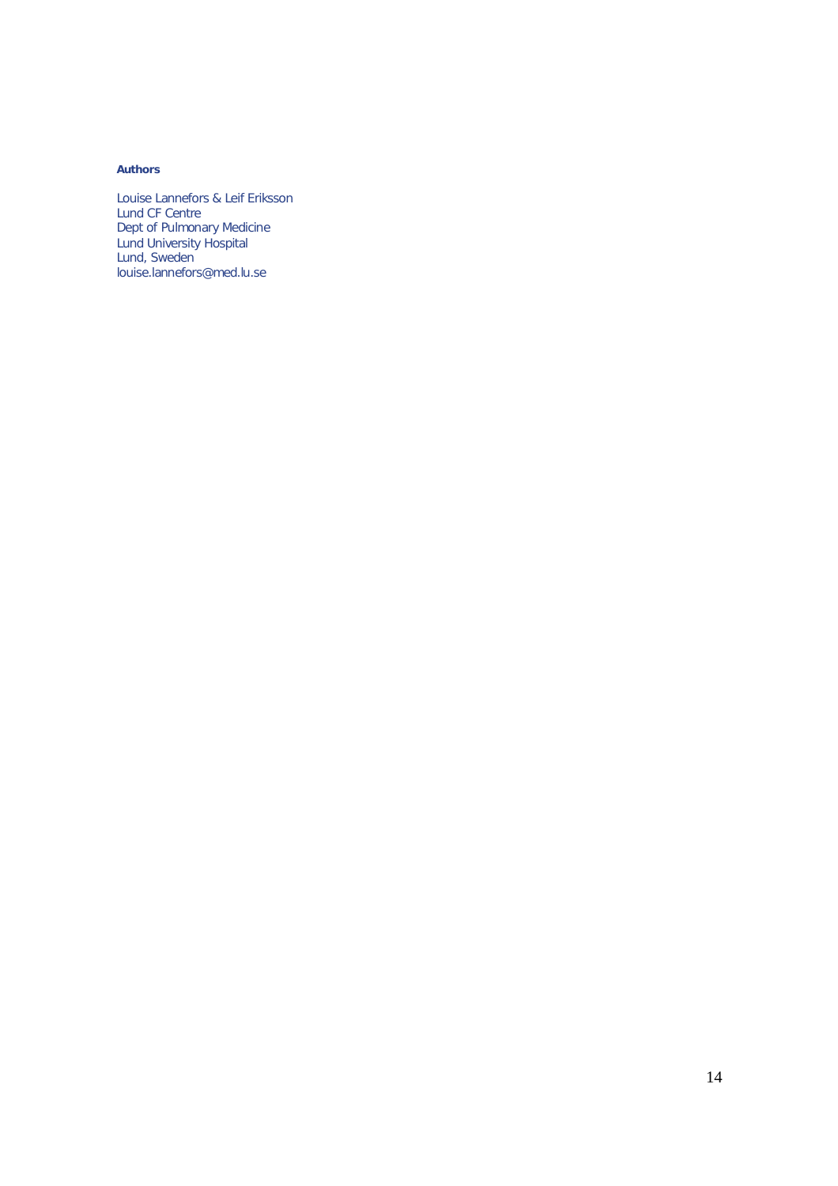**Authors**

Louise Lannefors & Leif Eriksson
Lund CF Centre
Dept of Pulmonary Medicine
Lund University Hospital
Lund, Sweden
louise.lannefors@med.lu.se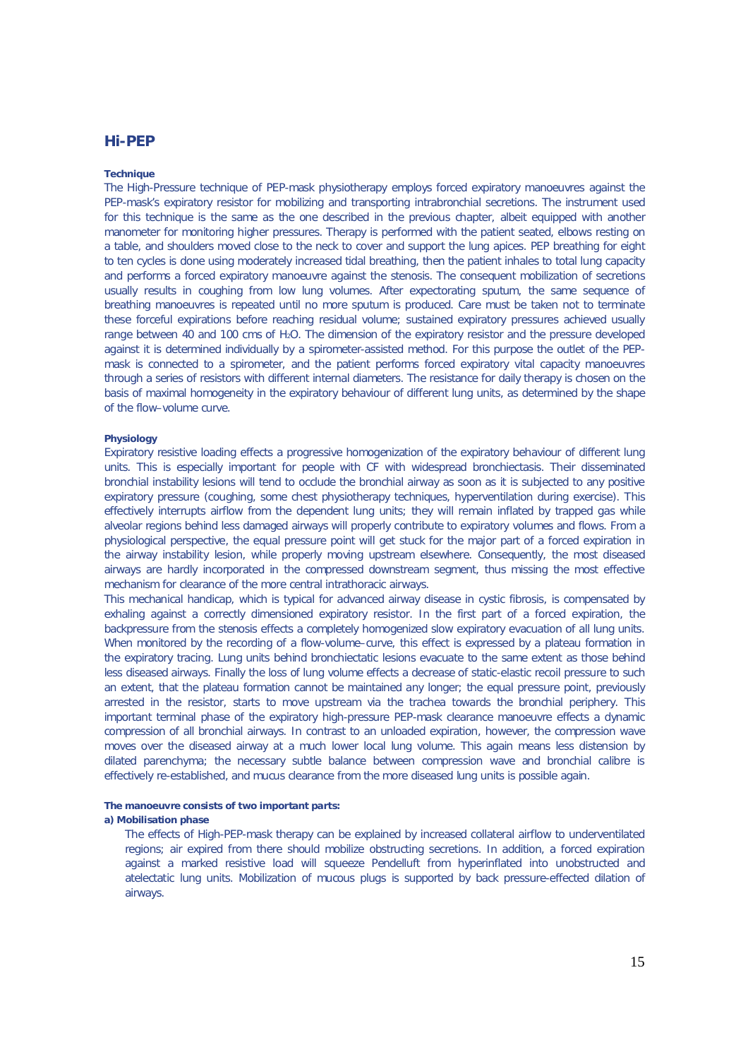## Hi-PEP

#### Technique

The High-Pressure technique of PEP-mask physiotherapy employs forced expiratory manoeuvres against the PEP-mask's expiratory resistor for mobilizing and transporting intrabronchial secretions. The instrument used for this technique is the same as the one described in the previous chapter, albeit equipped with another manometer for monitoring higher pressures. Therapy is performed with the patient seated, elbows resting on a table, and shoulders moved close to the neck to cover and support the lung apices. PEP breathing for eight to ten cycles is done using moderately increased tidal breathing, then the patient inhales to total lung capacity and performs a forced expiratory manoeuvre against the stenosis. The consequent mobilization of secretions usually results in coughing from low lung volumes. After expectorating sputum, the same sequence of breathing manoeuvres is repeated until no more sputum is produced. Care must be taken not to terminate these forceful expirations before reaching residual volume; sustained expiratory pressures achieved usually range between 40 and 100 cms of $H_2O$. The dimension of the expiratory resistor and the pressure developed against it is determined individually by a spirometer-assisted method. For this purpose the outlet of the PEP-mask is connected to a spirometer, and the patient performs forced expiratory vital capacity manoeuvres through a series of resistors with different internal diameters. The resistance for daily therapy is chosen on the basis of maximal homogeneity in the expiratory behaviour of different lung units, as determined by the shape of the flow–volume curve.

#### Physiology

Expiratory resistive loading effects a progressive homogenization of the expiratory behaviour of different lung units. This is especially important for people with CF with widespread bronchiectasis. Their disseminated bronchial instability lesions will tend to occlude the bronchial airway as soon as it is subjected to any positive expiratory pressure (coughing, some chest physiotherapy techniques, hyperventilation during exercise). This effectively interrupts airflow from the dependent lung units; they will remain inflated by trapped gas while alveolar regions behind less damaged airways will properly contribute to expiratory volumes and flows. From a physiological perspective, the equal pressure point will get stuck for the major part of a forced expiration in the airway instability lesion, while properly moving upstream elsewhere. Consequently, the most diseased airways are hardly incorporated in the compressed downstream segment, thus missing the most effective mechanism for clearance of the more central intrathoracic airways.

This mechanical handicap, which is typical for advanced airway disease in cystic fibrosis, is compensated by exhaling against a correctly dimensioned expiratory resistor. In the first part of a forced expiration, the backpressure from the stenosis effects a completely homogenized slow expiratory evacuation of all lung units. When monitored by the recording of a flow-volume–curve, this effect is expressed by a plateau formation in the expiratory tracing. Lung units behind bronchiectatic lesions evacuate to the same extent as those behind less diseased airways. Finally the loss of lung volume effects a decrease of static-elastic recoil pressure to such an extent, that the plateau formation cannot be maintained any longer; the equal pressure point, previously arrested in the resistor, starts to move upstream via the trachea towards the bronchial periphery. This important terminal phase of the expiratory high-pressure PEP-mask clearance manoeuvre effects a dynamic compression of all bronchial airways. In contrast to an unloaded expiration, however, the compression wave moves over the diseased airway at a much lower local lung volume. This again means less distension by dilated parenchyma; the necessary subtle balance between compression wave and bronchial calibre is effectively re-established, and mucus clearance from the more diseased lung units is possible again.

**The manoeuvre consists of two important parts:**

**a) Mobilisation phase**

The effects of High-PEP-mask therapy can be explained by increased collateral airflow to underventilated regions; air expired from there should mobilize obstructing secretions. In addition, a forced expiration against a marked resistive load will squeeze Pendelluft from hyperinflated into unobstructed and atelectatic lung units. Mobilization of mucous plugs is supported by back pressure-effected dilation of airways.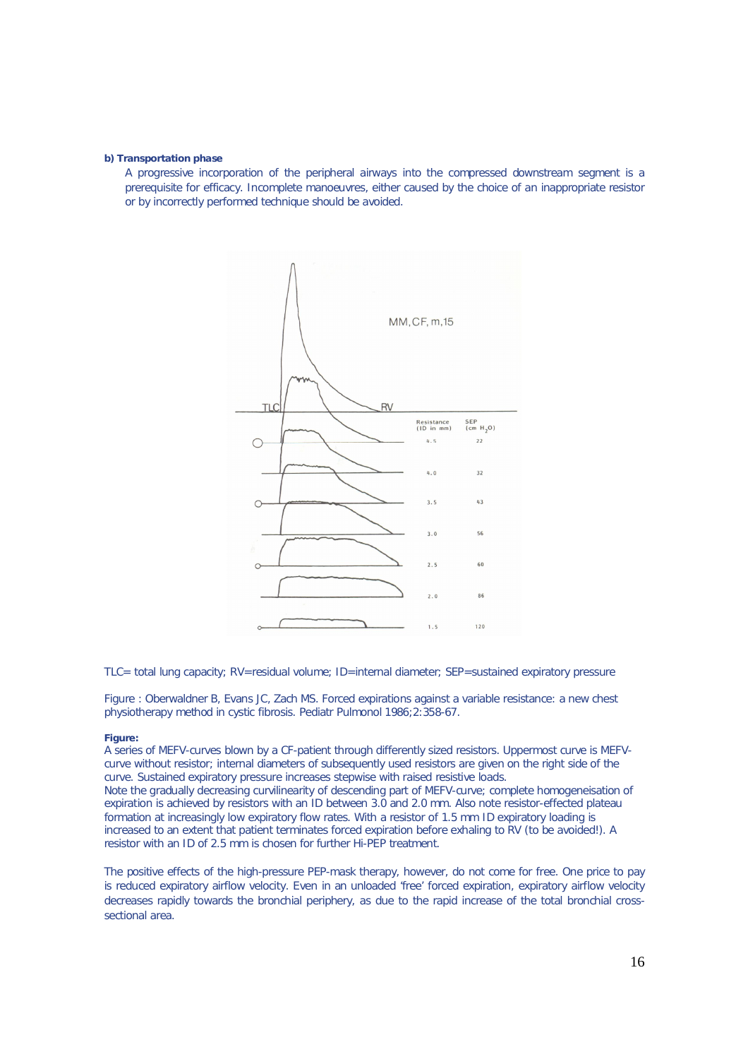**b) Transportation phase**

A progressive incorporation of the peripheral airways into the compressed downstream segment is a prerequisite for efficacy. Incomplete manoeuvres, either caused by the choice of an inappropriate resistor or by incorrectly performed technique should be avoided.

TLC= total lung capacity; RV=residual volume; ID=internal diameter; SEP=sustained expiratory pressure

Figure : Oberwaldner B, Evans JC, Zach MS. Forced expirations against a variable resistance: a new chest physiotherapy method in cystic fibrosis. Pediatr Pulmonol 1986;2:358-67.

**Figure:**
A series of MEFV-curves blown by a CF-patient through differently sized resistors. Uppermost curve is MEFV-curve without resistor; internal diameters of subsequently used resistors are given on the right side of the curve. Sustained expiratory pressure increases stepwise with raised resistive loads.
Note the gradually decreasing curvilinearity of descending part of MEFV-curve; complete homogeneisation of expiration is achieved by resistors with an ID between 3.0 and 2.0 mm. Also note resistor-effected plateau formation at increasingly low expiratory flow rates. With a resistor of 1.5 mm ID expiratory loading is increased to an extent that patient terminates forced expiration before exhaling to RV (to be avoided!). A resistor with an ID of 2.5 mm is chosen for further Hi-PEP treatment.

The positive effects of the high-pressure PEP-mask therapy, however, do not come for free. One price to pay is reduced expiratory airflow velocity. Even in an unloaded 'free' forced expiration, expiratory airflow velocity decreases rapidly towards the bronchial periphery, as due to the rapid increase of the total bronchial cross-sectional area.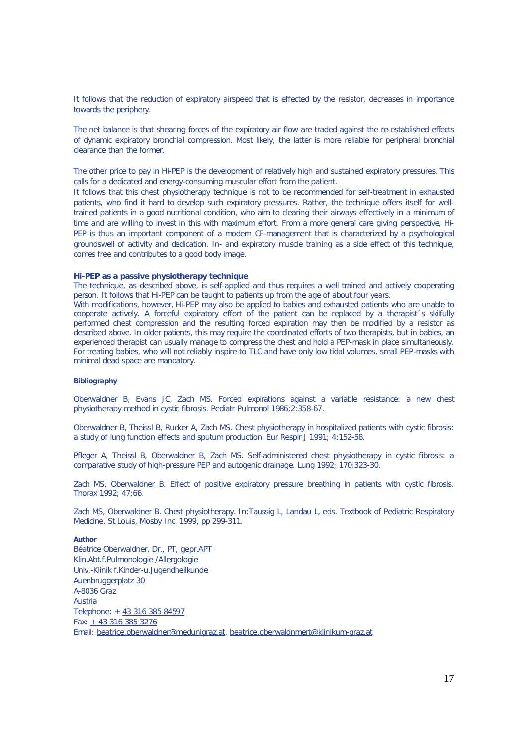It follows that the reduction of expiratory airspeed that is effected by the resistor, decreases in importance towards the periphery.

The net balance is that shearing forces of the expiratory air flow are traded against the re-established effects of dynamic expiratory bronchial compression. Most likely, the latter is more reliable for peripheral bronchial clearance than the former.

The other price to pay in Hi-PEP is the development of relatively high and sustained expiratory pressures. This calls for a dedicated and energy-consuming muscular effort from the patient.
It follows that this chest physiotherapy technique is not to be recommended for self-treatment in exhausted patients, who find it hard to develop such expiratory pressures. Rather, the technique offers itself for well-trained patients in a good nutritional condition, who aim to clearing their airways effectively in a minimum of time and are willing to invest in this with maximum effort. From a more general care giving perspective, Hi-PEP is thus an important component of a modern CF-management that is characterized by a psychological groundswell of activity and dedication. In- and expiratory muscle training as a side effect of this technique, comes free and contributes to a good body image.

**Hi-PEP as a passive physiotherapy technique**

The technique, as described above, is self-applied and thus requires a well trained and actively cooperating person. It follows that Hi-PEP can be taught to patients up from the age of about four years.
With modifications, however, Hi-PEP may also be applied to babies and exhausted patients who are unable to cooperate actively. A forceful expiratory effort of the patient can be replaced by a therapist´s skilfully performed chest compression and the resulting forced expiration may then be modified by a resistor as described above. In older patients, this may require the coordinated efforts of two therapists, but in babies, an experienced therapist can usually manage to compress the chest and hold a PEP-mask in place simultaneously. For treating babies, who will not reliably inspire to TLC and have only low tidal volumes, small PEP-masks with minimal dead space are mandatory.

**Bibliography**

Oberwaldner B, Evans JC, Zach MS. Forced expirations against a variable resistance: a new chest physiotherapy method in cystic fibrosis. Pediatr Pulmonol 1986;2:358-67.

Oberwaldner B, Theissl B, Rucker A, Zach MS. Chest physiotherapy in hospitalized patients with cystic fibrosis: a study of lung function effects and sputum production. Eur Respir J 1991; 4:152-58.

Pfleger A, Theissl B, Oberwaldner B, Zach MS. Self-administered chest physiotherapy in cystic fibrosis: a comparative study of high-pressure PEP and autogenic drainage. Lung 1992; 170:323-30.

Zach MS, Oberwaldner B. Effect of positive expiratory pressure breathing in patients with cystic fibrosis. Thorax 1992; 47:66.

Zach MS, Oberwaldner B. Chest physiotherapy. In:Taussig L, Landau L, eds. Textbook of Pediatric Respiratory Medicine. St.Louis, Mosby Inc, 1999, pp 299-311.

**Author**

Béatrice Oberwaldner, Dr., PT, gepr.APT
Klin.Abt.f.Pulmonologie /Allergologie
Univ.-Klinik f.Kinder-u.Jugendheilkunde
Auenbruggerplatz 30
A-8036 Graz
Austria
Telephone: + 43 316 385 84597
Fax: + 43 316 385 3276
Email: beatrice.oberwaldner@medunigraz.at, beatrice.oberwaldnmert@klinikum-graz.at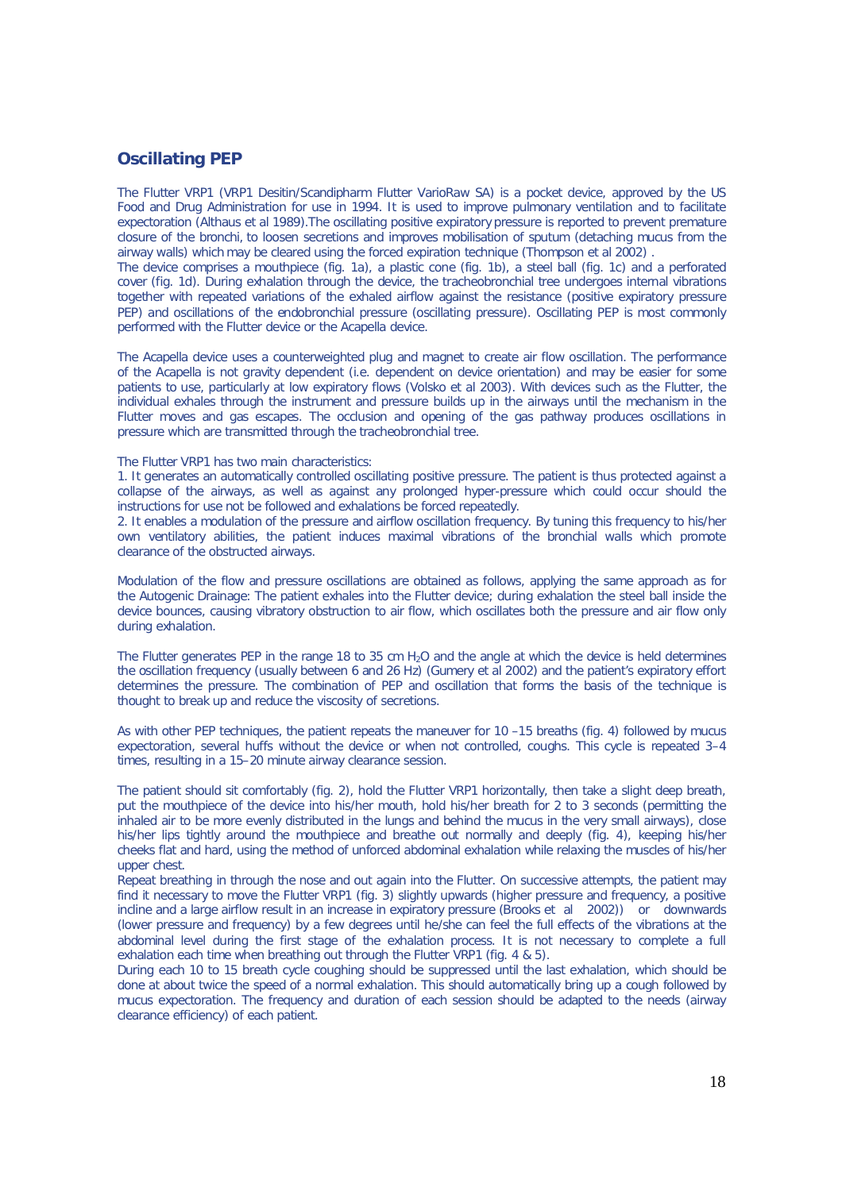## Oscillating PEP

The Flutter VRP1 (VRP1 Desitin/Scandipharm Flutter VarioRaw SA) is a pocket device, approved by the US Food and Drug Administration for use in 1994. It is used to improve pulmonary ventilation and to facilitate expectoration (Althaus et al 1989).The oscillating positive expiratory pressure is reported to prevent premature closure of the bronchi, to loosen secretions and improves mobilisation of sputum (detaching mucus from the airway walls) which may be cleared using the forced expiration technique (Thompson et al 2002) .

The device comprises a mouthpiece (fig. 1a), a plastic cone (fig. 1b), a steel ball (fig. 1c) and a perforated cover (fig. 1d). During exhalation through the device, the tracheobronchial tree undergoes internal vibrations together with repeated variations of the exhaled airflow against the resistance (positive expiratory pressure PEP) and oscillations of the endobronchial pressure (oscillating pressure). Oscillating PEP is most commonly performed with the Flutter device or the Acapella device.

The Acapella device uses a counterweighted plug and magnet to create air flow oscillation. The performance of the Acapella is not gravity dependent (i.e. dependent on device orientation) and may be easier for some patients to use, particularly at low expiratory flows (Volsko et al 2003). With devices such as the Flutter, the individual exhales through the instrument and pressure builds up in the airways until the mechanism in the Flutter moves and gas escapes. The occlusion and opening of the gas pathway produces oscillations in pressure which are transmitted through the tracheobronchial tree.

The Flutter VRP1 has two main characteristics:

1. It generates an automatically controlled oscillating positive pressure. The patient is thus protected against a collapse of the airways, as well as against any prolonged hyper-pressure which could occur should the instructions for use not be followed and exhalations be forced repeatedly.
2. It enables a modulation of the pressure and airflow oscillation frequency. By tuning this frequency to his/her own ventilatory abilities, the patient induces maximal vibrations of the bronchial walls which promote clearance of the obstructed airways.

Modulation of the flow and pressure oscillations are obtained as follows, applying the same approach as for the Autogenic Drainage: The patient exhales into the Flutter device; during exhalation the steel ball inside the device bounces, causing vibratory obstruction to air flow, which oscillates both the pressure and air flow only during exhalation.

The Flutter generates PEP in the range 18 to 35 cm $H_2O$ and the angle at which the device is held determines the oscillation frequency (usually between 6 and 26 Hz) (Gumery et al 2002) and the patient's expiratory effort determines the pressure. The combination of PEP and oscillation that forms the basis of the technique is thought to break up and reduce the viscosity of secretions.

As with other PEP techniques, the patient repeats the maneuver for 10 –15 breaths (fig. 4) followed by mucus expectoration, several huffs without the device or when not controlled, coughs. This cycle is repeated 3–4 times, resulting in a 15–20 minute airway clearance session.

The patient should sit comfortably (fig. 2), hold the Flutter VRP1 horizontally, then take a slight deep breath, put the mouthpiece of the device into his/her mouth, hold his/her breath for 2 to 3 seconds (permitting the inhaled air to be more evenly distributed in the lungs and behind the mucus in the very small airways), close his/her lips tightly around the mouthpiece and breathe out normally and deeply (fig. 4), keeping his/her cheeks flat and hard, using the method of unforced abdominal exhalation while relaxing the muscles of his/her upper chest.

Repeat breathing in through the nose and out again into the Flutter. On successive attempts, the patient may find it necessary to move the Flutter VRP1 (fig. 3) slightly upwards (higher pressure and frequency, a positive incline and a large airflow result in an increase in expiratory pressure (Brooks et al 2002)) or downwards (lower pressure and frequency) by a few degrees until he/she can feel the full effects of the vibrations at the abdominal level during the first stage of the exhalation process. It is not necessary to complete a full exhalation each time when breathing out through the Flutter VRP1 (fig. 4 & 5).

During each 10 to 15 breath cycle coughing should be suppressed until the last exhalation, which should be done at about twice the speed of a normal exhalation. This should automatically bring up a cough followed by mucus expectoration. The frequency and duration of each session should be adapted to the needs (airway clearance efficiency) of each patient.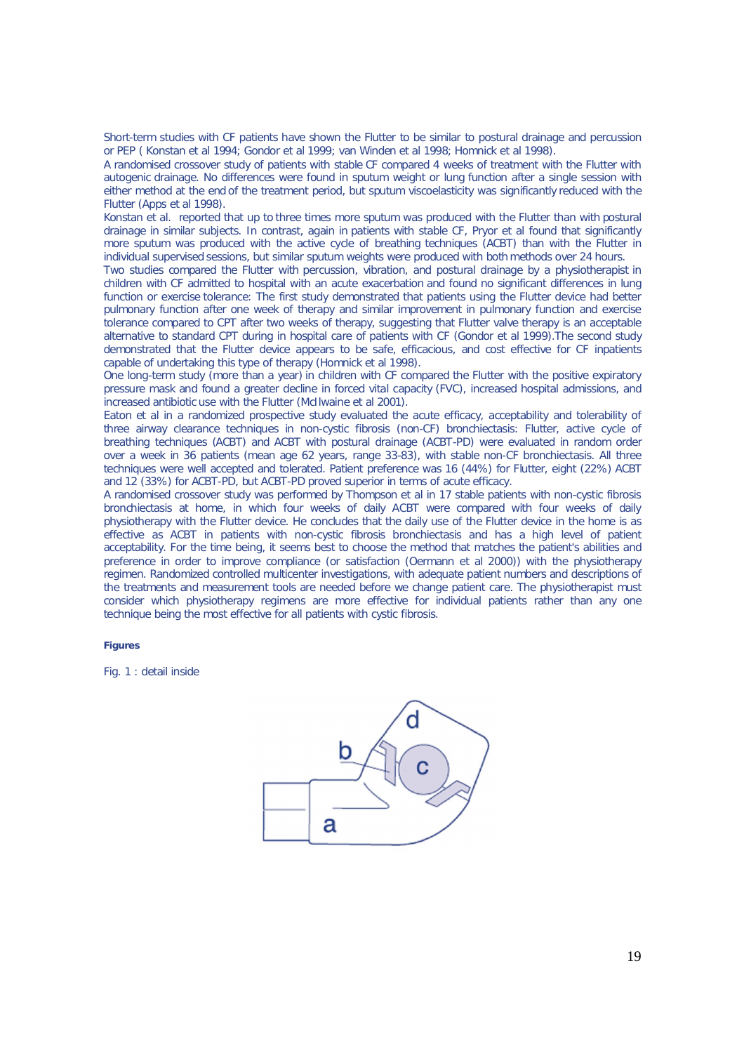Short-term studies with CF patients have shown the Flutter to be similar to postural drainage and percussion or PEP ( Konstan et al 1994; Gondor et al 1999; van Winden et al 1998; Homnick et al 1998).
A randomised crossover study of patients with stable CF compared 4 weeks of treatment with the Flutter with autogenic drainage. No differences were found in sputum weight or lung function after a single session with either method at the end of the treatment period, but sputum viscoelasticity was significantly reduced with the Flutter (Apps et al 1998).
Konstan et al. reported that up to three times more sputum was produced with the Flutter than with postural drainage in similar subjects. In contrast, again in patients with stable CF, Pryor et al found that significantly more sputum was produced with the active cycle of breathing techniques (ACBT) than with the Flutter in individual supervised sessions, but similar sputum weights were produced with both methods over 24 hours.
Two studies compared the Flutter with percussion, vibration, and postural drainage by a physiotherapist in children with CF admitted to hospital with an acute exacerbation and found no significant differences in lung function or exercise tolerance: The first study demonstrated that patients using the Flutter device had better pulmonary function after one week of therapy and similar improvement in pulmonary function and exercise tolerance compared to CPT after two weeks of therapy, suggesting that Flutter valve therapy is an acceptable alternative to standard CPT during in hospital care of patients with CF (Gondor et al 1999).The second study demonstrated that the Flutter device appears to be safe, efficacious, and cost effective for CF inpatients capable of undertaking this type of therapy (Homnick et al 1998).
One long-term study (more than a year) in children with CF compared the Flutter with the positive expiratory pressure mask and found a greater decline in forced vital capacity (FVC), increased hospital admissions, and increased antibiotic use with the Flutter (McIlwaine et al 2001).
Eaton et al in a randomized prospective study evaluated the acute efficacy, acceptability and tolerability of three airway clearance techniques in non-cystic fibrosis (non-CF) bronchiectasis: Flutter, active cycle of breathing techniques (ACBT) and ACBT with postural drainage (ACBT-PD) were evaluated in random order over a week in 36 patients (mean age 62 years, range 33-83), with stable non-CF bronchiectasis. All three techniques were well accepted and tolerated. Patient preference was 16 (44%) for Flutter, eight (22%) ACBT and 12 (33%) for ACBT-PD, but ACBT-PD proved superior in terms of acute efficacy.
A randomised crossover study was performed by Thompson et al in 17 stable patients with non-cystic fibrosis bronchiectasis at home, in which four weeks of daily ACBT were compared with four weeks of daily physiotherapy with the Flutter device. He concludes that the daily use of the Flutter device in the home is as effective as ACBT in patients with non-cystic fibrosis bronchiectasis and has a high level of patient acceptability. For the time being, it seems best to choose the method that matches the patient's abilities and preference in order to improve compliance (or satisfaction (Oermann et al 2000)) with the physiotherapy regimen. Randomized controlled multicenter investigations, with adequate patient numbers and descriptions of the treatments and measurement tools are needed before we change patient care. The physiotherapist must consider which physiotherapy regimens are more effective for individual patients rather than any one technique being the most effective for all patients with cystic fibrosis.

**Figures**

Fig. 1 : detail inside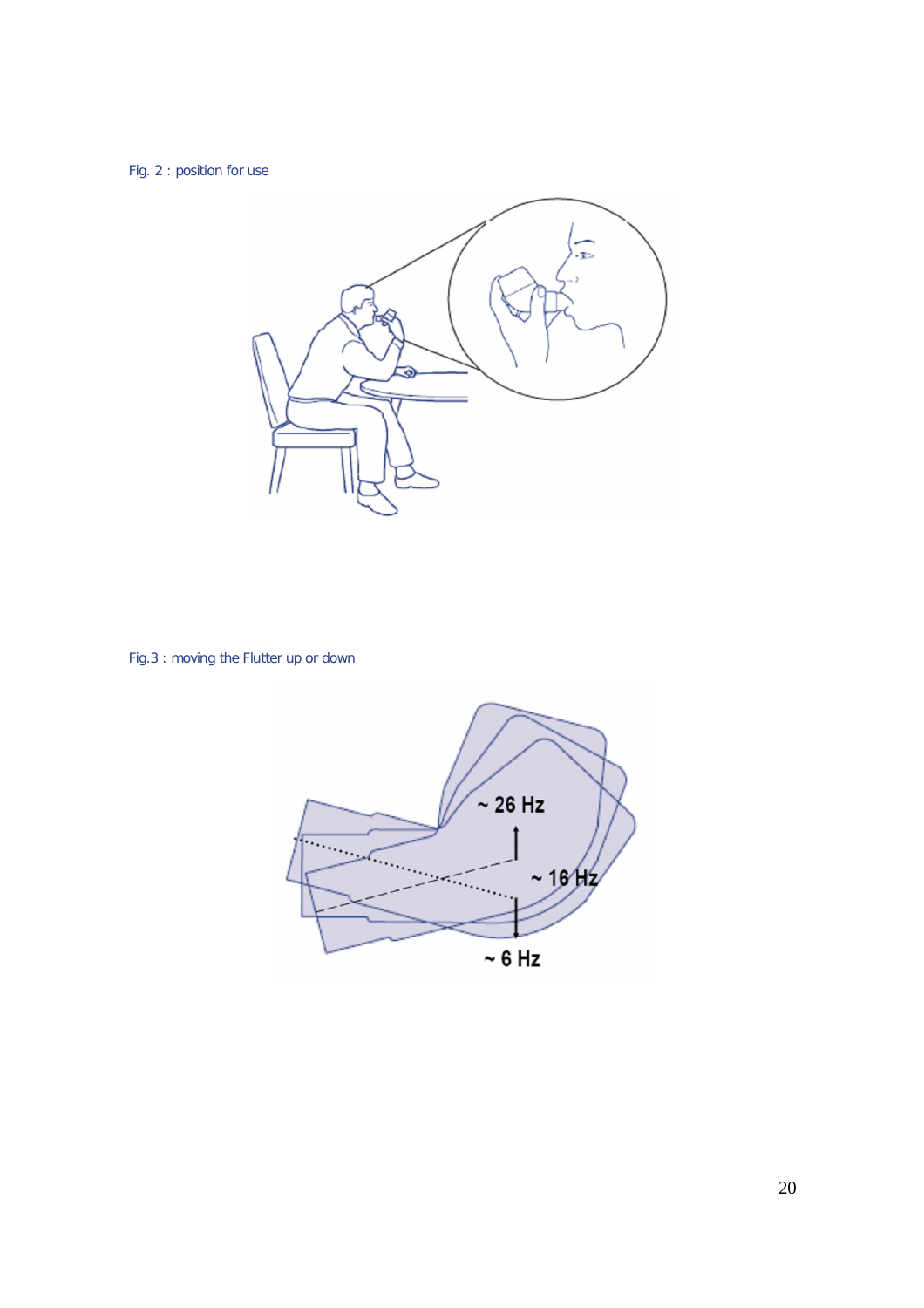Fig. 2 : position for use

Fig.3 : moving the Flutter up or down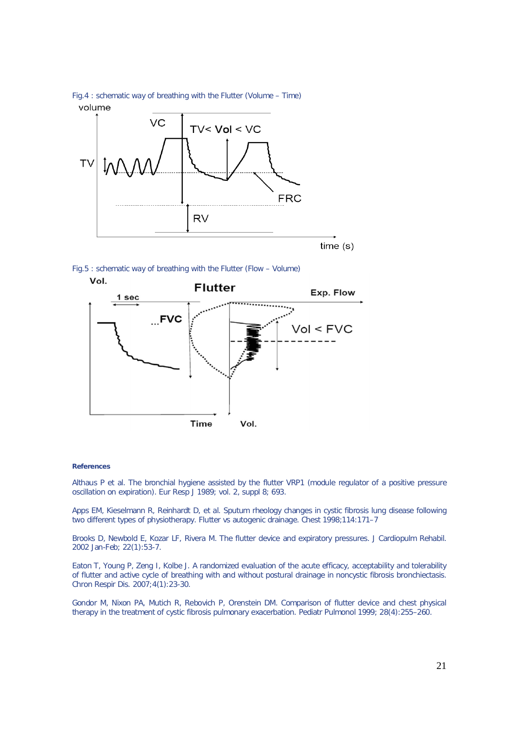Fig.4 : schematic way of breathing with the Flutter (Volume – Time)

Fig.5 : schematic way of breathing with the Flutter (Flow – Volume)

**References**

Althaus P et al. The bronchial hygiene assisted by the flutter VRP1 (module regulator of a positive pressure oscillation on expiration). Eur Resp J 1989; vol. 2, suppl 8; 693.

Apps EM, Kieselmann R, Reinhardt D, et al. Sputum rheology changes in cystic fibrosis lung disease following two different types of physiotherapy. Flutter vs autogenic drainage. Chest 1998;114:171–7

Brooks D, Newbold E, Kozar LF, Rivera M. The flutter device and expiratory pressures. J Cardiopulm Rehabil. 2002 Jan-Feb; 22(1):53-7.

Eaton T, Young P, Zeng I, Kolbe J. A randomized evaluation of the acute efficacy, acceptability and tolerability of flutter and active cycle of breathing with and without postural drainage in noncystic fibrosis bronchiectasis. Chron Respir Dis. 2007;4(1):23-30.

Gondor M, Nixon PA, Mutich R, Rebovich P, Orenstein DM. Comparison of flutter device and chest physical therapy in the treatment of cystic fibrosis pulmonary exacerbation. Pediatr Pulmonol 1999; 28(4):255–260.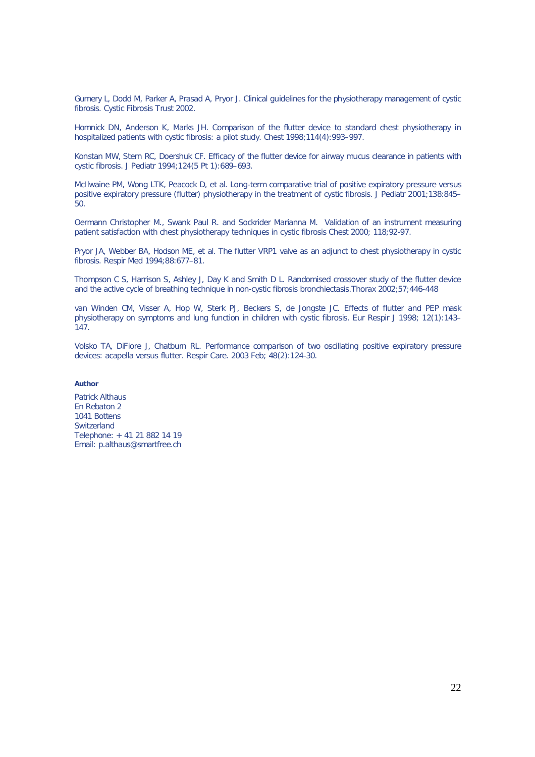Gumery L, Dodd M, Parker A, Prasad A, Pryor J. Clinical guidelines for the physiotherapy management of cystic fibrosis. Cystic Fibrosis Trust 2002.

Homnick DN, Anderson K, Marks JH. Comparison of the flutter device to standard chest physiotherapy in hospitalized patients with cystic fibrosis: a pilot study. Chest 1998;114(4):993–997.

Konstan MW, Stern RC, Doershuk CF. Efficacy of the flutter device for airway mucus clearance in patients with cystic fibrosis. J Pediatr 1994;124(5 Pt 1):689–693.

McIlwaine PM, Wong LTK, Peacock D, et al. Long-term comparative trial of positive expiratory pressure versus positive expiratory pressure (flutter) physiotherapy in the treatment of cystic fibrosis. J Pediatr 2001;138:845–50.

Oermann Christopher M., Swank Paul R. and Sockrider Marianna M. Validation of an instrument measuring patient satisfaction with chest physiotherapy techniques in cystic fibrosis Chest 2000; 118;92-97.

Pryor JA, Webber BA, Hodson ME, et al. The flutter VRP1 valve as an adjunct to chest physiotherapy in cystic fibrosis. Respir Med 1994;88:677–81.

Thompson C S, Harrison S, Ashley J, Day K and Smith D L. Randomised crossover study of the flutter device and the active cycle of breathing technique in non-cystic fibrosis bronchiectasis.Thorax 2002;57;446-448

van Winden CM, Visser A, Hop W, Sterk PJ, Beckers S, de Jongste JC. Effects of flutter and PEP mask physiotherapy on symptoms and lung function in children with cystic fibrosis. Eur Respir J 1998; 12(1):143–147.

Volsko TA, DiFiore J, Chatburn RL. Performance comparison of two oscillating positive expiratory pressure devices: acapella versus flutter. Respir Care. 2003 Feb; 48(2):124-30.

**Author**

Patrick Althaus
En Rebaton 2
1041 Bottens
Switzerland
Telephone: + 41 21 882 14 19
Email: p.althaus@smartfree.ch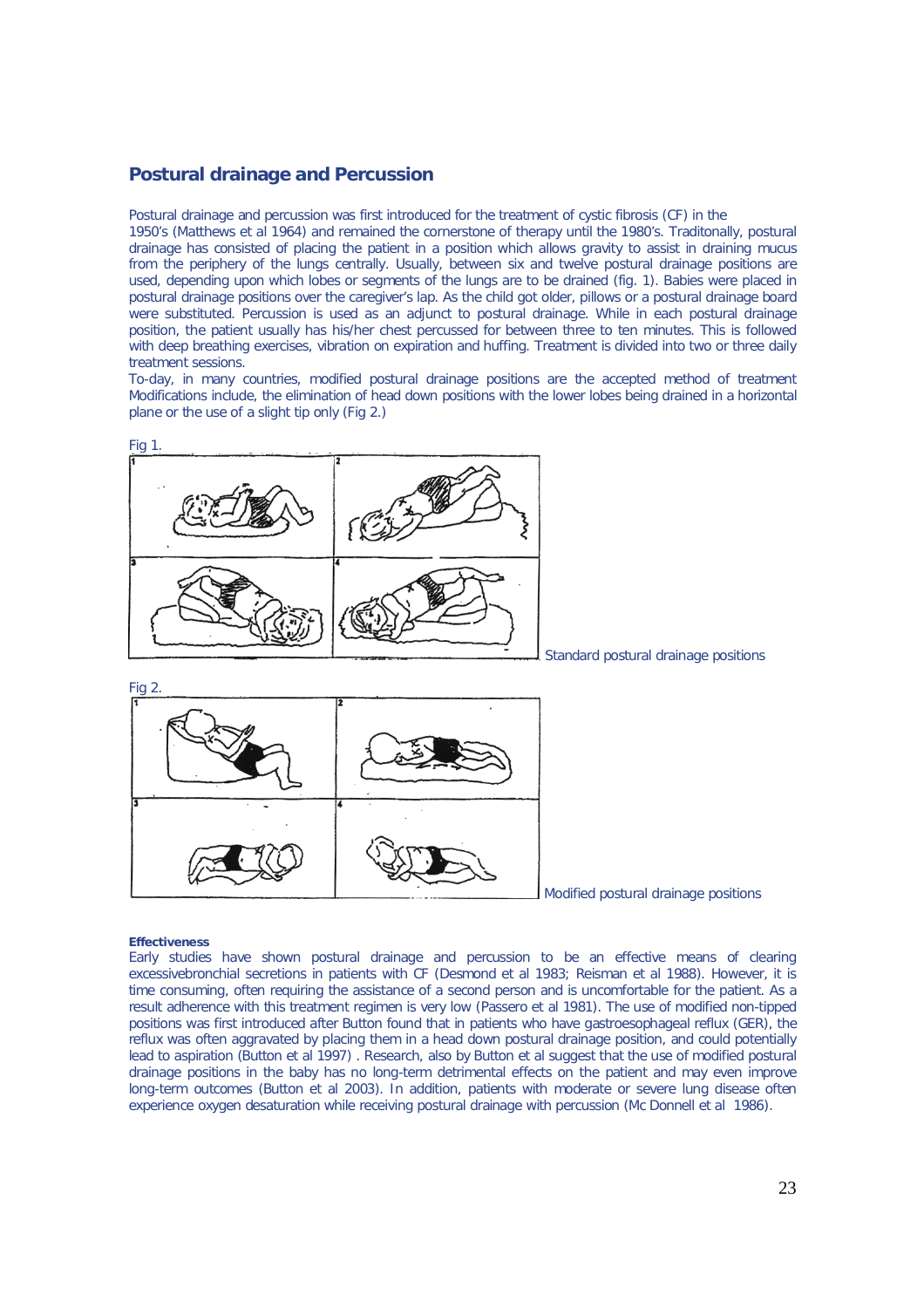## Postural drainage and Percussion

Postural drainage and percussion was first introduced for the treatment of cystic fibrosis (CF) in the 1950's (Matthews et al 1964) and remained the cornerstone of therapy until the 1980's. Traditonally, postural drainage has consisted of placing the patient in a position which allows gravity to assist in draining mucus from the periphery of the lungs centrally. Usually, between six and twelve postural drainage positions are used, depending upon which lobes or segments of the lungs are to be drained (fig. 1). Babies were placed in postural drainage positions over the caregiver's lap. As the child got older, pillows or a postural drainage board were substituted. Percussion is used as an adjunct to postural drainage. While in each postural drainage position, the patient usually has his/her chest percussed for between three to ten minutes. This is followed with deep breathing exercises, vibration on expiration and huffing. Treatment is divided into two or three daily treatment sessions.

To-day, in many countries, modified postural drainage positions are the accepted method of treatment Modifications include, the elimination of head down positions with the lower lobes being drained in a horizontal plane or the use of a slight tip only (Fig 2.)

Fig 1.

Standard postural drainage positions

Fig 2.

Modified postural drainage positions

**Effectiveness**

Early studies have shown postural drainage and percussion to be an effective means of clearing excessivebronchial secretions in patients with CF (Desmond et al 1983; Reisman et al 1988). However, it is time consuming, often requiring the assistance of a second person and is uncomfortable for the patient. As a result adherence with this treatment regimen is very low (Passero et al 1981). The use of modified non-tipped positions was first introduced after Button found that in patients who have gastroesophageal reflux (GER), the reflux was often aggravated by placing them in a head down postural drainage position, and could potentially lead to aspiration (Button et al 1997) . Research, also by Button et al suggest that the use of modified postural drainage positions in the baby has no long-term detrimental effects on the patient and may even improve long-term outcomes (Button et al 2003). In addition, patients with moderate or severe lung disease often experience oxygen desaturation while receiving postural drainage with percussion (Mc Donnell et al 1986).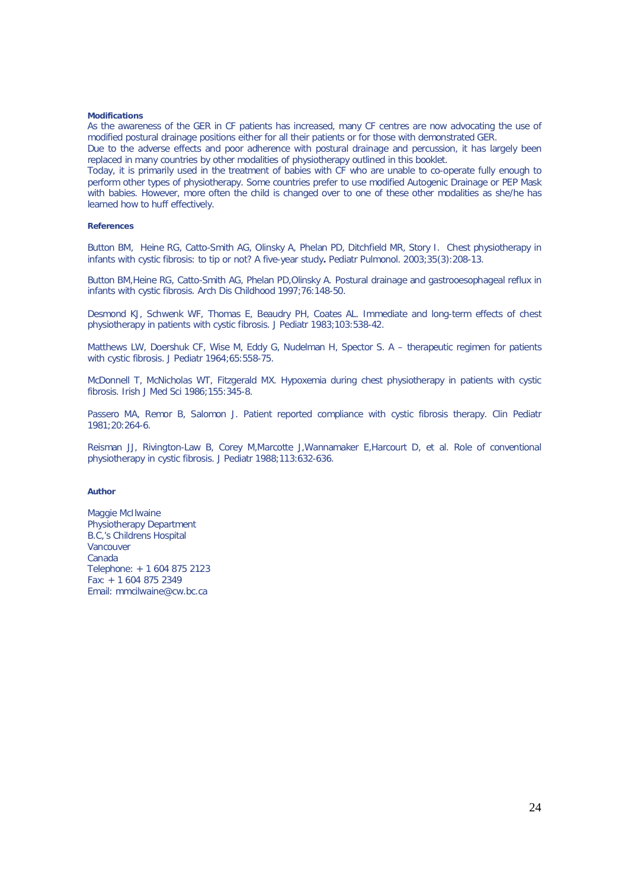#### Modifications

As the awareness of the GER in CF patients has increased, many CF centres are now advocating the use of modified postural drainage positions either for all their patients or for those with demonstrated GER.

Due to the adverse effects and poor adherence with postural drainage and percussion, it has largely been replaced in many countries by other modalities of physiotherapy outlined in this booklet.

Today, it is primarily used in the treatment of babies with CF who are unable to co-operate fully enough to perform other types of physiotherapy. Some countries prefer to use modified Autogenic Drainage or PEP Mask with babies. However, more often the child is changed over to one of these other modalities as she/he has learned how to huff effectively.

#### References

Button BM, Heine RG, Catto-Smith AG, Olinsky A, Phelan PD, Ditchfield MR, Story I. Chest physiotherapy in infants with cystic fibrosis: to tip or not? A five-year study**.** Pediatr Pulmonol. 2003;35(3):208-13.

Button BM,Heine RG, Catto-Smith AG, Phelan PD,Olinsky A. Postural drainage and gastrooesophageal reflux in infants with cystic fibrosis. Arch Dis Childhood 1997;76:148-50.

Desmond KJ, Schwenk WF, Thomas E, Beaudry PH, Coates AL. Immediate and long-term effects of chest physiotherapy in patients with cystic fibrosis. J Pediatr 1983;103:538-42.

Matthews LW, Doershuk CF, Wise M, Eddy G, Nudelman H, Spector S. A – therapeutic regimen for patients with cystic fibrosis. J Pediatr 1964;65:558-75.

McDonnell T, McNicholas WT, Fitzgerald MX. Hypoxemia during chest physiotherapy in patients with cystic fibrosis. Irish J Med Sci 1986;155:345-8.

Passero MA, Remor B, Salomon J. Patient reported compliance with cystic fibrosis therapy. Clin Pediatr 1981;20:264-6.

Reisman JJ, Rivington-Law B, Corey M,Marcotte J,Wannamaker E,Harcourt D, et al. Role of conventional physiotherapy in cystic fibrosis. J Pediatr 1988;113:632-636.

#### Author

Maggie McIlwaine  
Physiotherapy Department  
B.C,'s Childrens Hospital  
Vancouver  
Canada  
Telephone: + 1 604 875 2123  
Fax: + 1 604 875 2349  
Email: mmcilwaine@cw.bc.ca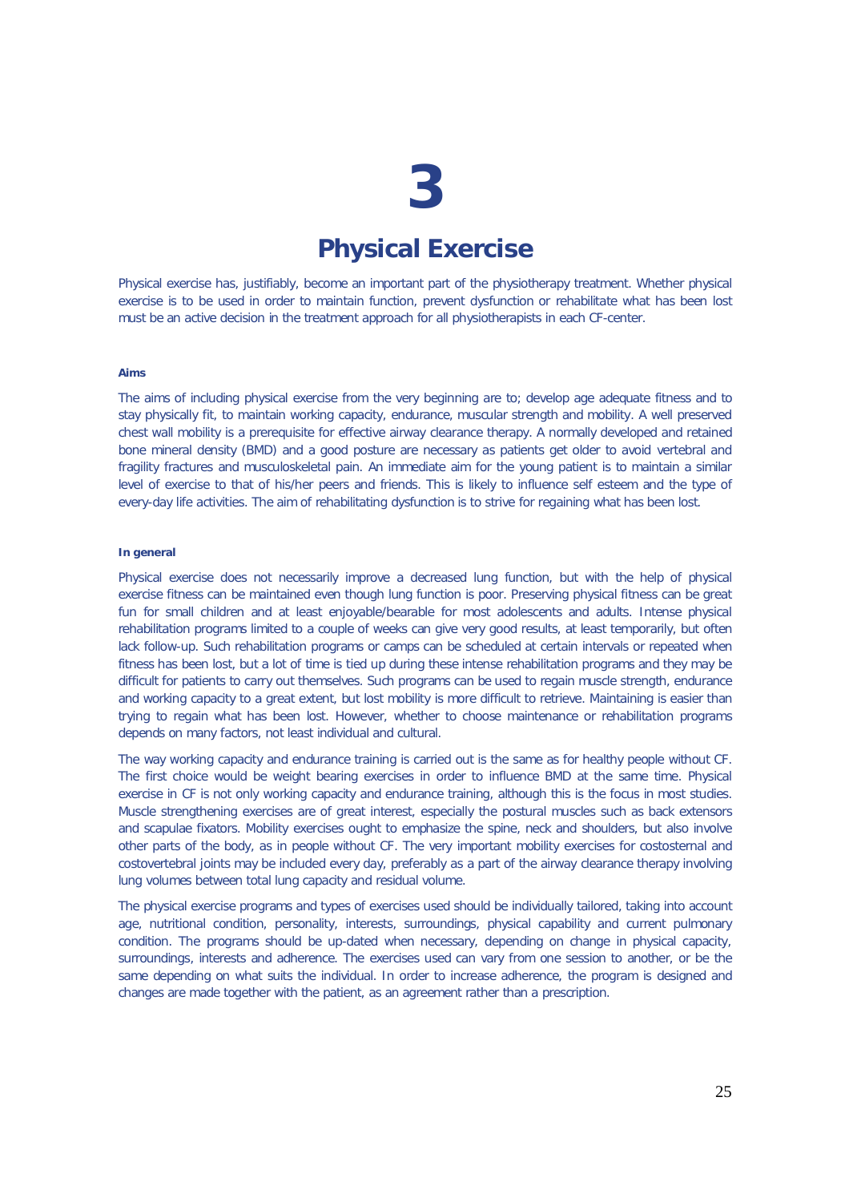# 3

# Physical Exercise

Physical exercise has, justifiably, become an important part of the physiotherapy treatment. Whether physical exercise is to be used in order to maintain function, prevent dysfunction or rehabilitate what has been lost must be an active decision in the treatment approach for all physiotherapists in each CF-center.

#### Aims

The aims of including physical exercise from the very beginning are to; develop age adequate fitness and to stay physically fit, to maintain working capacity, endurance, muscular strength and mobility. A well preserved chest wall mobility is a prerequisite for effective airway clearance therapy. A normally developed and retained bone mineral density (BMD) and a good posture are necessary as patients get older to avoid vertebral and fragility fractures and musculoskeletal pain. An immediate aim for the young patient is to maintain a similar level of exercise to that of his/her peers and friends. This is likely to influence self esteem and the type of every-day life activities. The aim of rehabilitating dysfunction is to strive for regaining what has been lost.

#### In general

Physical exercise does not necessarily improve a decreased lung function, but with the help of physical exercise fitness can be maintained even though lung function is poor. Preserving physical fitness can be great fun for small children and at least enjoyable/bearable for most adolescents and adults. Intense physical rehabilitation programs limited to a couple of weeks can give very good results, at least temporarily, but often lack follow-up. Such rehabilitation programs or camps can be scheduled at certain intervals or repeated when fitness has been lost, but a lot of time is tied up during these intense rehabilitation programs and they may be difficult for patients to carry out themselves. Such programs can be used to regain muscle strength, endurance and working capacity to a great extent, but lost mobility is more difficult to retrieve. Maintaining is easier than trying to regain what has been lost. However, whether to choose maintenance or rehabilitation programs depends on many factors, not least individual and cultural.

The way working capacity and endurance training is carried out is the same as for healthy people without CF. The first choice would be weight bearing exercises in order to influence BMD at the same time. Physical exercise in CF is not only working capacity and endurance training, although this is the focus in most studies. Muscle strengthening exercises are of great interest, especially the postural muscles such as back extensors and scapulae fixators. Mobility exercises ought to emphasize the spine, neck and shoulders, but also involve other parts of the body, as in people without CF. The very important mobility exercises for costosternal and costovertebral joints may be included every day, preferably as a part of the airway clearance therapy involving lung volumes between total lung capacity and residual volume.

The physical exercise programs and types of exercises used should be individually tailored, taking into account age, nutritional condition, personality, interests, surroundings, physical capability and current pulmonary condition. The programs should be up-dated when necessary, depending on change in physical capacity, surroundings, interests and adherence. The exercises used can vary from one session to another, or be the same depending on what suits the individual. In order to increase adherence, the program is designed and changes are made together with the patient, as an agreement rather than a prescription.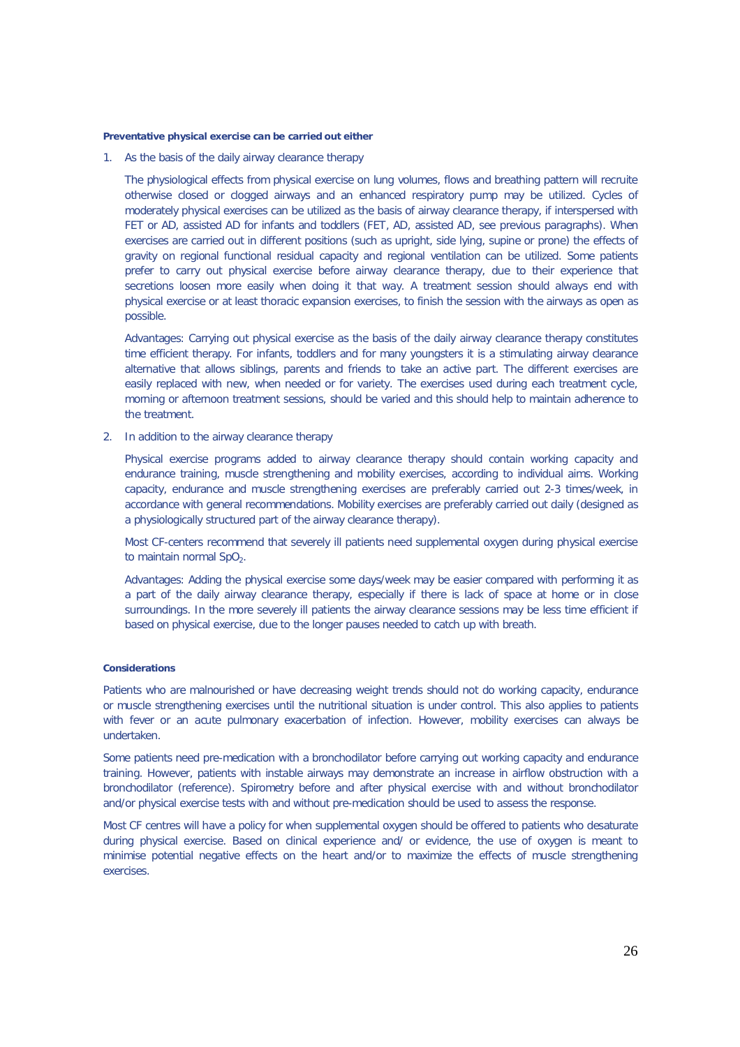**Preventative physical exercise can be carried out either**

1. As the basis of the daily airway clearance therapy

   The physiological effects from physical exercise on lung volumes, flows and breathing pattern will recruite otherwise closed or clogged airways and an enhanced respiratory pump may be utilized. Cycles of moderately physical exercises can be utilized as the basis of airway clearance therapy, if interspersed with FET or AD, assisted AD for infants and toddlers (FET, AD, assisted AD, see previous paragraphs). When exercises are carried out in different positions (such as upright, side lying, supine or prone) the effects of gravity on regional functional residual capacity and regional ventilation can be utilized. Some patients prefer to carry out physical exercise before airway clearance therapy, due to their experience that secretions loosen more easily when doing it that way. A treatment session should always end with physical exercise or at least thoracic expansion exercises, to finish the session with the airways as open as possible.

   Advantages: Carrying out physical exercise as the basis of the daily airway clearance therapy constitutes time efficient therapy. For infants, toddlers and for many youngsters it is a stimulating airway clearance alternative that allows siblings, parents and friends to take an active part. The different exercises are easily replaced with new, when needed or for variety. The exercises used during each treatment cycle, morning or afternoon treatment sessions, should be varied and this should help to maintain adherence to the treatment.

2. In addition to the airway clearance therapy

   Physical exercise programs added to airway clearance therapy should contain working capacity and endurance training, muscle strengthening and mobility exercises, according to individual aims. Working capacity, endurance and muscle strengthening exercises are preferably carried out 2-3 times/week, in accordance with general recommendations. Mobility exercises are preferably carried out daily (designed as a physiologically structured part of the airway clearance therapy).

   Most CF-centers recommend that severely ill patients need supplemental oxygen during physical exercise to maintain normal $SpO_2$.

   Advantages: Adding the physical exercise some days/week may be easier compared with performing it as a part of the daily airway clearance therapy, especially if there is lack of space at home or in close surroundings. In the more severely ill patients the airway clearance sessions may be less time efficient if based on physical exercise, due to the longer pauses needed to catch up with breath.

**Considerations**

Patients who are malnourished or have decreasing weight trends should not do working capacity, endurance or muscle strengthening exercises until the nutritional situation is under control. This also applies to patients with fever or an acute pulmonary exacerbation of infection. However, mobility exercises can always be undertaken.

Some patients need pre-medication with a bronchodilator before carrying out working capacity and endurance training. However, patients with instable airways may demonstrate an increase in airflow obstruction with a bronchodilator (reference). Spirometry before and after physical exercise with and without bronchodilator and/or physical exercise tests with and without pre-medication should be used to assess the response.

Most CF centres will have a policy for when supplemental oxygen should be offered to patients who desaturate during physical exercise. Based on clinical experience and/ or evidence, the use of oxygen is meant to minimise potential negative effects on the heart and/or to maximize the effects of muscle strengthening exercises.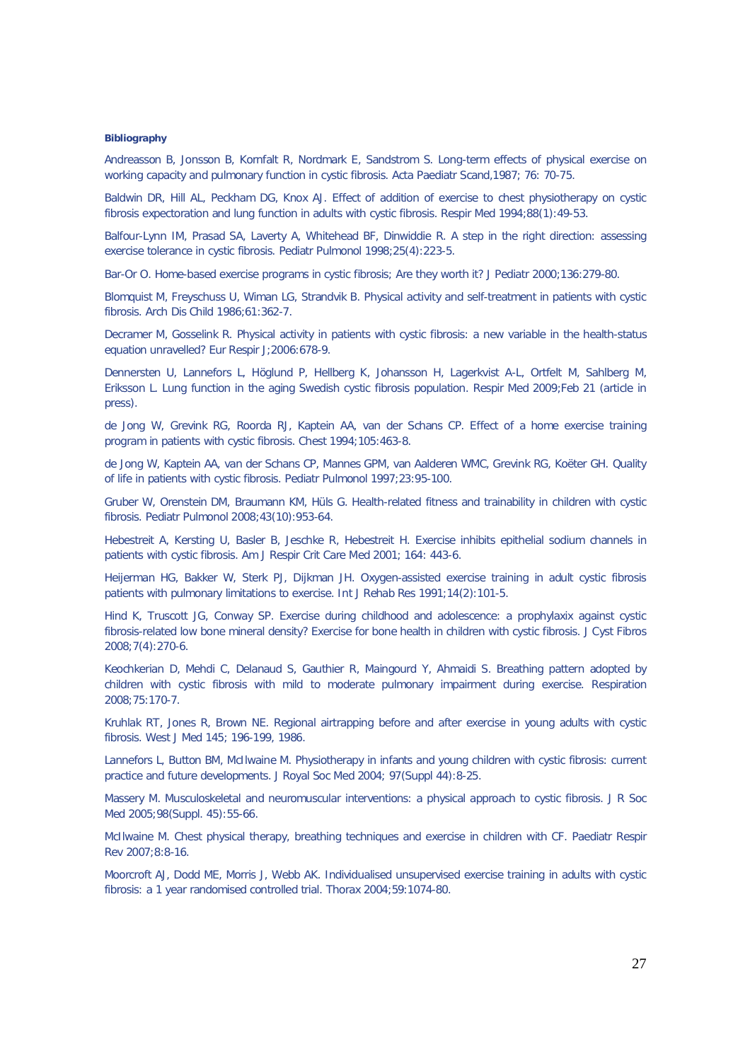**Bibliography**

Andreasson B, Jonsson B, Kornfalt R, Nordmark E, Sandstrom S. Long-term effects of physical exercise on working capacity and pulmonary function in cystic fibrosis. Acta Paediatr Scand,1987; 76: 70-75.

Baldwin DR, Hill AL, Peckham DG, Knox AJ. Effect of addition of exercise to chest physiotherapy on cystic fibrosis expectoration and lung function in adults with cystic fibrosis. Respir Med 1994;88(1):49-53.

Balfour-Lynn IM, Prasad SA, Laverty A, Whitehead BF, Dinwiddie R. A step in the right direction: assessing exercise tolerance in cystic fibrosis. Pediatr Pulmonol 1998;25(4):223-5.

Bar-Or O. Home-based exercise programs in cystic fibrosis; Are they worth it? J Pediatr 2000;136:279-80.

Blomquist M, Freyschuss U, Wiman LG, Strandvik B. Physical activity and self-treatment in patients with cystic fibrosis. Arch Dis Child 1986;61:362-7.

Decramer M, Gosselink R. Physical activity in patients with cystic fibrosis: a new variable in the health-status equation unravelled? Eur Respir J;2006:678-9.

Dennersten U, Lannefors L, Höglund P, Hellberg K, Johansson H, Lagerkvist A-L, Ortfelt M, Sahlberg M, Eriksson L. Lung function in the aging Swedish cystic fibrosis population. Respir Med 2009;Feb 21 (article in press).

de Jong W, Grevink RG, Roorda RJ, Kaptein AA, van der Schans CP. Effect of a home exercise training program in patients with cystic fibrosis. Chest 1994;105:463-8.

de Jong W, Kaptein AA, van der Schans CP, Mannes GPM, van Aalderen WMC, Grevink RG, Koëter GH. Quality of life in patients with cystic fibrosis. Pediatr Pulmonol 1997;23:95-100.

Gruber W, Orenstein DM, Braumann KM, Hüls G. Health-related fitness and trainability in children with cystic fibrosis. Pediatr Pulmonol 2008;43(10):953-64.

Hebestreit A, Kersting U, Basler B, Jeschke R, Hebestreit H. Exercise inhibits epithelial sodium channels in patients with cystic fibrosis. Am J Respir Crit Care Med 2001; 164: 443-6.

Heijerman HG, Bakker W, Sterk PJ, Dijkman JH. Oxygen-assisted exercise training in adult cystic fibrosis patients with pulmonary limitations to exercise. Int J Rehab Res 1991;14(2):101-5.

Hind K, Truscott JG, Conway SP. Exercise during childhood and adolescence: a prophylaxis against cystic fibrosis-related low bone mineral density? Exercise for bone health in children with cystic fibrosis. J Cyst Fibros 2008;7(4):270-6.

Keochkerian D, Mehdi C, Delanaud S, Gauthier R, Maingourd Y, Ahmaidi S. Breathing pattern adopted by children with cystic fibrosis with mild to moderate pulmonary impairment during exercise. Respiration 2008;75:170-7.

Kruhlak RT, Jones R, Brown NE. Regional airtrapping before and after exercise in young adults with cystic fibrosis. West J Med 145; 196-199, 1986.

Lannefors L, Button BM, McIlwaine M. Physiotherapy in infants and young children with cystic fibrosis: current practice and future developments. J Royal Soc Med 2004; 97(Suppl 44):8-25.

Massery M. Musculoskeletal and neuromuscular interventions: a physical approach to cystic fibrosis. J R Soc Med 2005;98(Suppl. 45):55-66.

McIlwaine M. Chest physical therapy, breathing techniques and exercise in children with CF. Paediatr Respir Rev 2007;8:8-16.

Moorcroft AJ, Dodd ME, Morris J, Webb AK. Individualised unsupervised exercise training in adults with cystic fibrosis: a 1 year randomised controlled trial. Thorax 2004;59:1074-80.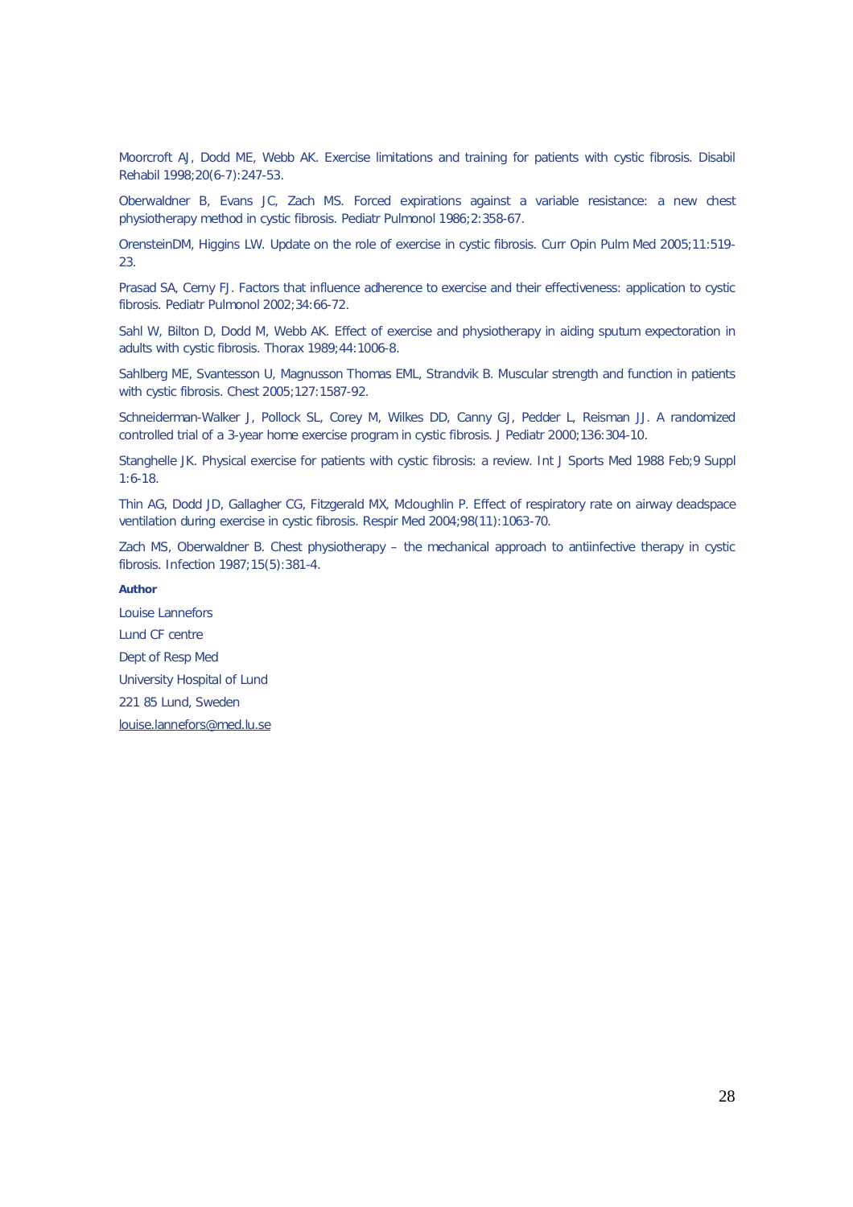Moorcroft AJ, Dodd ME, Webb AK. Exercise limitations and training for patients with cystic fibrosis. Disabil Rehabil 1998;20(6-7):247-53.

Oberwaldner B, Evans JC, Zach MS. Forced expirations against a variable resistance: a new chest physiotherapy method in cystic fibrosis. Pediatr Pulmonol 1986;2:358-67.

OrensteinDM, Higgins LW. Update on the role of exercise in cystic fibrosis. Curr Opin Pulm Med 2005;11:519-23.

Prasad SA, Cerny FJ. Factors that influence adherence to exercise and their effectiveness: application to cystic fibrosis. Pediatr Pulmonol 2002;34:66-72.

Sahl W, Bilton D, Dodd M, Webb AK. Effect of exercise and physiotherapy in aiding sputum expectoration in adults with cystic fibrosis. Thorax 1989;44:1006-8.

Sahlberg ME, Svantesson U, Magnusson Thomas EML, Strandvik B. Muscular strength and function in patients with cystic fibrosis. Chest 2005;127:1587-92.

Schneiderman-Walker J, Pollock SL, Corey M, Wilkes DD, Canny GJ, Pedder L, Reisman JJ. A randomized controlled trial of a 3-year home exercise program in cystic fibrosis. J Pediatr 2000;136:304-10.

Stanghelle JK. Physical exercise for patients with cystic fibrosis: a review. Int J Sports Med 1988 Feb;9 Suppl 1:6-18.

Thin AG, Dodd JD, Gallagher CG, Fitzgerald MX, Mcloughlin P. Effect of respiratory rate on airway deadspace ventilation during exercise in cystic fibrosis. Respir Med 2004;98(11):1063-70.

Zach MS, Oberwaldner B. Chest physiotherapy – the mechanical approach to antiinfective therapy in cystic fibrosis. Infection 1987;15(5):381-4.

**Author**

Louise Lannefors

Lund CF centre

Dept of Resp Med

University Hospital of Lund

221 85 Lund, Sweden

louise.lannefors@med.lu.se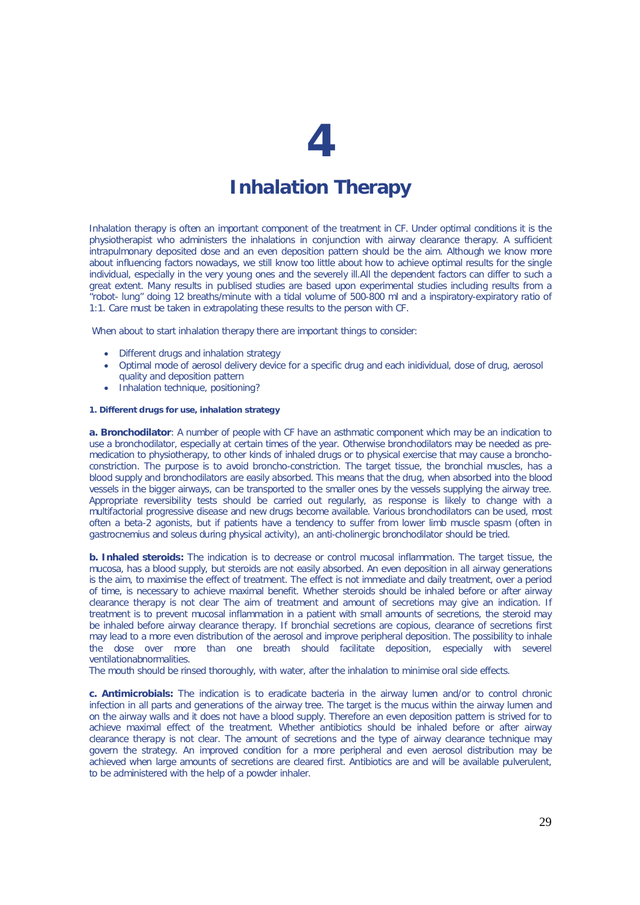# 4

# Inhalation Therapy

Inhalation therapy is often an important component of the treatment in CF. Under optimal conditions it is the physiotherapist who administers the inhalations in conjunction with airway clearance therapy. A sufficient intrapulmonary deposited dose and an even deposition pattern should be the aim. Although we know more about influencing factors nowadays, we still know too little about how to achieve optimal results for the single individual, especially in the very young ones and the severely ill.All the dependent factors can differ to such a great extent. Many results in publised studies are based upon experimental studies including results from a "robot- lung" doing 12 breaths/minute with a tidal volume of 500-800 ml and a inspiratory-expiratory ratio of 1:1. Care must be taken in extrapolating these results to the person with CF.

When about to start inhalation therapy there are important things to consider:

- Different drugs and inhalation strategy
- Optimal mode of aerosol delivery device for a specific drug and each inidividual, dose of drug, aerosol quality and deposition pattern
- Inhalation technique, positioning?

**1. Different drugs for use, inhalation strategy**

**a. Bronchodilator**: A number of people with CF have an asthmatic component which may be an indication to use a bronchodilator, especially at certain times of the year. Otherwise bronchodilators may be needed as pre-medication to physiotherapy, to other kinds of inhaled drugs or to physical exercise that may cause a broncho-constriction. The purpose is to avoid broncho-constriction. The target tissue, the bronchial muscles, has a blood supply and bronchodilators are easily absorbed. This means that the drug, when absorbed into the blood vessels in the bigger airways, can be transported to the smaller ones by the vessels supplying the airway tree. Appropriate reversibility tests should be carried out regularly, as response is likely to change with a multifactorial progressive disease and new drugs become available. Various bronchodilators can be used, most often a beta-2 agonists, but if patients have a tendency to suffer from lower limb muscle spasm (often in gastrocnemius and soleus during physical activity), an anti-cholinergic bronchodilator should be tried.

**b. Inhaled steroids:** The indication is to decrease or control mucosal inflammation. The target tissue, the mucosa, has a blood supply, but steroids are not easily absorbed. An even deposition in all airway generations is the aim, to maximise the effect of treatment. The effect is not immediate and daily treatment, over a period of time, is necessary to achieve maximal benefit. Whether steroids should be inhaled before or after airway clearance therapy is not clear The aim of treatment and amount of secretions may give an indication. If treatment is to prevent mucosal inflammation in a patient with small amounts of secretions, the steroid may be inhaled before airway clearance therapy. If bronchial secretions are copious, clearance of secretions first may lead to a more even distribution of the aerosol and improve peripheral deposition. The possibility to inhale the dose over more than one breath should facilitate deposition, especially with severel ventilationabnormalities.

The mouth should be rinsed thoroughly, with water, after the inhalation to minimise oral side effects.

**c. Antimicrobials:** The indication is to eradicate bacteria in the airway lumen and/or to control chronic infection in all parts and generations of the airway tree. The target is the mucus within the airway lumen and on the airway walls and it does not have a blood supply. Therefore an even deposition pattern is strived for to achieve maximal effect of the treatment. Whether antibiotics should be inhaled before or after airway clearance therapy is not clear. The amount of secretions and the type of airway clearance technique may govern the strategy. An improved condition for a more peripheral and even aerosol distribution may be achieved when large amounts of secretions are cleared first. Antibiotics are and will be available pulverulent, to be administered with the help of a powder inhaler.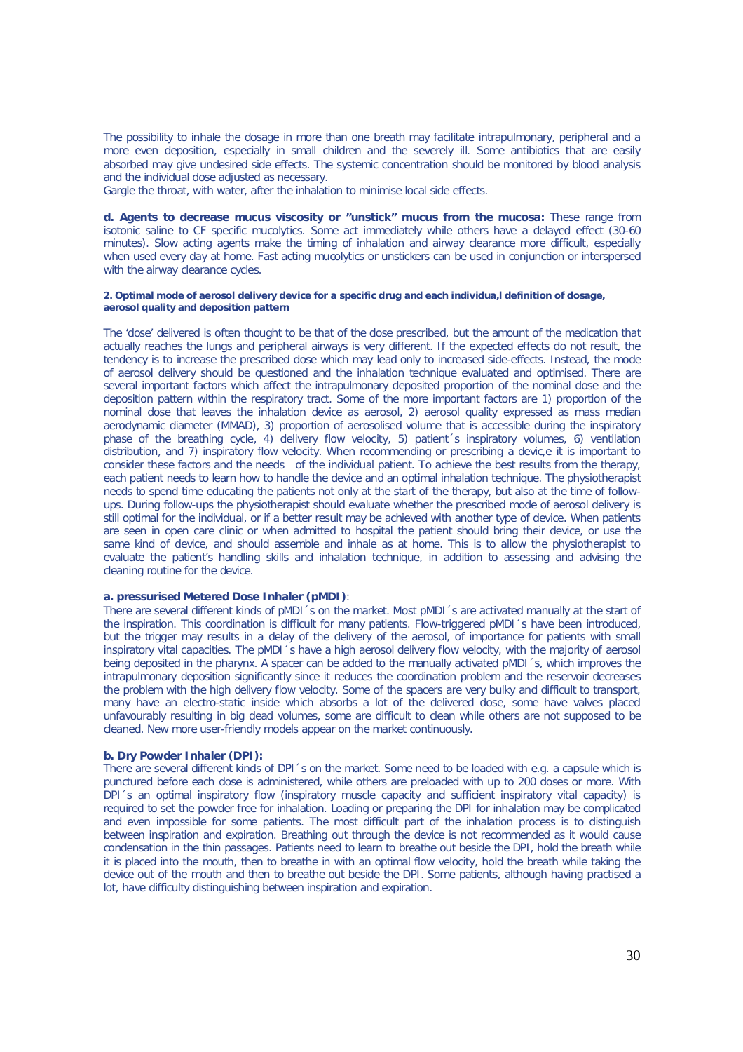The possibility to inhale the dosage in more than one breath may facilitate intrapulmonary, peripheral and a more even deposition, especially in small children and the severely ill. Some antibiotics that are easily absorbed may give undesired side effects. The systemic concentration should be monitored by blood analysis and the individual dose adjusted as necessary.
Gargle the throat, with water, after the inhalation to minimise local side effects.

**d. Agents to decrease mucus viscosity or "unstick" mucus from the mucosa:** These range from isotonic saline to CF specific mucolytics. Some act immediately while others have a delayed effect (30-60 minutes). Slow acting agents make the timing of inhalation and airway clearance more difficult, especially when used every day at home. Fast acting mucolytics or unstickers can be used in conjunction or interspersed with the airway clearance cycles.

#### 2. Optimal mode of aerosol delivery device for a specific drug and each individua,l definition of dosage, aerosol quality and deposition pattern

The 'dose' delivered is often thought to be that of the dose prescribed, but the amount of the medication that actually reaches the lungs and peripheral airways is very different. If the expected effects do not result, the tendency is to increase the prescribed dose which may lead only to increased side-effects. Instead, the mode of aerosol delivery should be questioned and the inhalation technique evaluated and optimised. There are several important factors which affect the intrapulmonary deposited proportion of the nominal dose and the deposition pattern within the respiratory tract. Some of the more important factors are 1) proportion of the nominal dose that leaves the inhalation device as aerosol, 2) aerosol quality expressed as mass median aerodynamic diameter (MMAD), 3) proportion of aerosolised volume that is accessible during the inspiratory phase of the breathing cycle, 4) delivery flow velocity, 5) patient´s inspiratory volumes, 6) ventilation distribution, and 7) inspiratory flow velocity. When recommending or prescribing a devic,e it is important to consider these factors and the needs of the individual patient. To achieve the best results from the therapy, each patient needs to learn how to handle the device and an optimal inhalation technique. The physiotherapist needs to spend time educating the patients not only at the start of the therapy, but also at the time of follow-ups. During follow-ups the physiotherapist should evaluate whether the prescribed mode of aerosol delivery is still optimal for the individual, or if a better result may be achieved with another type of device. When patients are seen in open care clinic or when admitted to hospital the patient should bring their device, or use the same kind of device, and should assemble and inhale as at home. This is to allow the physiotherapist to evaluate the patient's handling skills and inhalation technique, in addition to assessing and advising the cleaning routine for the device.

**a. pressurised Metered Dose Inhaler (pMDI)**:
There are several different kinds of pMDI´s on the market. Most pMDI´s are activated manually at the start of the inspiration. This coordination is difficult for many patients. Flow-triggered pMDI´s have been introduced, but the trigger may results in a delay of the delivery of the aerosol, of importance for patients with small inspiratory vital capacities. The pMDI´s have a high aerosol delivery flow velocity, with the majority of aerosol being deposited in the pharynx. A spacer can be added to the manually activated pMDI´s, which improves the intrapulmonary deposition significantly since it reduces the coordination problem and the reservoir decreases the problem with the high delivery flow velocity. Some of the spacers are very bulky and difficult to transport, many have an electro-static inside which absorbs a lot of the delivered dose, some have valves placed unfavourably resulting in big dead volumes, some are difficult to clean while others are not supposed to be cleaned. New more user-friendly models appear on the market continuously.

**b. Dry Powder Inhaler (DPI):**
There are several different kinds of DPI´s on the market. Some need to be loaded with e.g. a capsule which is punctured before each dose is administered, while others are preloaded with up to 200 doses or more. With DPI´s an optimal inspiratory flow (inspiratory muscle capacity and sufficient inspiratory vital capacity) is required to set the powder free for inhalation. Loading or preparing the DPI for inhalation may be complicated and even impossible for some patients. The most difficult part of the inhalation process is to distinguish between inspiration and expiration. Breathing out through the device is not recommended as it would cause condensation in the thin passages. Patients need to learn to breathe out beside the DPI, hold the breath while it is placed into the mouth, then to breathe in with an optimal flow velocity, hold the breath while taking the device out of the mouth and then to breathe out beside the DPI. Some patients, although having practised a lot, have difficulty distinguishing between inspiration and expiration.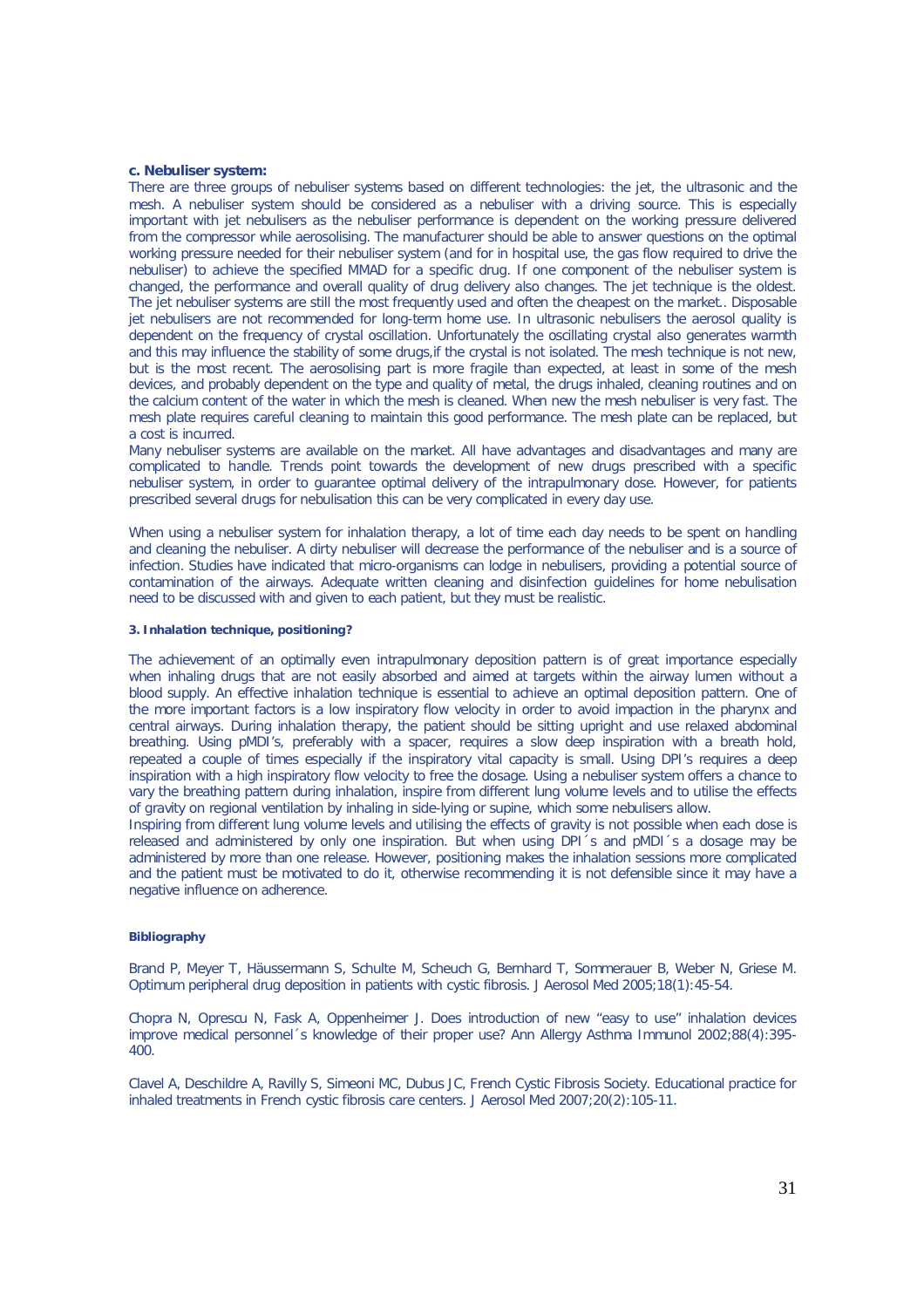**c. Nebuliser system:**

There are three groups of nebuliser systems based on different technologies: the jet, the ultrasonic and the mesh. A nebuliser system should be considered as a nebuliser with a driving source. This is especially important with jet nebulisers as the nebuliser performance is dependent on the working pressure delivered from the compressor while aerosolising. The manufacturer should be able to answer questions on the optimal working pressure needed for their nebuliser system (and for in hospital use, the gas flow required to drive the nebuliser) to achieve the specified MMAD for a specific drug. If one component of the nebuliser system is changed, the performance and overall quality of drug delivery also changes. The jet technique is the oldest. The jet nebuliser systems are still the most frequently used and often the cheapest on the market.. Disposable jet nebulisers are not recommended for long-term home use. In ultrasonic nebulisers the aerosol quality is dependent on the frequency of crystal oscillation. Unfortunately the oscillating crystal also generates warmth and this may influence the stability of some drugs,if the crystal is not isolated. The mesh technique is not new, but is the most recent. The aerosolising part is more fragile than expected, at least in some of the mesh devices, and probably dependent on the type and quality of metal, the drugs inhaled, cleaning routines and on the calcium content of the water in which the mesh is cleaned. When new the mesh nebuliser is very fast. The mesh plate requires careful cleaning to maintain this good performance. The mesh plate can be replaced, but a cost is incurred.

Many nebuliser systems are available on the market. All have advantages and disadvantages and many are complicated to handle. Trends point towards the development of new drugs prescribed with a specific nebuliser system, in order to guarantee optimal delivery of the intrapulmonary dose. However, for patients prescribed several drugs for nebulisation this can be very complicated in every day use.

When using a nebuliser system for inhalation therapy, a lot of time each day needs to be spent on handling and cleaning the nebuliser. A dirty nebuliser will decrease the performance of the nebuliser and is a source of infection. Studies have indicated that micro-organisms can lodge in nebulisers, providing a potential source of contamination of the airways. Adequate written cleaning and disinfection guidelines for home nebulisation need to be discussed with and given to each patient, but they must be realistic.

**3. Inhalation technique, positioning?**

The achievement of an optimally even intrapulmonary deposition pattern is of great importance especially when inhaling drugs that are not easily absorbed and aimed at targets within the airway lumen without a blood supply. An effective inhalation technique is essential to achieve an optimal deposition pattern. One of the more important factors is a low inspiratory flow velocity in order to avoid impaction in the pharynx and central airways. During inhalation therapy, the patient should be sitting upright and use relaxed abdominal breathing. Using pMDI's, preferably with a spacer, requires a slow deep inspiration with a breath hold, repeated a couple of times especially if the inspiratory vital capacity is small. Using DPI's requires a deep inspiration with a high inspiratory flow velocity to free the dosage. Using a nebuliser system offers a chance to vary the breathing pattern during inhalation, inspire from different lung volume levels and to utilise the effects of gravity on regional ventilation by inhaling in side-lying or supine, which some nebulisers allow.

Inspiring from different lung volume levels and utilising the effects of gravity is not possible when each dose is released and administered by only one inspiration. But when using DPI´s and pMDI´s a dosage may be administered by more than one release. However, positioning makes the inhalation sessions more complicated and the patient must be motivated to do it, otherwise recommending it is not defensible since it may have a negative influence on adherence.

**Bibliography**

Brand P, Meyer T, Häussermann S, Schulte M, Scheuch G, Bernhard T, Sommerauer B, Weber N, Griese M. Optimum peripheral drug deposition in patients with cystic fibrosis. J Aerosol Med 2005;18(1):45-54.

Chopra N, Oprescu N, Fask A, Oppenheimer J. Does introduction of new "easy to use" inhalation devices improve medical personnel´s knowledge of their proper use? Ann Allergy Asthma Immunol 2002;88(4):395-400.

Clavel A, Deschildre A, Ravilly S, Simeoni MC, Dubus JC, French Cystic Fibrosis Society. Educational practice for inhaled treatments in French cystic fibrosis care centers. J Aerosol Med 2007;20(2):105-11.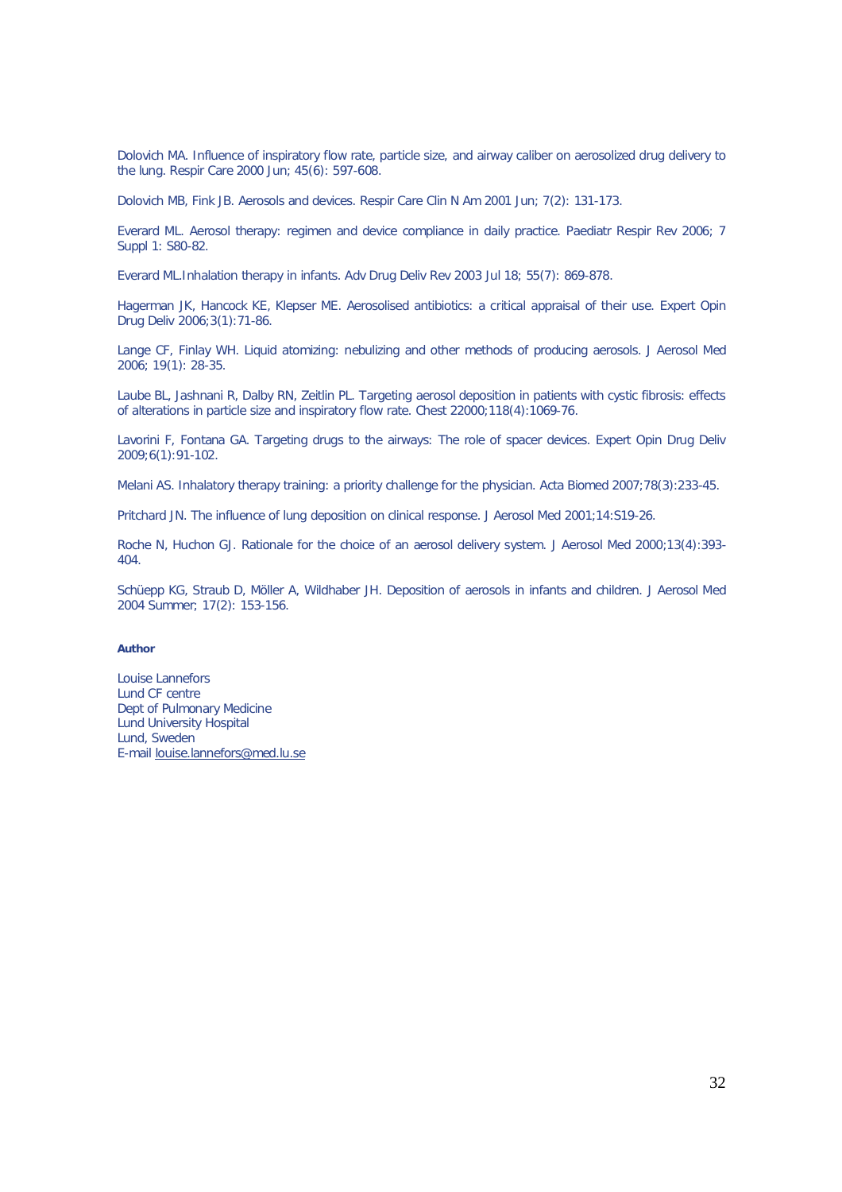Dolovich MA. Influence of inspiratory flow rate, particle size, and airway caliber on aerosolized drug delivery to the lung. Respir Care 2000 Jun; 45(6): 597-608.

Dolovich MB, Fink JB. Aerosols and devices. Respir Care Clin N Am 2001 Jun; 7(2): 131-173.

Everard ML. Aerosol therapy: regimen and device compliance in daily practice. Paediatr Respir Rev 2006; 7 Suppl 1: S80-82.

Everard ML.Inhalation therapy in infants. Adv Drug Deliv Rev 2003 Jul 18; 55(7): 869-878.

Hagerman JK, Hancock KE, Klepser ME. Aerosolised antibiotics: a critical appraisal of their use. Expert Opin Drug Deliv 2006;3(1):71-86.

Lange CF, Finlay WH. Liquid atomizing: nebulizing and other methods of producing aerosols. J Aerosol Med 2006; 19(1): 28-35.

Laube BL, Jashnani R, Dalby RN, Zeitlin PL. Targeting aerosol deposition in patients with cystic fibrosis: effects of alterations in particle size and inspiratory flow rate. Chest 22000;118(4):1069-76.

Lavorini F, Fontana GA. Targeting drugs to the airways: The role of spacer devices. Expert Opin Drug Deliv 2009;6(1):91-102.

Melani AS. Inhalatory therapy training: a priority challenge for the physician. Acta Biomed 2007;78(3):233-45.

Pritchard JN. The influence of lung deposition on clinical response. J Aerosol Med 2001;14:S19-26.

Roche N, Huchon GJ. Rationale for the choice of an aerosol delivery system. J Aerosol Med 2000;13(4):393-404.

Schüepp KG, Straub D, Möller A, Wildhaber JH. Deposition of aerosols in infants and children. J Aerosol Med 2004 Summer; 17(2): 153-156.

**Author**

Louise Lannefors
Lund CF centre
Dept of Pulmonary Medicine
Lund University Hospital
Lund, Sweden
E-mail louise.lannefors@med.lu.se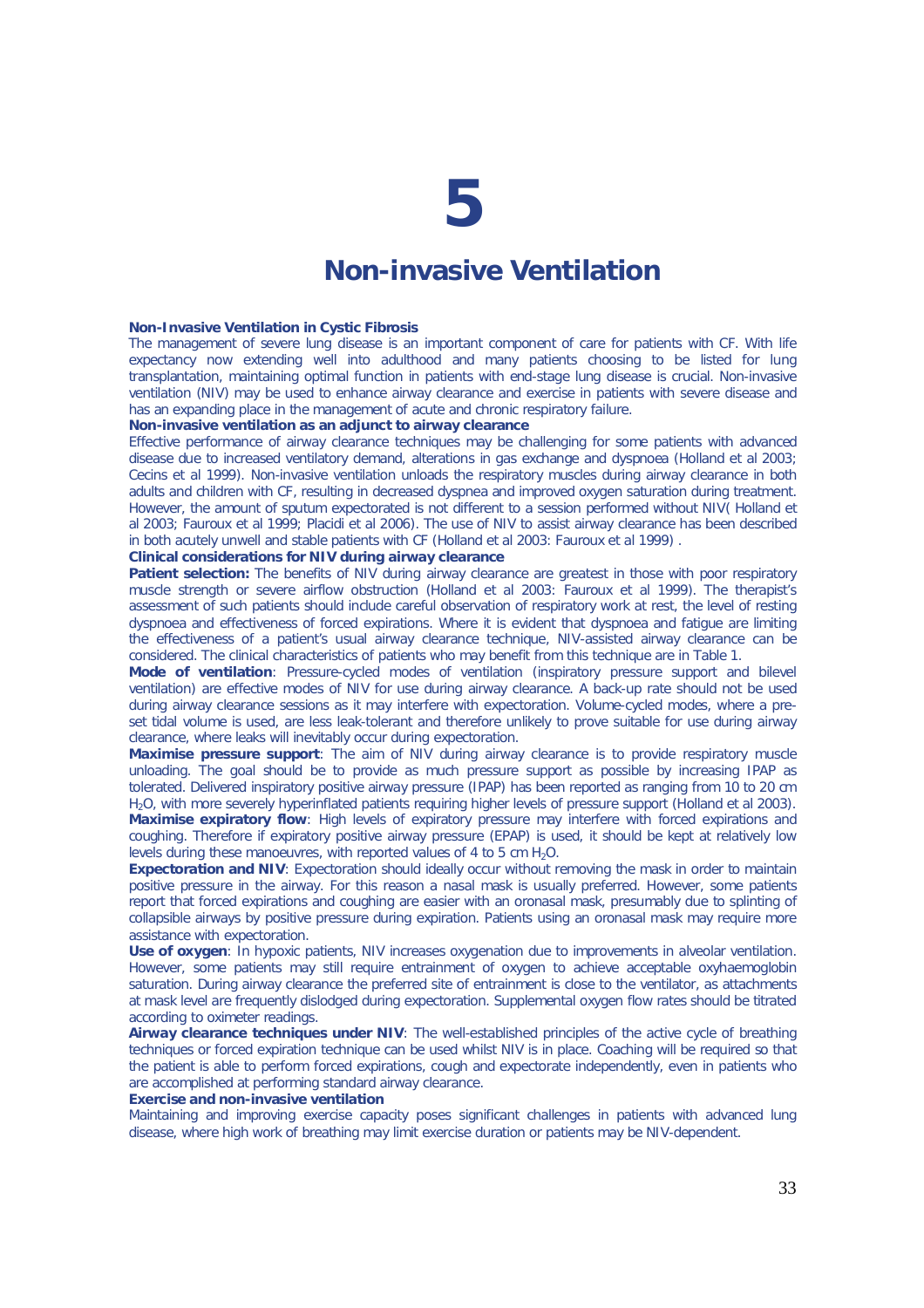# 5

# Non-invasive Ventilation

### Non-Invasive Ventilation in Cystic Fibrosis

The management of severe lung disease is an important component of care for patients with CF. With life expectancy now extending well into adulthood and many patients choosing to be listed for lung transplantation, maintaining optimal function in patients with end-stage lung disease is crucial. Non-invasive ventilation (NIV) may be used to enhance airway clearance and exercise in patients with severe disease and has an expanding place in the management of acute and chronic respiratory failure.

### Non-invasive ventilation as an adjunct to airway clearance

Effective performance of airway clearance techniques may be challenging for some patients with advanced disease due to increased ventilatory demand, alterations in gas exchange and dyspnoea (Holland et al 2003; Cecins et al 1999). Non-invasive ventilation unloads the respiratory muscles during airway clearance in both adults and children with CF, resulting in decreased dyspnea and improved oxygen saturation during treatment. However, the amount of sputum expectorated is not different to a session performed without NIV( Holland et al 2003; Fauroux et al 1999; Placidi et al 2006). The use of NIV to assist airway clearance has been described in both acutely unwell and stable patients with CF (Holland et al 2003: Fauroux et al 1999) .

### Clinical considerations for NIV during airway clearance

**Patient selection:** The benefits of NIV during airway clearance are greatest in those with poor respiratory muscle strength or severe airflow obstruction (Holland et al 2003: Fauroux et al 1999). The therapist's assessment of such patients should include careful observation of respiratory work at rest, the level of resting dyspnoea and effectiveness of forced expirations. Where it is evident that dyspnoea and fatigue are limiting the effectiveness of a patient's usual airway clearance technique, NIV-assisted airway clearance can be considered. The clinical characteristics of patients who may benefit from this technique are in Table 1.

**Mode of ventilation**: Pressure-cycled modes of ventilation (inspiratory pressure support and bilevel ventilation) are effective modes of NIV for use during airway clearance. A back-up rate should not be used during airway clearance sessions as it may interfere with expectoration. Volume-cycled modes, where a pre-set tidal volume is used, are less leak-tolerant and therefore unlikely to prove suitable for use during airway clearance, where leaks will inevitably occur during expectoration.

**Maximise pressure support**: The aim of NIV during airway clearance is to provide respiratory muscle unloading. The goal should be to provide as much pressure support as possible by increasing IPAP as tolerated. Delivered inspiratory positive airway pressure (IPAP) has been reported as ranging from 10 to 20 cm $H_2O$, with more severely hyperinflated patients requiring higher levels of pressure support (Holland et al 2003).

**Maximise expiratory flow**: High levels of expiratory pressure may interfere with forced expirations and coughing. Therefore if expiratory positive airway pressure (EPAP) is used, it should be kept at relatively low levels during these manoeuvres, with reported values of 4 to 5 cm $H_2O$.

**Expectoration and NIV**: Expectoration should ideally occur without removing the mask in order to maintain positive pressure in the airway. For this reason a nasal mask is usually preferred. However, some patients report that forced expirations and coughing are easier with an oronasal mask, presumably due to splinting of collapsible airways by positive pressure during expiration. Patients using an oronasal mask may require more assistance with expectoration.

**Use of oxygen**: In hypoxic patients, NIV increases oxygenation due to improvements in alveolar ventilation. However, some patients may still require entrainment of oxygen to achieve acceptable oxyhaemoglobin saturation. During airway clearance the preferred site of entrainment is close to the ventilator, as attachments at mask level are frequently dislodged during expectoration. Supplemental oxygen flow rates should be titrated according to oximeter readings.

**Airway clearance techniques under NIV**: The well-established principles of the active cycle of breathing techniques or forced expiration technique can be used whilst NIV is in place. Coaching will be required so that the patient is able to perform forced expirations, cough and expectorate independently, even in patients who are accomplished at performing standard airway clearance.

### Exercise and non-invasive ventilation

Maintaining and improving exercise capacity poses significant challenges in patients with advanced lung disease, where high work of breathing may limit exercise duration or patients may be NIV-dependent.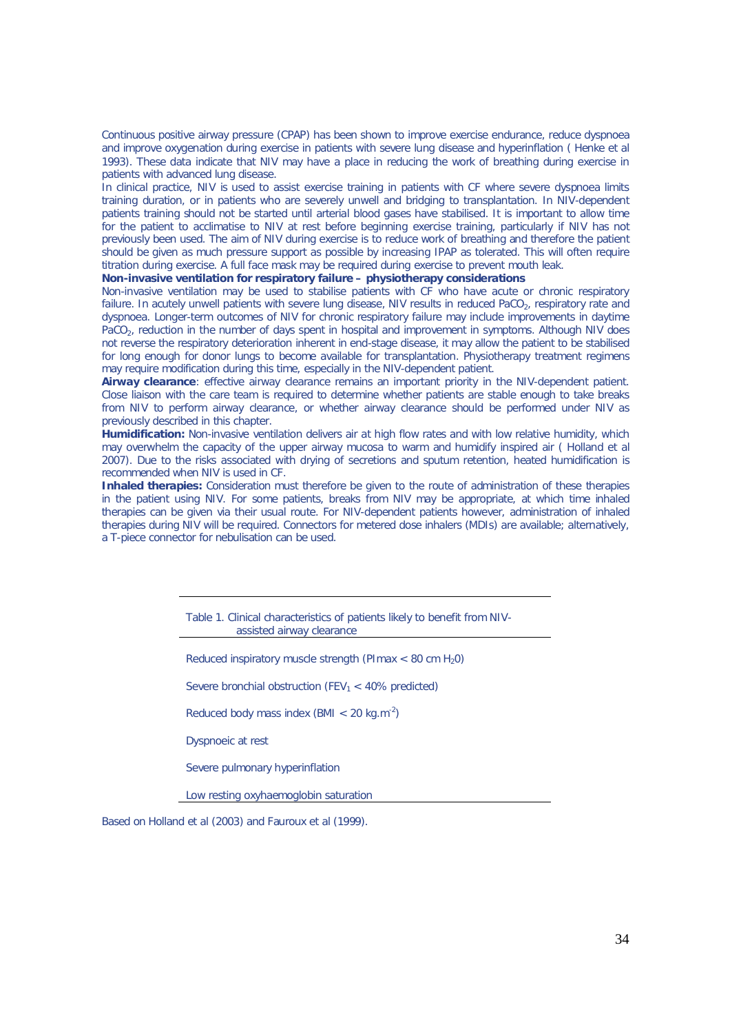Continuous positive airway pressure (CPAP) has been shown to improve exercise endurance, reduce dyspnoea and improve oxygenation during exercise in patients with severe lung disease and hyperinflation ( Henke et al 1993). These data indicate that NIV may have a place in reducing the work of breathing during exercise in patients with advanced lung disease.

In clinical practice, NIV is used to assist exercise training in patients with CF where severe dyspnoea limits training duration, or in patients who are severely unwell and bridging to transplantation. In NIV-dependent patients training should not be started until arterial blood gases have stabilised. It is important to allow time for the patient to acclimatise to NIV at rest before beginning exercise training, particularly if NIV has not previously been used. The aim of NIV during exercise is to reduce work of breathing and therefore the patient should be given as much pressure support as possible by increasing IPAP as tolerated. This will often require titration during exercise. A full face mask may be required during exercise to prevent mouth leak.

**Non-invasive ventilation for respiratory failure – physiotherapy considerations**

Non-invasive ventilation may be used to stabilise patients with CF who have acute or chronic respiratory failure. In acutely unwell patients with severe lung disease, NIV results in reduced $PaCO_2$, respiratory rate and dyspnoea. Longer-term outcomes of NIV for chronic respiratory failure may include improvements in daytime $PaCO_2$, reduction in the number of days spent in hospital and improvement in symptoms. Although NIV does not reverse the respiratory deterioration inherent in end-stage disease, it may allow the patient to be stabilised for long enough for donor lungs to become available for transplantation. Physiotherapy treatment regimens may require modification during this time, especially in the NIV-dependent patient.

**Airway clearance**: effective airway clearance remains an important priority in the NIV-dependent patient. Close liaison with the care team is required to determine whether patients are stable enough to take breaks from NIV to perform airway clearance, or whether airway clearance should be performed under NIV as previously described in this chapter.

**Humidification:** Non-invasive ventilation delivers air at high flow rates and with low relative humidity, which may overwhelm the capacity of the upper airway mucosa to warm and humidify inspired air ( Holland et al 2007). Due to the risks associated with drying of secretions and sputum retention, heated humidification is recommended when NIV is used in CF.

**Inhaled therapies:** Consideration must therefore be given to the route of administration of these therapies in the patient using NIV. For some patients, breaks from NIV may be appropriate, at which time inhaled therapies can be given via their usual route. For NIV-dependent patients however, administration of inhaled therapies during NIV will be required. Connectors for metered dose inhalers (MDIs) are available; alternatively, a T-piece connector for nebulisation can be used.

| Table 1. Clinical characteristics of patients likely to benefit from NIV-assisted airway clearance |
|---|
| Reduced inspiratory muscle strength (PImax < 80 cm $H_2O$) |
| Severe bronchial obstruction ($FEV_1$ < 40% predicted) |
| Reduced body mass index (BMI < 20 $kg.m^{-2}$) |
| Dyspnoeic at rest |
| Severe pulmonary hyperinflation |
| Low resting oxyhaemoglobin saturation |

Based on Holland et al (2003) and Fauroux et al (1999).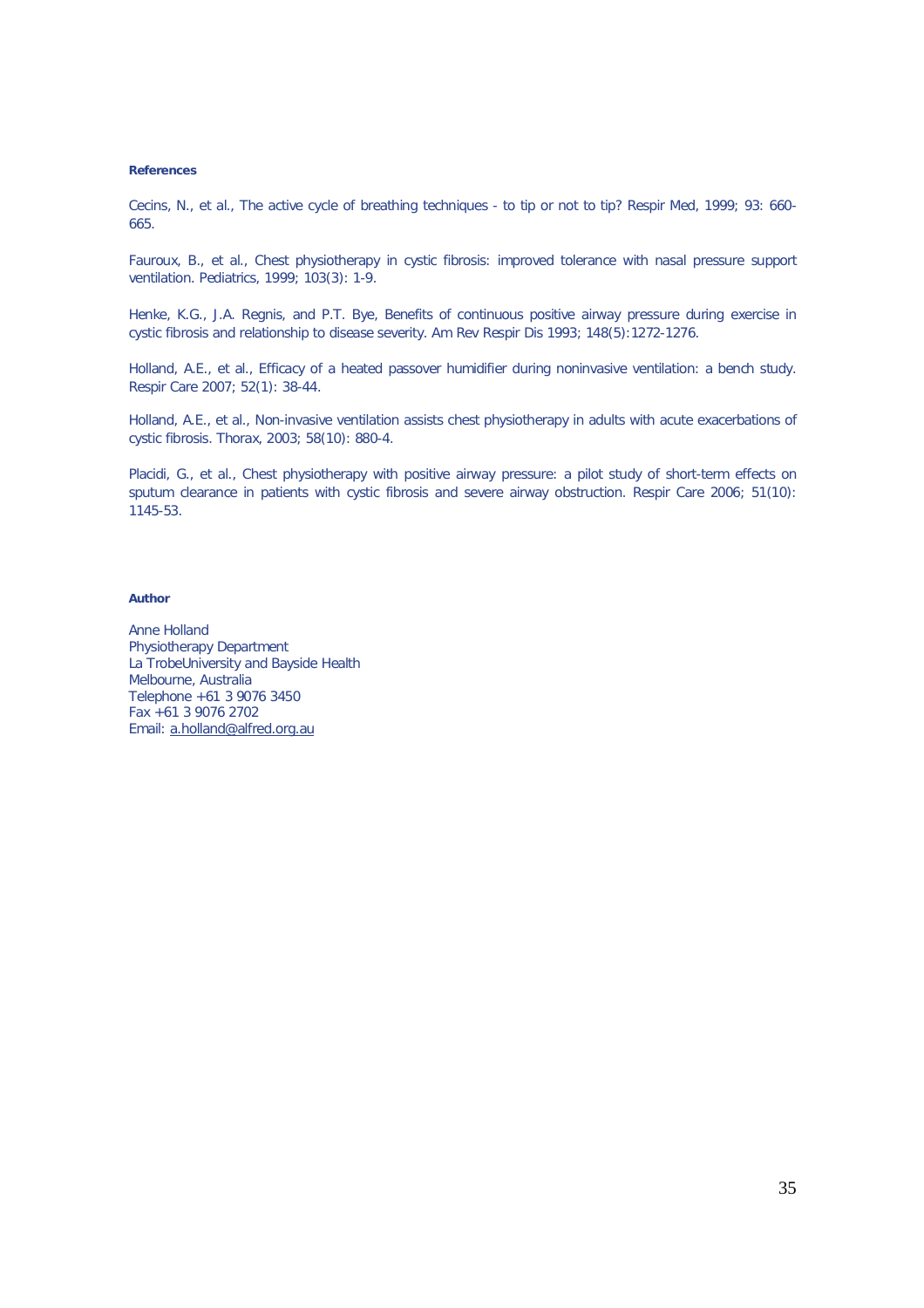**References**

Cecins, N., et al., The active cycle of breathing techniques - to tip or not to tip? Respir Med, 1999; 93: 660-665.

Fauroux, B., et al., Chest physiotherapy in cystic fibrosis: improved tolerance with nasal pressure support ventilation. Pediatrics, 1999; 103(3): 1-9.

Henke, K.G., J.A. Regnis, and P.T. Bye, Benefits of continuous positive airway pressure during exercise in cystic fibrosis and relationship to disease severity. Am Rev Respir Dis 1993; 148(5):1272-1276.

Holland, A.E., et al., Efficacy of a heated passover humidifier during noninvasive ventilation: a bench study. Respir Care 2007; 52(1): 38-44.

Holland, A.E., et al., Non-invasive ventilation assists chest physiotherapy in adults with acute exacerbations of cystic fibrosis. Thorax, 2003; 58(10): 880-4.

Placidi, G., et al., Chest physiotherapy with positive airway pressure: a pilot study of short-term effects on sputum clearance in patients with cystic fibrosis and severe airway obstruction. Respir Care 2006; 51(10): 1145-53.

**Author**

Anne Holland
Physiotherapy Department
La TrobeUniversity and Bayside Health
Melbourne, Australia
Telephone +61 3 9076 3450
Fax +61 3 9076 2702
Email: a.holland@alfred.org.au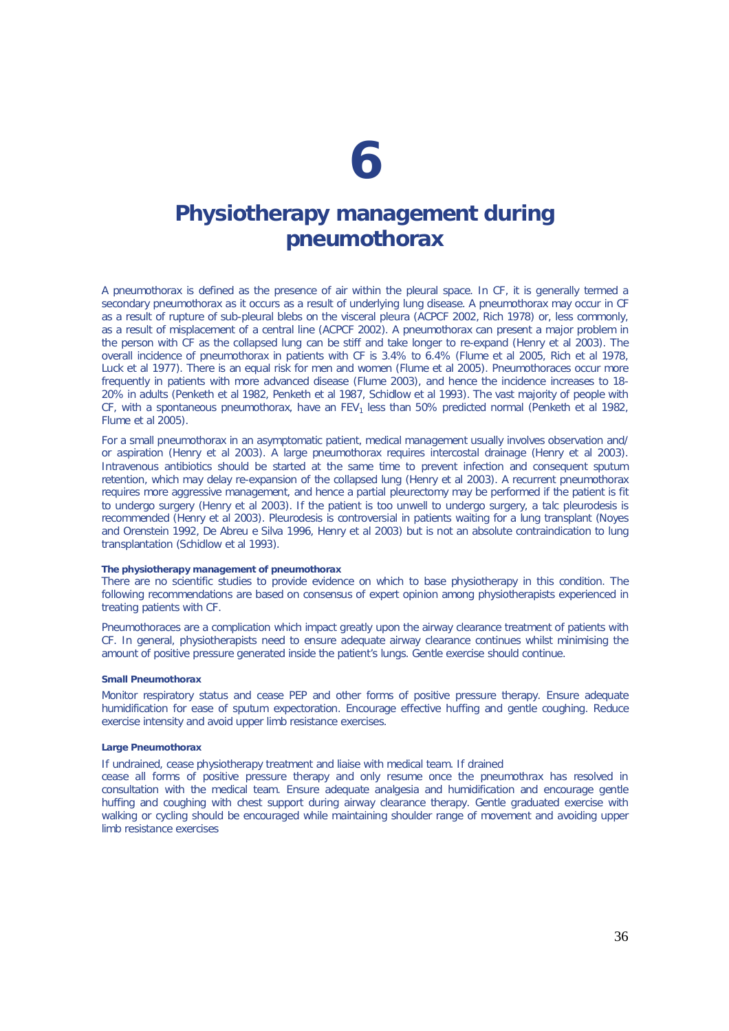# 6

# Physiotherapy management during pneumothorax

A pneumothorax is defined as the presence of air within the pleural space. In CF, it is generally termed a secondary pneumothorax as it occurs as a result of underlying lung disease. A pneumothorax may occur in CF as a result of rupture of sub-pleural blebs on the visceral pleura (ACPCF 2002, Rich 1978) or, less commonly, as a result of misplacement of a central line (ACPCF 2002). A pneumothorax can present a major problem in the person with CF as the collapsed lung can be stiff and take longer to re-expand (Henry et al 2003). The overall incidence of pneumothorax in patients with CF is 3.4% to 6.4% (Flume et al 2005, Rich et al 1978, Luck et al 1977). There is an equal risk for men and women (Flume et al 2005). Pneumothoraces occur more frequently in patients with more advanced disease (Flume 2003), and hence the incidence increases to 18-20% in adults (Penketh et al 1982, Penketh et al 1987, Schidlow et al 1993). The vast majority of people with CF, with a spontaneous pneumothorax, have an $FEV_1$ less than 50% predicted normal (Penketh et al 1982, Flume et al 2005).

For a small pneumothorax in an asymptomatic patient, medical management usually involves observation and/or aspiration (Henry et al 2003). A large pneumothorax requires intercostal drainage (Henry et al 2003). Intravenous antibiotics should be started at the same time to prevent infection and consequent sputum retention, which may delay re-expansion of the collapsed lung (Henry et al 2003). A recurrent pneumothorax requires more aggressive management, and hence a partial pleurectomy may be performed if the patient is fit to undergo surgery (Henry et al 2003). If the patient is too unwell to undergo surgery, a talc pleurodesis is recommended (Henry et al 2003). Pleurodesis is controversial in patients waiting for a lung transplant (Noyes and Orenstein 1992, De Abreu e Silva 1996, Henry et al 2003) but is not an absolute contraindication to lung transplantation (Schidlow et al 1993).

#### The physiotherapy management of pneumothorax

There are no scientific studies to provide evidence on which to base physiotherapy in this condition. The following recommendations are based on consensus of expert opinion among physiotherapists experienced in treating patients with CF.

Pneumothoraces are a complication which impact greatly upon the airway clearance treatment of patients with CF. In general, physiotherapists need to ensure adequate airway clearance continues whilst minimising the amount of positive pressure generated inside the patient's lungs. Gentle exercise should continue.

#### Small Pneumothorax

Monitor respiratory status and cease PEP and other forms of positive pressure therapy. Ensure adequate humidification for ease of sputum expectoration. Encourage effective huffing and gentle coughing. Reduce exercise intensity and avoid upper limb resistance exercises.

#### Large Pneumothorax

If undrained, cease physiotherapy treatment and liaise with medical team. If drained cease all forms of positive pressure therapy and only resume once the pneumothrax has resolved in consultation with the medical team. Ensure adequate analgesia and humidification and encourage gentle huffing and coughing with chest support during airway clearance therapy. Gentle graduated exercise with walking or cycling should be encouraged while maintaining shoulder range of movement and avoiding upper limb resistance exercises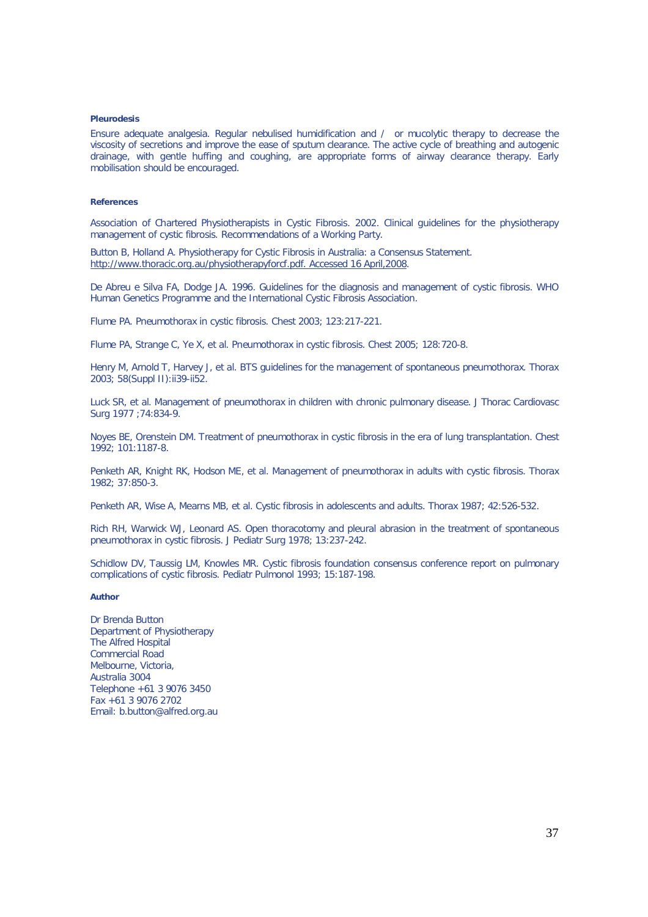**Pleurodesis**

Ensure adequate analgesia. Regular nebulised humidification and / or mucolytic therapy to decrease the viscosity of secretions and improve the ease of sputum clearance. The active cycle of breathing and autogenic drainage, with gentle huffing and coughing, are appropriate forms of airway clearance therapy. Early mobilisation should be encouraged.

**References**

Association of Chartered Physiotherapists in Cystic Fibrosis. 2002. Clinical guidelines for the physiotherapy management of cystic fibrosis. Recommendations of a Working Party.

Button B, Holland A. Physiotherapy for Cystic Fibrosis in Australia: a Consensus Statement. http://www.thoracic.org.au/physiotherapyforcf.pdf. Accessed 16 April,2008.

De Abreu e Silva FA, Dodge JA. 1996. Guidelines for the diagnosis and management of cystic fibrosis. WHO Human Genetics Programme and the International Cystic Fibrosis Association.

Flume PA. Pneumothorax in cystic fibrosis. Chest 2003; 123:217-221.

Flume PA, Strange C, Ye X, et al. Pneumothorax in cystic fibrosis. Chest 2005; 128:720-8.

Henry M, Arnold T, Harvey J, et al. BTS guidelines for the management of spontaneous pneumothorax. Thorax 2003; 58(Suppl II):ii39-ii52.

Luck SR, et al. Management of pneumothorax in children with chronic pulmonary disease. J Thorac Cardiovasc Surg 1977 ;74:834-9.

Noyes BE, Orenstein DM. Treatment of pneumothorax in cystic fibrosis in the era of lung transplantation. Chest 1992; 101:1187-8.

Penketh AR, Knight RK, Hodson ME, et al. Management of pneumothorax in adults with cystic fibrosis. Thorax 1982; 37:850-3.

Penketh AR, Wise A, Mearns MB, et al. Cystic fibrosis in adolescents and adults. Thorax 1987; 42:526-532.

Rich RH, Warwick WJ, Leonard AS. Open thoracotomy and pleural abrasion in the treatment of spontaneous pneumothorax in cystic fibrosis. J Pediatr Surg 1978; 13:237-242.

Schidlow DV, Taussig LM, Knowles MR. Cystic fibrosis foundation consensus conference report on pulmonary complications of cystic fibrosis. Pediatr Pulmonol 1993; 15:187-198.

**Author**

Dr Brenda Button
Department of Physiotherapy
The Alfred Hospital
Commercial Road
Melbourne, Victoria,
Australia 3004
Telephone +61 3 9076 3450
Fax +61 3 9076 2702
Email: b.button@alfred.org.au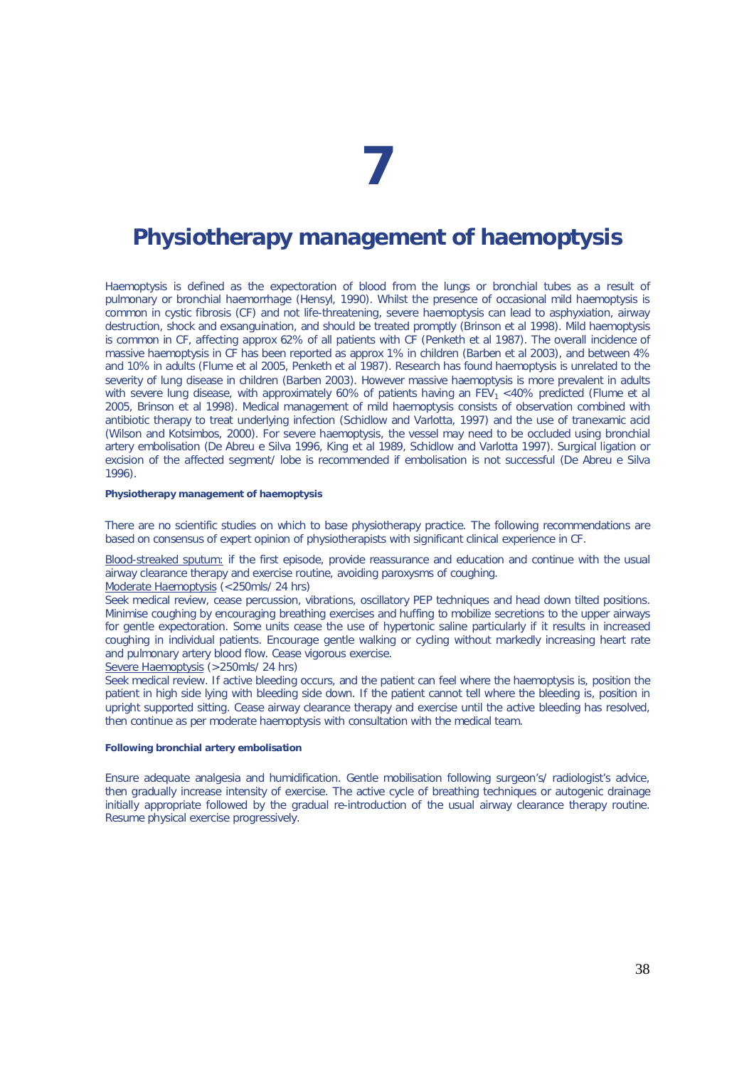# 7

# Physiotherapy management of haemoptysis

Haemoptysis is defined as the expectoration of blood from the lungs or bronchial tubes as a result of pulmonary or bronchial haemorrhage (Hensyl, 1990). Whilst the presence of occasional mild haemoptysis is common in cystic fibrosis (CF) and not life-threatening, severe haemoptysis can lead to asphyxiation, airway destruction, shock and exsanguination, and should be treated promptly (Brinson et al 1998). Mild haemoptysis is common in CF, affecting approx 62% of all patients with CF (Penketh et al 1987). The overall incidence of massive haemoptysis in CF has been reported as approx 1% in children (Barben et al 2003), and between 4% and 10% in adults (Flume et al 2005, Penketh et al 1987). Research has found haemoptysis is unrelated to the severity of lung disease in children (Barben 2003). However massive haemoptysis is more prevalent in adults with severe lung disease, with approximately 60% of patients having an $FEV_1$ <40% predicted (Flume et al 2005, Brinson et al 1998). Medical management of mild haemoptysis consists of observation combined with antibiotic therapy to treat underlying infection (Schidlow and Varlotta, 1997) and the use of tranexamic acid (Wilson and Kotsimbos, 2000). For severe haemoptysis, the vessel may need to be occluded using bronchial artery embolisation (De Abreu e Silva 1996, King et al 1989, Schidlow and Varlotta 1997). Surgical ligation or excision of the affected segment/ lobe is recommended if embolisation is not successful (De Abreu e Silva 1996).

#### Physiotherapy management of haemoptysis

There are no scientific studies on which to base physiotherapy practice. The following recommendations are based on consensus of expert opinion of physiotherapists with significant clinical experience in CF.

Blood-streaked sputum: if the first episode, provide reassurance and education and continue with the usual airway clearance therapy and exercise routine, avoiding paroxysms of coughing.

Moderate Haemoptysis (<250mls/ 24 hrs)

Seek medical review, cease percussion, vibrations, oscillatory PEP techniques and head down tilted positions. Minimise coughing by encouraging breathing exercises and huffing to mobilize secretions to the upper airways for gentle expectoration. Some units cease the use of hypertonic saline particularly if it results in increased coughing in individual patients. Encourage gentle walking or cycling without markedly increasing heart rate and pulmonary artery blood flow. Cease vigorous exercise.

Severe Haemoptysis (>250mls/ 24 hrs)

Seek medical review. If active bleeding occurs, and the patient can feel where the haemoptysis is, position the patient in high side lying with bleeding side down. If the patient cannot tell where the bleeding is, position in upright supported sitting. Cease airway clearance therapy and exercise until the active bleeding has resolved, then continue as per moderate haemoptysis with consultation with the medical team.

#### Following bronchial artery embolisation

Ensure adequate analgesia and humidification. Gentle mobilisation following surgeon's/ radiologist's advice, then gradually increase intensity of exercise. The active cycle of breathing techniques or autogenic drainage initially appropriate followed by the gradual re-introduction of the usual airway clearance therapy routine. Resume physical exercise progressively.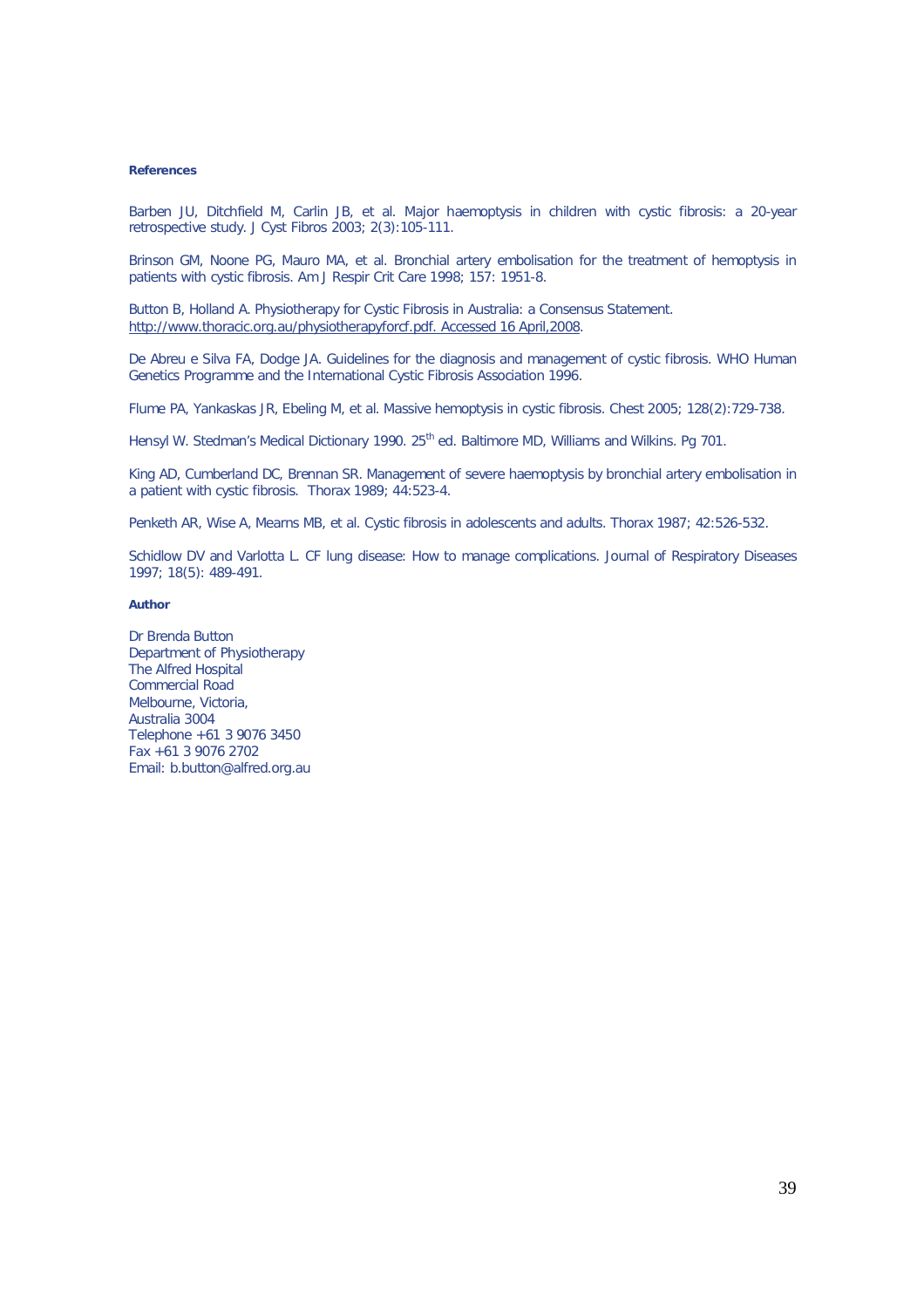**References**

Barben JU, Ditchfield M, Carlin JB, et al. Major haemoptysis in children with cystic fibrosis: a 20-year retrospective study. J Cyst Fibros 2003; 2(3):105-111.

Brinson GM, Noone PG, Mauro MA, et al. Bronchial artery embolisation for the treatment of hemoptysis in patients with cystic fibrosis. Am J Respir Crit Care 1998; 157: 1951-8.

Button B, Holland A. Physiotherapy for Cystic Fibrosis in Australia: a Consensus Statement. http://www.thoracic.org.au/physiotherapyforcf.pdf. Accessed 16 April,2008.

De Abreu e Silva FA, Dodge JA. Guidelines for the diagnosis and management of cystic fibrosis. WHO Human Genetics Programme and the International Cystic Fibrosis Association 1996.

Flume PA, Yankaskas JR, Ebeling M, et al. Massive hemoptysis in cystic fibrosis. Chest 2005; 128(2):729-738.

Hensyl W. Stedman's Medical Dictionary 1990. 25th ed. Baltimore MD, Williams and Wilkins. Pg 701.

King AD, Cumberland DC, Brennan SR. Management of severe haemoptysis by bronchial artery embolisation in a patient with cystic fibrosis. Thorax 1989; 44:523-4.

Penketh AR, Wise A, Mearns MB, et al. Cystic fibrosis in adolescents and adults. Thorax 1987; 42:526-532.

Schidlow DV and Varlotta L. CF lung disease: How to manage complications. Journal of Respiratory Diseases 1997; 18(5): 489-491.

**Author**

Dr Brenda Button
Department of Physiotherapy
The Alfred Hospital
Commercial Road
Melbourne, Victoria,
Australia 3004
Telephone +61 3 9076 3450
Fax +61 3 9076 2702
Email: b.button@alfred.org.au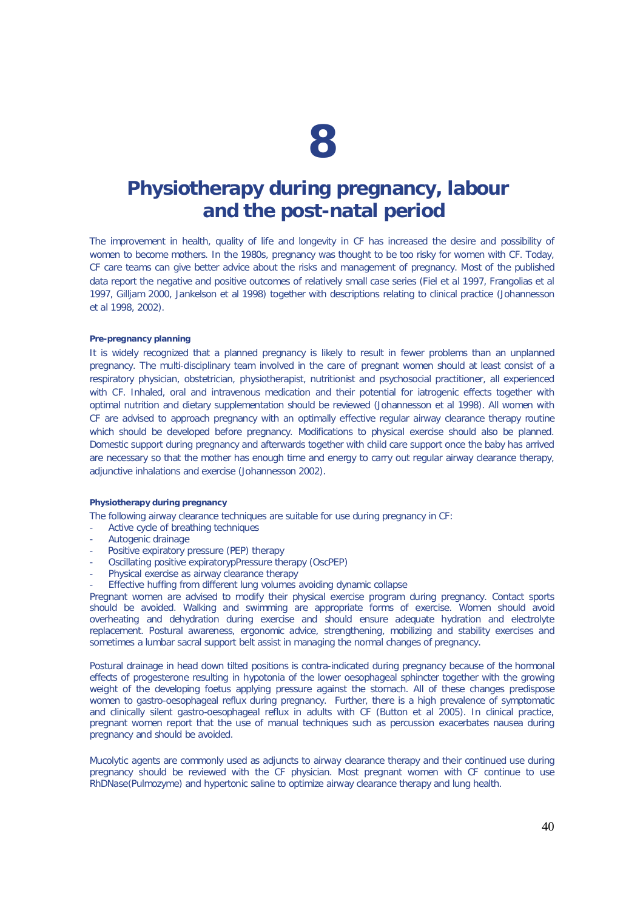# 8

# Physiotherapy during pregnancy, labour and the post-natal period

The improvement in health, quality of life and longevity in CF has increased the desire and possibility of women to become mothers. In the 1980s, pregnancy was thought to be too risky for women with CF. Today, CF care teams can give better advice about the risks and management of pregnancy. Most of the published data report the negative and positive outcomes of relatively small case series (Fiel et al 1997, Frangolias et al 1997, Gilljam 2000, Jankelson et al 1998) together with descriptions relating to clinical practice (Johannesson et al 1998, 2002).

#### Pre-pregnancy planning

It is widely recognized that a planned pregnancy is likely to result in fewer problems than an unplanned pregnancy. The multi-disciplinary team involved in the care of pregnant women should at least consist of a respiratory physician, obstetrician, physiotherapist, nutritionist and psychosocial practitioner, all experienced with CF. Inhaled, oral and intravenous medication and their potential for iatrogenic effects together with optimal nutrition and dietary supplementation should be reviewed (Johannesson et al 1998). All women with CF are advised to approach pregnancy with an optimally effective regular airway clearance therapy routine which should be developed before pregnancy. Modifications to physical exercise should also be planned. Domestic support during pregnancy and afterwards together with child care support once the baby has arrived are necessary so that the mother has enough time and energy to carry out regular airway clearance therapy, adjunctive inhalations and exercise (Johannesson 2002).

#### Physiotherapy during pregnancy

The following airway clearance techniques are suitable for use during pregnancy in CF:

- Active cycle of breathing techniques
- Autogenic drainage
- Positive expiratory pressure (PEP) therapy
- Oscillating positive expiratorypPressure therapy (OscPEP)
- Physical exercise as airway clearance therapy
- Effective huffing from different lung volumes avoiding dynamic collapse

Pregnant women are advised to modify their physical exercise program during pregnancy. Contact sports should be avoided. Walking and swimming are appropriate forms of exercise. Women should avoid overheating and dehydration during exercise and should ensure adequate hydration and electrolyte replacement. Postural awareness, ergonomic advice, strengthening, mobilizing and stability exercises and sometimes a lumbar sacral support belt assist in managing the normal changes of pregnancy.

Postural drainage in head down tilted positions is contra-indicated during pregnancy because of the hormonal effects of progesterone resulting in hypotonia of the lower oesophageal sphincter together with the growing weight of the developing foetus applying pressure against the stomach. All of these changes predispose women to gastro-oesophageal reflux during pregnancy. Further, there is a high prevalence of symptomatic and clinically silent gastro-oesophageal reflux in adults with CF (Button et al 2005). In clinical practice, pregnant women report that the use of manual techniques such as percussion exacerbates nausea during pregnancy and should be avoided.

Mucolytic agents are commonly used as adjuncts to airway clearance therapy and their continued use during pregnancy should be reviewed with the CF physician. Most pregnant women with CF continue to use RhDNase(Pulmozyme) and hypertonic saline to optimize airway clearance therapy and lung health.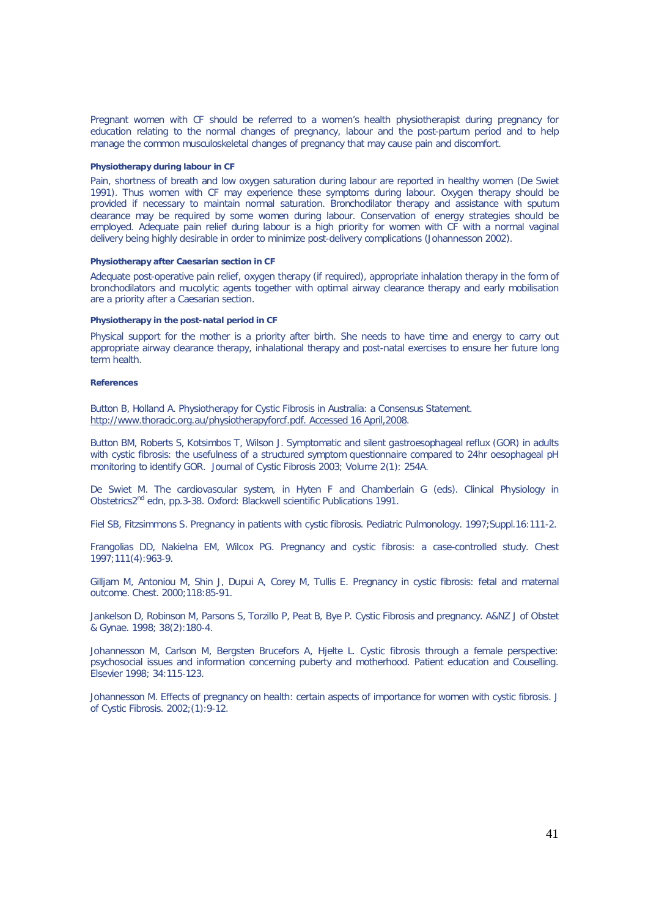Pregnant women with CF should be referred to a women's health physiotherapist during pregnancy for education relating to the normal changes of pregnancy, labour and the post-partum period and to help manage the common musculoskeletal changes of pregnancy that may cause pain and discomfort.

#### Physiotherapy during labour in CF

Pain, shortness of breath and low oxygen saturation during labour are reported in healthy women (De Swiet 1991). Thus women with CF may experience these symptoms during labour. Oxygen therapy should be provided if necessary to maintain normal saturation. Bronchodilator therapy and assistance with sputum clearance may be required by some women during labour. Conservation of energy strategies should be employed. Adequate pain relief during labour is a high priority for women with CF with a normal vaginal delivery being highly desirable in order to minimize post-delivery complications (Johannesson 2002).

#### Physiotherapy after Caesarian section in CF

Adequate post-operative pain relief, oxygen therapy (if required), appropriate inhalation therapy in the form of bronchodilators and mucolytic agents together with optimal airway clearance therapy and early mobilisation are a priority after a Caesarian section.

#### Physiotherapy in the post-natal period in CF

Physical support for the mother is a priority after birth. She needs to have time and energy to carry out appropriate airway clearance therapy, inhalational therapy and post-natal exercises to ensure her future long term health.

#### References

Button B, Holland A. Physiotherapy for Cystic Fibrosis in Australia: a Consensus Statement. http://www.thoracic.org.au/physiotherapyforcf.pdf. Accessed 16 April,2008.

Button BM, Roberts S, Kotsimbos T, Wilson J. Symptomatic and silent gastroesophageal reflux (GOR) in adults with cystic fibrosis: the usefulness of a structured symptom questionnaire compared to 24hr oesophageal pH monitoring to identify GOR. Journal of Cystic Fibrosis 2003; Volume 2(1): 254A.

De Swiet M. The cardiovascular system, in Hyten F and Chamberlain G (eds). Clinical Physiology in Obstetrics2[nd] edn, pp.3-38. Oxford: Blackwell scientific Publications 1991.

Fiel SB, Fitzsimmons S. Pregnancy in patients with cystic fibrosis. Pediatric Pulmonology. 1997;Suppl.16:111-2.

Frangolias DD, Nakielna EM, Wilcox PG. Pregnancy and cystic fibrosis: a case-controlled study. Chest 1997;111(4):963-9.

Gilljam M, Antoniou M, Shin J, Dupui A, Corey M, Tullis E. Pregnancy in cystic fibrosis: fetal and maternal outcome. Chest. 2000;118:85-91.

Jankelson D, Robinson M, Parsons S, Torzillo P, Peat B, Bye P. Cystic Fibrosis and pregnancy. A&NZ J of Obstet & Gynae. 1998; 38(2):180-4.

Johannesson M, Carlson M, Bergsten Brucefors A, Hjelte L. Cystic fibrosis through a female perspective: psychosocial issues and information concerning puberty and motherhood. Patient education and Couselling. Elsevier 1998; 34:115-123.

Johannesson M. Effects of pregnancy on health: certain aspects of importance for women with cystic fibrosis. J of Cystic Fibrosis. 2002;(1):9-12.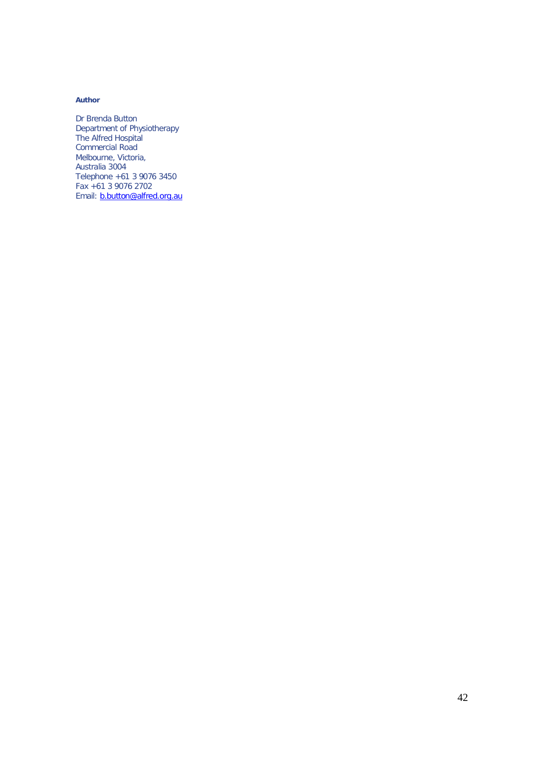**Author**

Dr Brenda Button
Department of Physiotherapy
The Alfred Hospital
Commercial Road
Melbourne, Victoria,
Australia 3004
Telephone +61 3 9076 3450
Fax +61 3 9076 2702
Email: b.button@alfred.org.au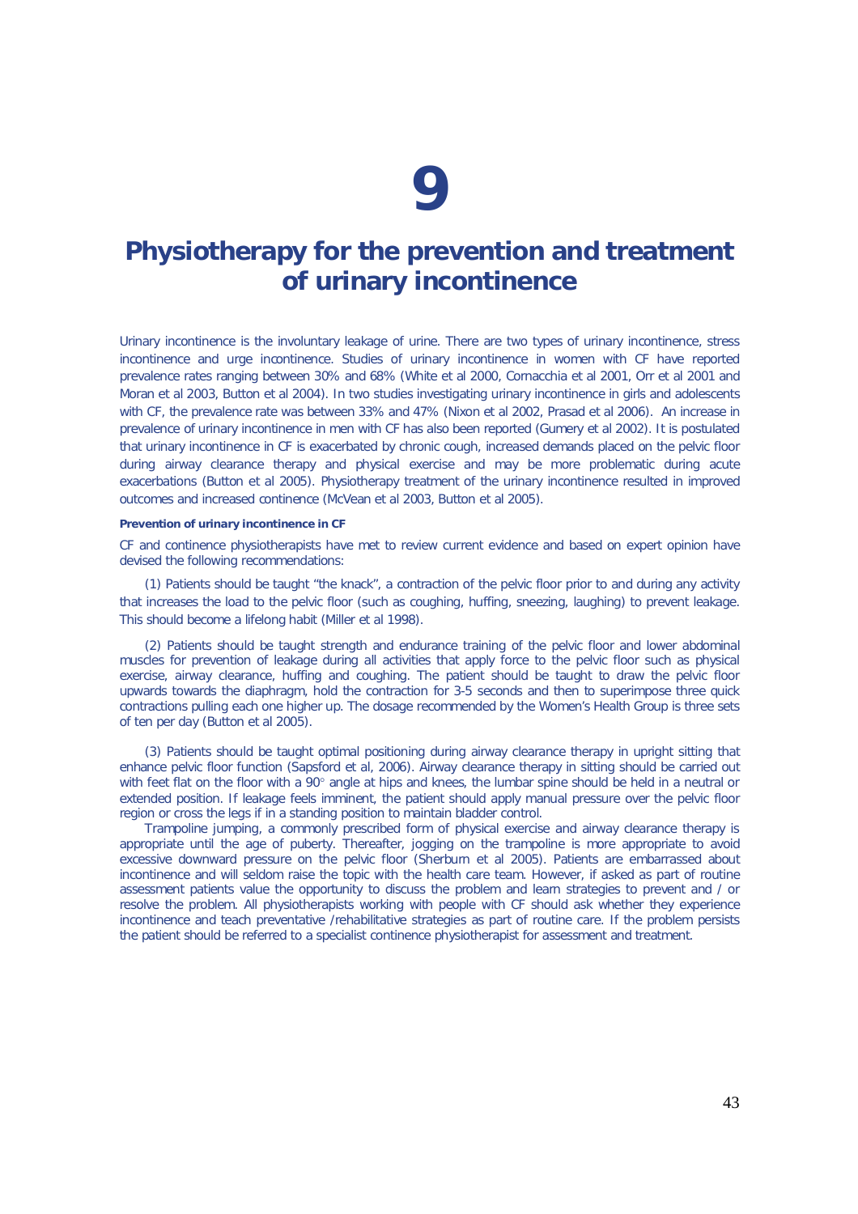# 9

# Physiotherapy for the prevention and treatment of urinary incontinence

Urinary incontinence is the involuntary leakage of urine. There are two types of urinary incontinence, stress incontinence and urge incontinence. Studies of urinary incontinence in women with CF have reported prevalence rates ranging between 30% and 68% (White et al 2000, Cornacchia et al 2001, Orr et al 2001 and Moran et al 2003, Button et al 2004). In two studies investigating urinary incontinence in girls and adolescents with CF, the prevalence rate was between 33% and 47% (Nixon et al 2002, Prasad et al 2006). An increase in prevalence of urinary incontinence in men with CF has also been reported (Gumery et al 2002). It is postulated that urinary incontinence in CF is exacerbated by chronic cough, increased demands placed on the pelvic floor during airway clearance therapy and physical exercise and may be more problematic during acute exacerbations (Button et al 2005). Physiotherapy treatment of the urinary incontinence resulted in improved outcomes and increased continence (McVean et al 2003, Button et al 2005).

**Prevention of urinary incontinence in CF**

CF and continence physiotherapists have met to review current evidence and based on expert opinion have devised the following recommendations:

(1) Patients should be taught "the knack", a contraction of the pelvic floor prior to and during any activity that increases the load to the pelvic floor (such as coughing, huffing, sneezing, laughing) to prevent leakage. This should become a lifelong habit (Miller et al 1998).

(2) Patients should be taught strength and endurance training of the pelvic floor and lower abdominal muscles for prevention of leakage during all activities that apply force to the pelvic floor such as physical exercise, airway clearance, huffing and coughing. The patient should be taught to draw the pelvic floor upwards towards the diaphragm, hold the contraction for 3-5 seconds and then to superimpose three quick contractions pulling each one higher up. The dosage recommended by the Women's Health Group is three sets of ten per day (Button et al 2005).

(3) Patients should be taught optimal positioning during airway clearance therapy in upright sitting that enhance pelvic floor function (Sapsford et al, 2006). Airway clearance therapy in sitting should be carried out with feet flat on the floor with a 90° angle at hips and knees, the lumbar spine should be held in a neutral or extended position. If leakage feels imminent, the patient should apply manual pressure over the pelvic floor region or cross the legs if in a standing position to maintain bladder control.

Trampoline jumping, a commonly prescribed form of physical exercise and airway clearance therapy is appropriate until the age of puberty. Thereafter, jogging on the trampoline is more appropriate to avoid excessive downward pressure on the pelvic floor (Sherburn et al 2005). Patients are embarrassed about incontinence and will seldom raise the topic with the health care team. However, if asked as part of routine assessment patients value the opportunity to discuss the problem and learn strategies to prevent and / or resolve the problem. All physiotherapists working with people with CF should ask whether they experience incontinence and teach preventative /rehabilitative strategies as part of routine care. If the problem persists the patient should be referred to a specialist continence physiotherapist for assessment and treatment.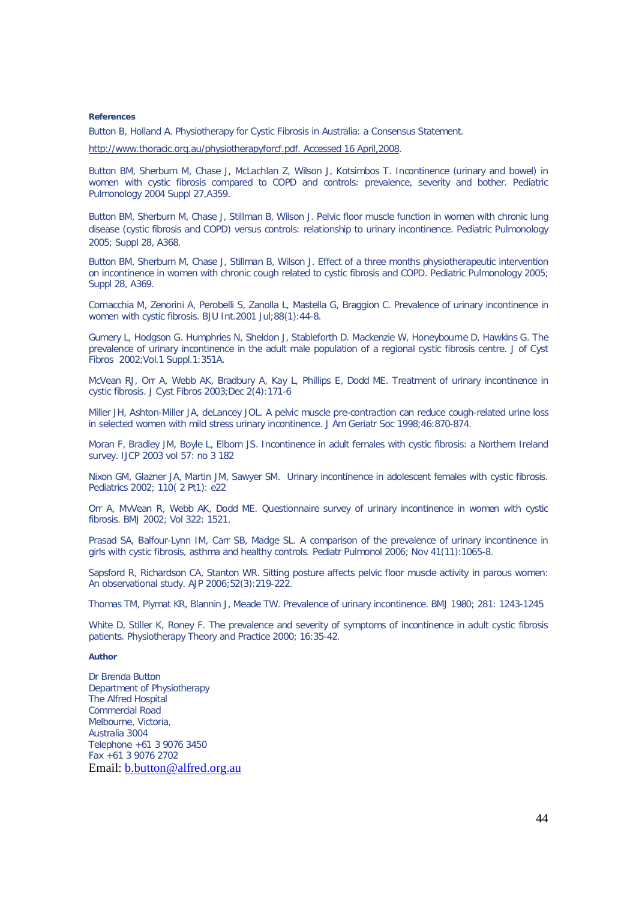**References**

Button B, Holland A. Physiotherapy for Cystic Fibrosis in Australia: a Consensus Statement.

http://www.thoracic.org.au/physiotherapyforcf.pdf. Accessed 16 April,2008.

Button BM, Sherburn M, Chase J, McLachlan Z, Wilson J, Kotsimbos T. Incontinence (urinary and bowel) in women with cystic fibrosis compared to COPD and controls: prevalence, severity and bother. Pediatric Pulmonology 2004 Suppl 27,A359.

Button BM, Sherburn M, Chase J, Stillman B, Wilson J. Pelvic floor muscle function in women with chronic lung disease (cystic fibrosis and COPD) versus controls: relationship to urinary incontinence. Pediatric Pulmonology 2005; Suppl 28, A368.

Button BM, Sherburn M, Chase J, Stillman B, Wilson J. Effect of a three months physiotherapeutic intervention on incontinence in women with chronic cough related to cystic fibrosis and COPD. Pediatric Pulmonology 2005; Suppl 28, A369.

Cornacchia M, Zenorini A, Perobelli S, Zanolla L, Mastella G, Braggion C. Prevalence of urinary incontinence in women with cystic fibrosis. BJU Int.2001 Jul;88(1):44-8.

Gumery L, Hodgson G. Humphries N, Sheldon J, Stableforth D. Mackenzie W, Honeybourne D, Hawkins G. The prevalence of urinary incontinence in the adult male population of a regional cystic fibrosis centre. J of Cyst Fibros 2002;Vol.1 Suppl.1:351A.

McVean RJ, Orr A, Webb AK, Bradbury A, Kay L, Phillips E, Dodd ME. Treatment of urinary incontinence in cystic fibrosis. J Cyst Fibros 2003;Dec 2(4):171-6

Miller JH, Ashton-Miller JA, deLancey JOL. A pelvic muscle pre-contraction can reduce cough-related urine loss in selected women with mild stress urinary incontinence. J Am Geriatr Soc 1998;46:870-874.

Moran F, Bradley JM, Boyle L, Elborn JS. Incontinence in adult females with cystic fibrosis: a Northern Ireland survey. IJCP 2003 vol 57: no 3 182

Nixon GM, Glazner JA, Martin JM, Sawyer SM. Urinary incontinence in adolescent females with cystic fibrosis. Pediatrics 2002; 110( 2 Pt1): e22

Orr A, MvVean R, Webb AK, Dodd ME. Questionnaire survey of urinary incontinence in women with cystic fibrosis. BMJ 2002; Vol 322: 1521.

Prasad SA, Balfour-Lynn IM, Carr SB, Madge SL. A comparison of the prevalence of urinary incontinence in girls with cystic fibrosis, asthma and healthy controls. Pediatr Pulmonol 2006; Nov 41(11):1065-8.

Sapsford R, Richardson CA, Stanton WR. Sitting posture affects pelvic floor muscle activity in parous women: An observational study. AJP 2006;52(3):219-222.

Thomas TM, Plymat KR, Blannin J, Meade TW. Prevalence of urinary incontinence. BMJ 1980; 281: 1243-1245

White D, Stiller K, Roney F. The prevalence and severity of symptoms of incontinence in adult cystic fibrosis patients. Physiotherapy Theory and Practice 2000; 16:35-42.

**Author**

Dr Brenda Button
Department of Physiotherapy
The Alfred Hospital
Commercial Road
Melbourne, Victoria,
Australia 3004
Telephone +61 3 9076 3450
Fax +61 3 9076 2702
Email: b.button@alfred.org.au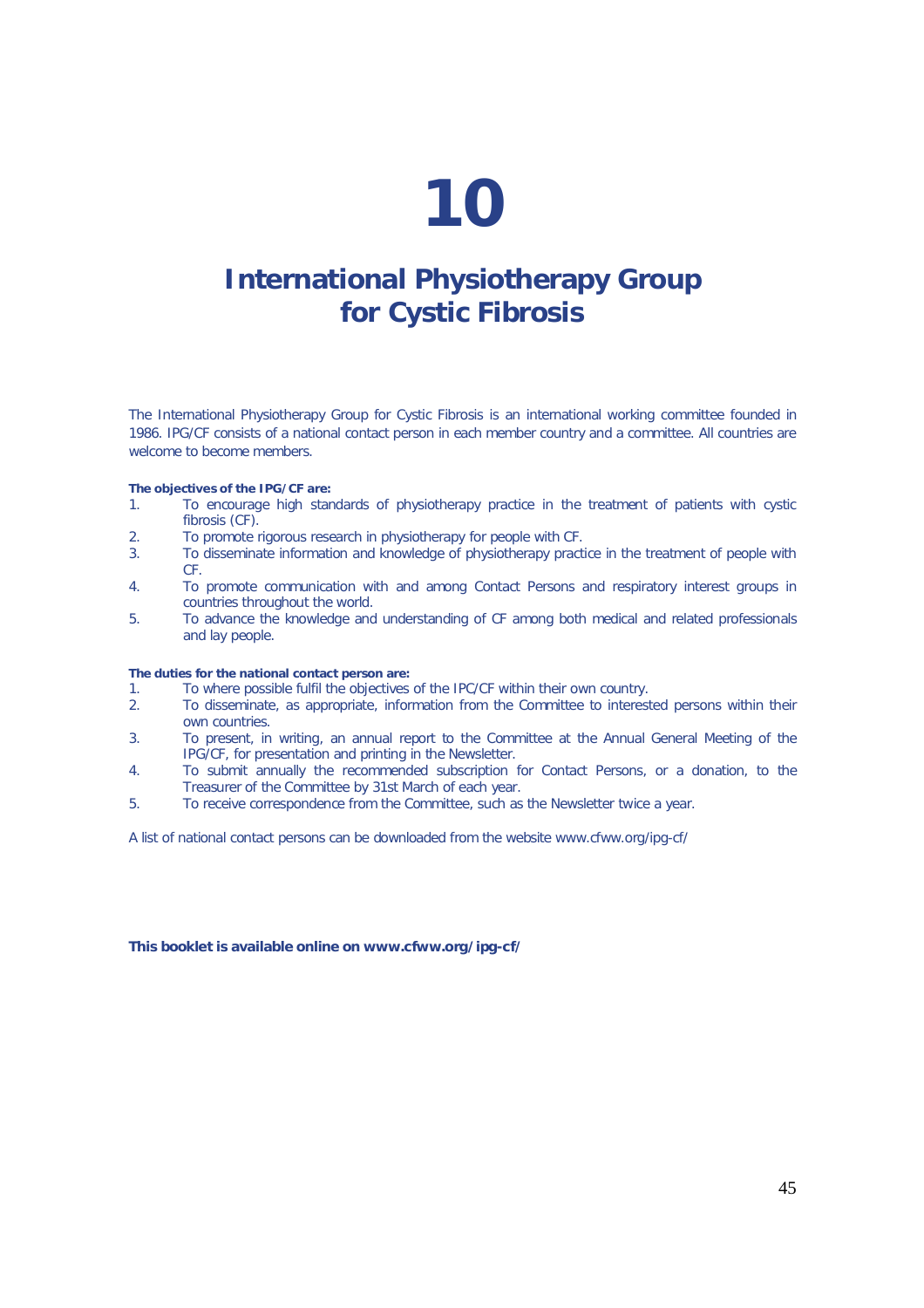# 10

# International Physiotherapy Group for Cystic Fibrosis

The International Physiotherapy Group for Cystic Fibrosis is an international working committee founded in 1986. IPG/CF consists of a national contact person in each member country and a committee. All countries are welcome to become members.

**The objectives of the IPG/CF are:**

1. To encourage high standards of physiotherapy practice in the treatment of patients with cystic fibrosis (CF).
2. To promote rigorous research in physiotherapy for people with CF.
3. To disseminate information and knowledge of physiotherapy practice in the treatment of people with CF.
4. To promote communication with and among Contact Persons and respiratory interest groups in countries throughout the world.
5. To advance the knowledge and understanding of CF among both medical and related professionals and lay people.

**The duties for the national contact person are:**

1. To where possible fulfil the objectives of the IPC/CF within their own country.
2. To disseminate, as appropriate, information from the Committee to interested persons within their own countries.
3. To present, in writing, an annual report to the Committee at the Annual General Meeting of the IPG/CF, for presentation and printing in the Newsletter.
4. To submit annually the recommended subscription for Contact Persons, or a donation, to the Treasurer of the Committee by 31st March of each year.
5. To receive correspondence from the Committee, such as the Newsletter twice a year.

A list of national contact persons can be downloaded from the website www.cfww.org/ipg-cf/

**This booklet is available online on www.cfww.org/ipg-cf/**